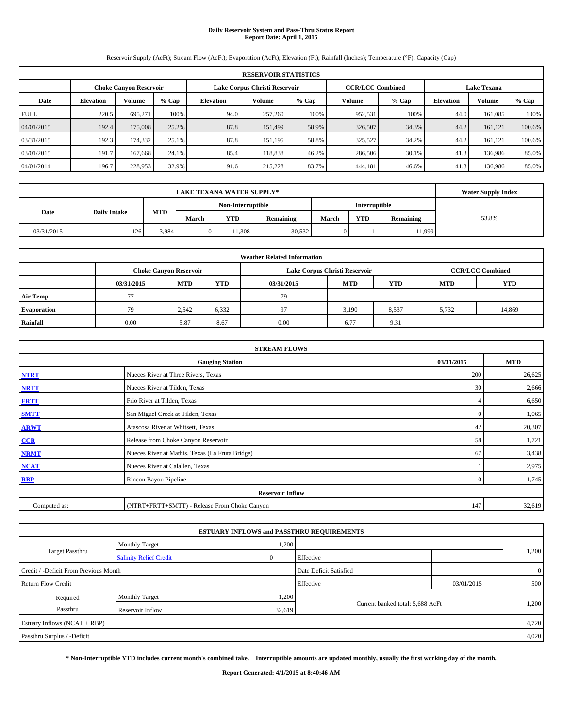# Daily Reservoir System and Pass-Thru Status Report
## Report Date: April 1, 2015

Reservoir Supply (AcFt); Stream Flow (AcFt); Evaporation (AcFt); Elevation (Ft); Rainfall (Inches); Temperature (°F); Capacity (Cap)

| RESERVOIR STATISTICS | | | | | | | | | | | |
|---|---|---|---|---|---|---|---|---|---|---|---|
| | Choke Canyon Reservoir | | | Lake Corpus Christi Reservoir | | | CCR/LCC Combined | | Lake Texana | | |
| Date | Elevation | Volume | % Cap | Elevation | Volume | % Cap | Volume | % Cap | Elevation | Volume | % Cap |
| FULL | 220.5 | 695,271 | 100% | 94.0 | 257,260 | 100% | 952,531 | 100% | 44.0 | 161,085 | 100% |
| 04/01/2015 | 192.4 | 175,008 | 25.2% | 87.8 | 151,499 | 58.9% | 326,507 | 34.3% | 44.2 | 161,121 | 100.6% |
| 03/31/2015 | 192.3 | 174,332 | 25.1% | 87.8 | 151,195 | 58.8% | 325,527 | 34.2% | 44.2 | 161,121 | 100.6% |
| 03/01/2015 | 191.7 | 167,668 | 24.1% | 85.4 | 118,838 | 46.2% | 286,506 | 30.1% | 41.3 | 136,986 | 85.0% |
| 04/01/2014 | 196.7 | 228,953 | 32.9% | 91.6 | 215,228 | 83.7% | 444,181 | 46.6% | 41.3 | 136,986 | 85.0% |

| LAKE TEXANA WATER SUPPLY* | | | | | | | | | Water Supply Index |
|---|---|---|---|---|---|---|---|---|---|
| Date | Daily Intake | MTD | Non-Interruptible | | | Interruptible | | | |
| | | | March | YTD | Remaining | March | YTD | Remaining | |
| 03/31/2015 | 126 | 3,984 | 0 | 11,308 | 30,532 | 0 | 1 | 11,999 | 53.8% |

| Weather Related Information | | | | | | | | |
|---|---|---|---|---|---|---|---|---|
| | Choke Canyon Reservoir | | | Lake Corpus Christi Reservoir | | | CCR/LCC Combined | |
| | 03/31/2015 | MTD | YTD | 03/31/2015 | MTD | YTD | MTD | YTD |
| Air Temp | 77 | | | 79 | | | | |
| Evaporation | 79 | 2,542 | 6,332 | 97 | 3,190 | 8,537 | 5,732 | 14,869 |
| Rainfall | 0.00 | 5.87 | 8.67 | 0.00 | 6.77 | 9.31 | | |

| STREAM FLOWS | | | |
|---|---|---|---|
| | Gauging Station | 03/31/2015 | MTD |
| NTRT | Nueces River at Three Rivers, Texas | 200 | 26,625 |
| NRTT | Nueces River at Tilden, Texas | 30 | 2,666 |
| FRTT | Frio River at Tilden, Texas | 4 | 6,650 |
| SMTT | San Miguel Creek at Tilden, Texas | 0 | 1,065 |
| ARWT | Atascosa River at Whitsett, Texas | 42 | 20,307 |
| CCR | Release from Choke Canyon Reservoir | 58 | 1,721 |
| NRMT | Nueces River at Mathis, Texas (La Fruta Bridge) | 67 | 3,438 |
| NCAT | Nueces River at Calallen, Texas | 1 | 2,975 |
| RBP | Rincon Bayou Pipeline | 0 | 1,745 |
| Reservoir Inflow | | | |
| Computed as: | (NTRT+FRTT+SMTT) - Release From Choke Canyon | 147 | 32,619 |

| ESTUARY INFLOWS and PASSTHRU REQUIREMENTS | | | | | |
|---|---|---|---|---|---|
| Target Passthru | Monthly Target | 1,200 | | | 1,200 |
| | Salinity Relief Credit | 0 | Effective | | |
| Credit / -Deficit From Previous Month | | | Date Deficit Satisfied | | 0 |
| Return Flow Credit | | | Effective | 03/01/2015 | 500 |
| Required Passthru | Monthly Target | 1,200 | Current banked total: 5,688 AcFt | | 1,200 |
| | Reservoir Inflow | 32,619 | | | |
| Estuary Inflows (NCAT + RBP) | | | | | 4,720 |
| Passthru Surplus / -Deficit | | | | | 4,020 |

**\* Non-Interruptible YTD includes current month's combined take. Interruptible amounts are updated monthly, usually the first working day of the month.**

**Report Generated: 4/1/2015 at 8:40:46 AM**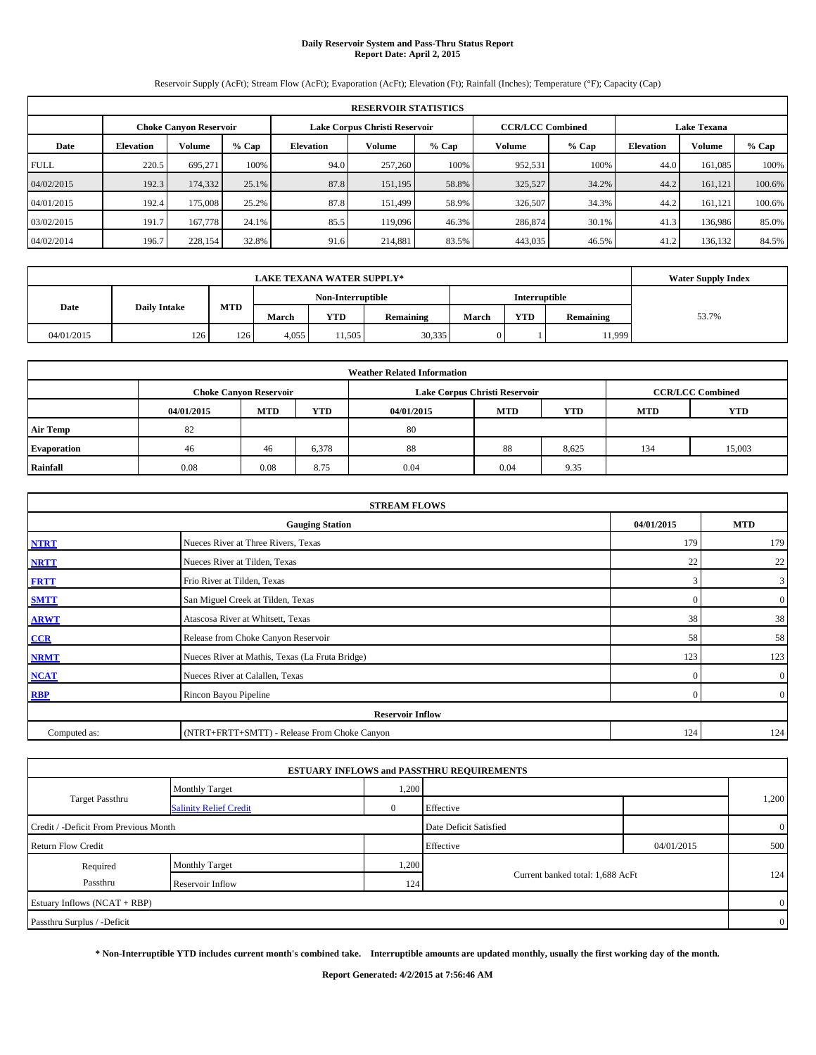# Daily Reservoir System and Pass-Thru Status Report
## Report Date: April 2, 2015

Reservoir Supply (AcFt); Stream Flow (AcFt); Evaporation (AcFt); Elevation (Ft); Rainfall (Inches); Temperature (°F); Capacity (Cap)

| RESERVOIR STATISTICS | | | | | | | | | | | |
|---|---|---|---|---|---|---|---|---|---|---|---|
| | Choke Canyon Reservoir | | | Lake Corpus Christi Reservoir | | | CCR/LCC Combined | | Lake Texana | | |
| Date | Elevation | Volume | % Cap | Elevation | Volume | % Cap | Volume | % Cap | Elevation | Volume | % Cap |
| FULL | 220.5 | 695,271 | 100% | 94.0 | 257,260 | 100% | 952,531 | 100% | 44.0 | 161,085 | 100% |
| 04/02/2015 | 192.3 | 174,332 | 25.1% | 87.8 | 151,195 | 58.8% | 325,527 | 34.2% | 44.2 | 161,121 | 100.6% |
| 04/01/2015 | 192.4 | 175,008 | 25.2% | 87.8 | 151,499 | 58.9% | 326,507 | 34.3% | 44.2 | 161,121 | 100.6% |
| 03/02/2015 | 191.7 | 167,778 | 24.1% | 85.5 | 119,096 | 46.3% | 286,874 | 30.1% | 41.3 | 136,986 | 85.0% |
| 04/02/2014 | 196.7 | 228,154 | 32.8% | 91.6 | 214,881 | 83.5% | 443,035 | 46.5% | 41.2 | 136,132 | 84.5% |

| LAKE TEXANA WATER SUPPLY* | | | | | | | | | Water Supply Index |
|---|---|---|---|---|---|---|---|---|---|
| Date | Daily Intake | MTD | Non-Interruptible | | | Interruptible | | | |
| | | | March | YTD | Remaining | March | YTD | Remaining | |
| 04/01/2015 | 126 | 126 | 4,055 | 11,505 | 30,335 | 0 | 1 | 11,999 | 53.7% |

| Weather Related Information | | | | | | | | |
|---|---|---|---|---|---|---|---|---|
| | Choke Canyon Reservoir | | | Lake Corpus Christi Reservoir | | | CCR/LCC Combined | |
| | 04/01/2015 | MTD | YTD | 04/01/2015 | MTD | YTD | MTD | YTD |
| Air Temp | 82 | | | 80 | | | | |
| Evaporation | 46 | 46 | 6,378 | 88 | 88 | 8,625 | 134 | 15,003 |
| Rainfall | 0.08 | 0.08 | 8.75 | 0.04 | 0.04 | 9.35 | | |

| STREAM FLOWS | | | |
|---|---|---|---|
| | Gauging Station | 04/01/2015 | MTD |
| NTRT | Nueces River at Three Rivers, Texas | 179 | 179 |
| NRTT | Nueces River at Tilden, Texas | 22 | 22 |
| FRTT | Frio River at Tilden, Texas | 3 | 3 |
| SMTT | San Miguel Creek at Tilden, Texas | 0 | 0 |
| ARWT | Atascosa River at Whitsett, Texas | 38 | 38 |
| CCR | Release from Choke Canyon Reservoir | 58 | 58 |
| NRMT | Nueces River at Mathis, Texas (La Fruta Bridge) | 123 | 123 |
| NCAT | Nueces River at Calallen, Texas | 0 | 0 |
| RBP | Rincon Bayou Pipeline | 0 | 0 |
| Reservoir Inflow | | | |
| Computed as: | (NTRT+FRTT+SMTT) - Release From Choke Canyon | 124 | 124 |

| ESTUARY INFLOWS and PASSTHRU REQUIREMENTS | | | | | |
|---|---|---|---|---|---|
| Target Passthru | Monthly Target | 1,200 | | | 1,200 |
| | Salinity Relief Credit | 0 | Effective | | |
| Credit / -Deficit From Previous Month | | | Date Deficit Satisfied | | 0 |
| Return Flow Credit | | | Effective | 04/01/2015 | 500 |
| Required Passthru | Monthly Target | 1,200 | Current banked total: 1,688 AcFt | | 124 |
| | Reservoir Inflow | 124 | | | |
| Estuary Inflows (NCAT + RBP) | | | | | 0 |
| Passthru Surplus / -Deficit | | | | | 0 |

**\* Non-Interruptible YTD includes current month's combined take. Interruptible amounts are updated monthly, usually the first working day of the month.**

**Report Generated: 4/2/2015 at 7:56:46 AM**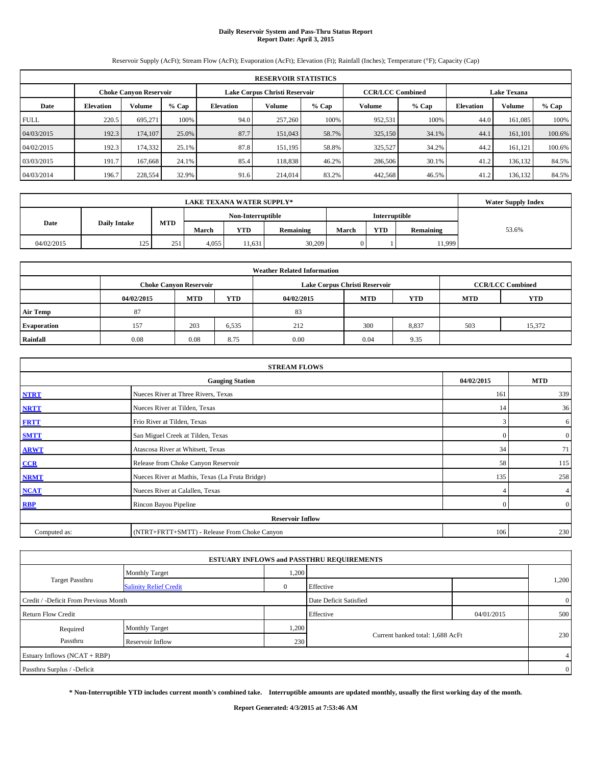# Daily Reservoir System and Pass-Thru Status Report
## Report Date: April 3, 2015

Reservoir Supply (AcFt); Stream Flow (AcFt); Evaporation (AcFt); Elevation (Ft); Rainfall (Inches); Temperature (°F); Capacity (Cap)

| RESERVOIR STATISTICS | | | | | | | | | | | |
|---|---|---|---|---|---|---|---|---|---|---|---|
| | Choke Canyon Reservoir | | | Lake Corpus Christi Reservoir | | | CCR/LCC Combined | | Lake Texana | | |
| Date | Elevation | Volume | % Cap | Elevation | Volume | % Cap | Volume | % Cap | Elevation | Volume | % Cap |
| FULL | 220.5 | 695,271 | 100% | 94.0 | 257,260 | 100% | 952,531 | 100% | 44.0 | 161,085 | 100% |
| 04/03/2015 | 192.3 | 174,107 | 25.0% | 87.7 | 151,043 | 58.7% | 325,150 | 34.1% | 44.1 | 161,101 | 100.6% |
| 04/02/2015 | 192.3 | 174,332 | 25.1% | 87.8 | 151,195 | 58.8% | 325,527 | 34.2% | 44.2 | 161,121 | 100.6% |
| 03/03/2015 | 191.7 | 167,668 | 24.1% | 85.4 | 118,838 | 46.2% | 286,506 | 30.1% | 41.2 | 136,132 | 84.5% |
| 04/03/2014 | 196.7 | 228,554 | 32.9% | 91.6 | 214,014 | 83.2% | 442,568 | 46.5% | 41.2 | 136,132 | 84.5% |

| LAKE TEXANA WATER SUPPLY* | | | | | | | | | Water Supply Index |
|---|---|---|---|---|---|---|---|---|---|
| Date | Daily Intake | MTD | Non-Interruptible | | | Interruptible | | | |
| | | | March | YTD | Remaining | March | YTD | Remaining | |
| 04/02/2015 | 125 | 251 | 4,055 | 11,631 | 30,209 | 0 | 1 | 11,999 | 53.6% |

| Weather Related Information | | | | | | | | |
|---|---|---|---|---|---|---|---|---|
| | Choke Canyon Reservoir | | | Lake Corpus Christi Reservoir | | | CCR/LCC Combined | |
| | 04/02/2015 | MTD | YTD | 04/02/2015 | MTD | YTD | MTD | YTD |
| Air Temp | 87 | | | 83 | | | | |
| Evaporation | 157 | 203 | 6,535 | 212 | 300 | 8,837 | 503 | 15,372 |
| Rainfall | 0.08 | 0.08 | 8.75 | 0.00 | 0.04 | 9.35 | | |

| STREAM FLOWS | | | |
|---|---|---|---|
| | Gauging Station | 04/02/2015 | MTD |
| NTRT | Nueces River at Three Rivers, Texas | 161 | 339 |
| NRTT | Nueces River at Tilden, Texas | 14 | 36 |
| FRTT | Frio River at Tilden, Texas | 3 | 6 |
| SMTT | San Miguel Creek at Tilden, Texas | 0 | 0 |
| ARWT | Atascosa River at Whitsett, Texas | 34 | 71 |
| CCR | Release from Choke Canyon Reservoir | 58 | 115 |
| NRMT | Nueces River at Mathis, Texas (La Fruta Bridge) | 135 | 258 |
| NCAT | Nueces River at Calallen, Texas | 4 | 4 |
| RBP | Rincon Bayou Pipeline | 0 | 0 |
| Reservoir Inflow | | | |
| Computed as: | (NTRT+FRTT+SMTT) - Release From Choke Canyon | 106 | 230 |

| ESTUARY INFLOWS and PASSTHRU REQUIREMENTS | | | | | |
|---|---|---|---|---|---|
| Target Passthru | Monthly Target | 1,200 | | | 1,200 |
| | Salinity Relief Credit | 0 | Effective | | |
| Credit / -Deficit From Previous Month | | | Date Deficit Satisfied | | 0 |
| Return Flow Credit | | | Effective | 04/01/2015 | 500 |
| Required Passthru | Monthly Target | 1,200 | Current banked total: 1,688 AcFt | | 230 |
| | Reservoir Inflow | 230 | | | |
| Estuary Inflows (NCAT + RBP) | | | | | 4 |
| Passthru Surplus / -Deficit | | | | | 0 |

**\* Non-Interruptible YTD includes current month's combined take. Interruptible amounts are updated monthly, usually the first working day of the month.**

**Report Generated: 4/3/2015 at 7:53:46 AM**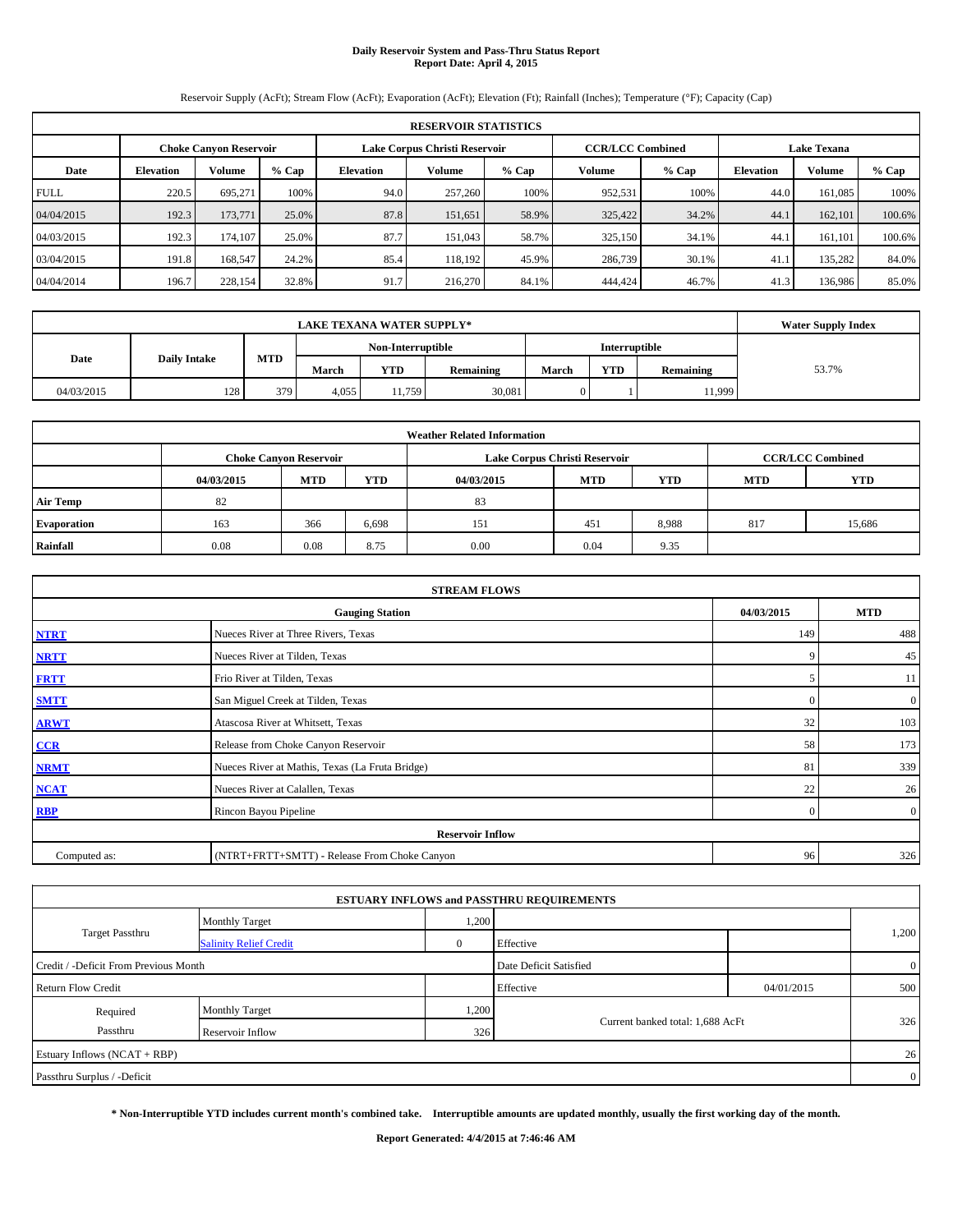# Daily Reservoir System and Pass-Thru Status Report
## Report Date: April 4, 2015

Reservoir Supply (AcFt); Stream Flow (AcFt); Evaporation (AcFt); Elevation (Ft); Rainfall (Inches); Temperature (°F); Capacity (Cap)

| RESERVOIR STATISTICS | | | | | | | | | | | |
|---|---|---|---|---|---|---|---|---|---|---|---|
| | Choke Canyon Reservoir | | | Lake Corpus Christi Reservoir | | | CCR/LCC Combined | | Lake Texana | | |
| Date | Elevation | Volume | % Cap | Elevation | Volume | % Cap | Volume | % Cap | Elevation | Volume | % Cap |
| FULL | 220.5 | 695,271 | 100% | 94.0 | 257,260 | 100% | 952,531 | 100% | 44.0 | 161,085 | 100% |
| 04/04/2015 | 192.3 | 173,771 | 25.0% | 87.8 | 151,651 | 58.9% | 325,422 | 34.2% | 44.1 | 162,101 | 100.6% |
| 04/03/2015 | 192.3 | 174,107 | 25.0% | 87.7 | 151,043 | 58.7% | 325,150 | 34.1% | 44.1 | 161,101 | 100.6% |
| 03/04/2015 | 191.8 | 168,547 | 24.2% | 85.4 | 118,192 | 45.9% | 286,739 | 30.1% | 41.1 | 135,282 | 84.0% |
| 04/04/2014 | 196.7 | 228,154 | 32.8% | 91.7 | 216,270 | 84.1% | 444,424 | 46.7% | 41.3 | 136,986 | 85.0% |

| LAKE TEXANA WATER SUPPLY* | | | | | | | | | Water Supply Index |
|---|---|---|---|---|---|---|---|---|---|
| Date | Daily Intake | MTD | Non-Interruptible | | | Interruptible | | | |
| | | | March | YTD | Remaining | March | YTD | Remaining | |
| 04/03/2015 | 128 | 379 | 4,055 | 11,759 | 30,081 | 0 | 1 | 11,999 | 53.7% |

| Weather Related Information | | | | | | | | |
|---|---|---|---|---|---|---|---|---|
| | Choke Canyon Reservoir | | | Lake Corpus Christi Reservoir | | | CCR/LCC Combined | |
| | 04/03/2015 | MTD | YTD | 04/03/2015 | MTD | YTD | MTD | YTD |
| Air Temp | 82 | | | 83 | | | | |
| Evaporation | 163 | 366 | 6,698 | 151 | 451 | 8,988 | 817 | 15,686 |
| Rainfall | 0.08 | 0.08 | 8.75 | 0.00 | 0.04 | 9.35 | | |

| STREAM FLOWS | | | |
|---|---|---|---|
| | Gauging Station | 04/03/2015 | MTD |
| NTRT | Nueces River at Three Rivers, Texas | 149 | 488 |
| NRTT | Nueces River at Tilden, Texas | 9 | 45 |
| FRTT | Frio River at Tilden, Texas | 5 | 11 |
| SMTT | San Miguel Creek at Tilden, Texas | 0 | 0 |
| ARWT | Atascosa River at Whitsett, Texas | 32 | 103 |
| CCR | Release from Choke Canyon Reservoir | 58 | 173 |
| NRMT | Nueces River at Mathis, Texas (La Fruta Bridge) | 81 | 339 |
| NCAT | Nueces River at Calallen, Texas | 22 | 26 |
| RBP | Rincon Bayou Pipeline | 0 | 0 |
| Reservoir Inflow | | | |
| Computed as: | (NTRT+FRTT+SMTT) - Release From Choke Canyon | 96 | 326 |

| ESTUARY INFLOWS and PASSTHRU REQUIREMENTS | | | | | |
|---|---|---|---|---|---|
| Target Passthru | Monthly Target | 1,200 | | | 1,200 |
| | Salinity Relief Credit | 0 | Effective | | |
| Credit / -Deficit From Previous Month | | | Date Deficit Satisfied | | 0 |
| Return Flow Credit | | | Effective | 04/01/2015 | 500 |
| Required Passthru | Monthly Target | 1,200 | Current banked total: 1,688 AcFt | | 326 |
| | Reservoir Inflow | 326 | | | |
| Estuary Inflows (NCAT + RBP) | | | | | 26 |
| Passthru Surplus / -Deficit | | | | | 0 |

**\* Non-Interruptible YTD includes current month's combined take. Interruptible amounts are updated monthly, usually the first working day of the month.**

**Report Generated: 4/4/2015 at 7:46:46 AM**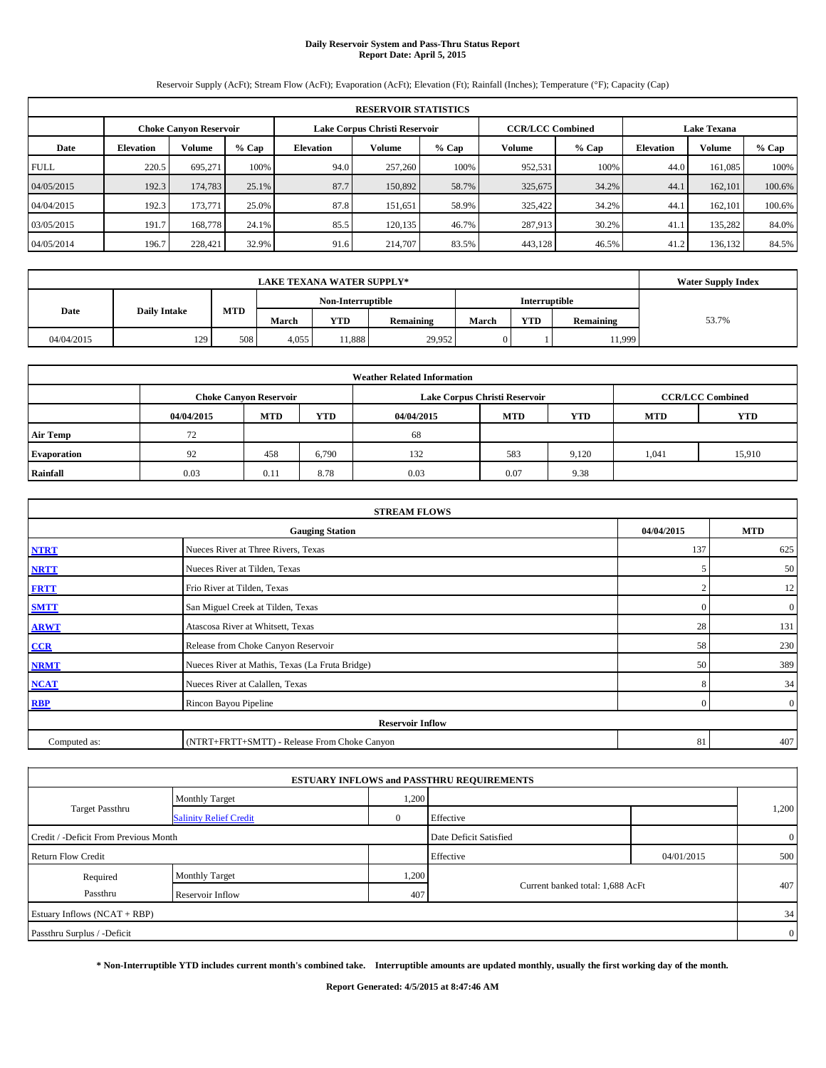# Daily Reservoir System and Pass-Thru Status Report
## Report Date: April 5, 2015

Reservoir Supply (AcFt); Stream Flow (AcFt); Evaporation (AcFt); Elevation (Ft); Rainfall (Inches); Temperature (°F); Capacity (Cap)

| RESERVOIR STATISTICS | | | | | | | | | | | |
|---|---|---|---|---|---|---|---|---|---|---|---|
| | Choke Canyon Reservoir | | | Lake Corpus Christi Reservoir | | | CCR/LCC Combined | | Lake Texana | | |
| Date | Elevation | Volume | % Cap | Elevation | Volume | % Cap | Volume | % Cap | Elevation | Volume | % Cap |
| FULL | 220.5 | 695,271 | 100% | 94.0 | 257,260 | 100% | 952,531 | 100% | 44.0 | 161,085 | 100% |
| 04/05/2015 | 192.3 | 174,783 | 25.1% | 87.7 | 150,892 | 58.7% | 325,675 | 34.2% | 44.1 | 162,101 | 100.6% |
| 04/04/2015 | 192.3 | 173,771 | 25.0% | 87.8 | 151,651 | 58.9% | 325,422 | 34.2% | 44.1 | 162,101 | 100.6% |
| 03/05/2015 | 191.7 | 168,778 | 24.1% | 85.5 | 120,135 | 46.7% | 287,913 | 30.2% | 41.1 | 135,282 | 84.0% |
| 04/05/2014 | 196.7 | 228,421 | 32.9% | 91.6 | 214,707 | 83.5% | 443,128 | 46.5% | 41.2 | 136,132 | 84.5% |

| LAKE TEXANA WATER SUPPLY* | | | | | | | | | Water Supply Index |
|---|---|---|---|---|---|---|---|---|---|
| Date | Daily Intake | MTD | Non-Interruptible | | | Interruptible | | | |
| | | | March | YTD | Remaining | March | YTD | Remaining | |
| 04/04/2015 | 129 | 508 | 4,055 | 11,888 | 29,952 | 0 | 1 | 11,999 | 53.7% |

| Weather Related Information | | | | | | | | |
|---|---|---|---|---|---|---|---|---|
| | Choke Canyon Reservoir | | | Lake Corpus Christi Reservoir | | | CCR/LCC Combined | |
| | 04/04/2015 | MTD | YTD | 04/04/2015 | MTD | YTD | MTD | YTD |
| Air Temp | 72 | | | 68 | | | | |
| Evaporation | 92 | 458 | 6,790 | 132 | 583 | 9,120 | 1,041 | 15,910 |
| Rainfall | 0.03 | 0.11 | 8.78 | 0.03 | 0.07 | 9.38 | | |

| STREAM FLOWS | | | |
|---|---|---|---|
| | Gauging Station | 04/04/2015 | MTD |
| NTRT | Nueces River at Three Rivers, Texas | 137 | 625 |
| NRTT | Nueces River at Tilden, Texas | 5 | 50 |
| FRTT | Frio River at Tilden, Texas | 2 | 12 |
| SMTT | San Miguel Creek at Tilden, Texas | 0 | 0 |
| ARWT | Atascosa River at Whitsett, Texas | 28 | 131 |
| CCR | Release from Choke Canyon Reservoir | 58 | 230 |
| NRMT | Nueces River at Mathis, Texas (La Fruta Bridge) | 50 | 389 |
| NCAT | Nueces River at Calallen, Texas | 8 | 34 |
| RBP | Rincon Bayou Pipeline | 0 | 0 |
| **Reservoir Inflow** | | | |
| Computed as: | (NTRT+FRTT+SMTT) - Release From Choke Canyon | 81 | 407 |

| ESTUARY INFLOWS and PASSTHRU REQUIREMENTS | | | | | |
|---|---|---|---|---|---|
| Target Passthru | Monthly Target | 1,200 | | | 1,200 |
| | Salinity Relief Credit | 0 | Effective | | |
| Credit / -Deficit From Previous Month | | | Date Deficit Satisfied | | 0 |
| Return Flow Credit | | | Effective | 04/01/2015 | 500 |
| Required Passthru | Monthly Target | 1,200 | Current banked total: 1,688 AcFt | | 407 |
| | Reservoir Inflow | 407 | | | |
| Estuary Inflows (NCAT + RBP) | | | | | 34 |
| Passthru Surplus / -Deficit | | | | | 0 |

**\* Non-Interruptible YTD includes current month's combined take. Interruptible amounts are updated monthly, usually the first working day of the month.**

**Report Generated: 4/5/2015 at 8:47:46 AM**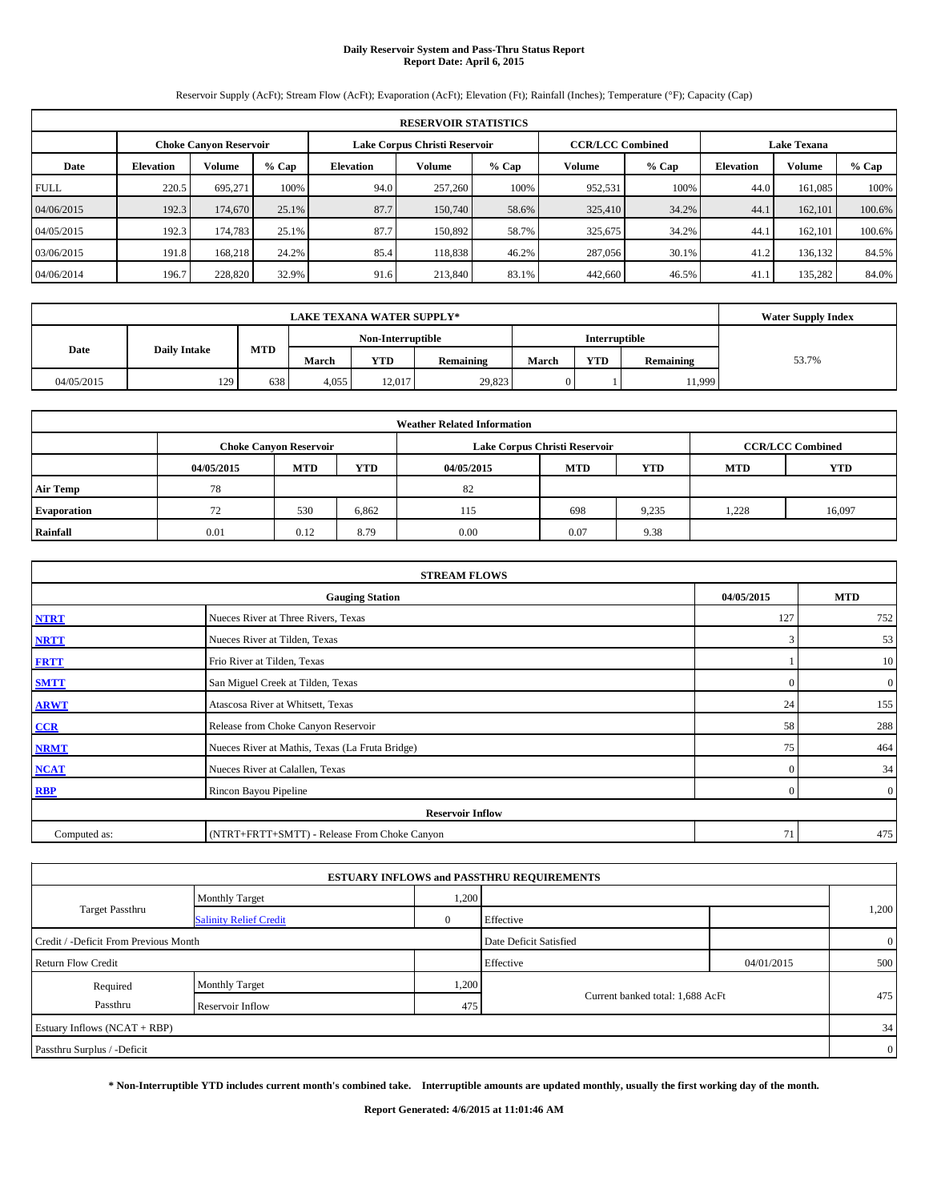**Daily Reservoir System and Pass-Thru Status Report**
**Report Date: April 6, 2015**

Reservoir Supply (AcFt); Stream Flow (AcFt); Evaporation (AcFt); Elevation (Ft); Rainfall (Inches); Temperature (°F); Capacity (Cap)

| RESERVOIR STATISTICS | | | | | | | | | | | |
|---|---|---|---|---|---|---|---|---|---|---|---|
| | Choke Canyon Reservoir | | | Lake Corpus Christi Reservoir | | | CCR/LCC Combined | | Lake Texana | | |
| Date | Elevation | Volume | % Cap | Elevation | Volume | % Cap | Volume | % Cap | Elevation | Volume | % Cap |
| FULL | 220.5 | 695,271 | 100% | 94.0 | 257,260 | 100% | 952,531 | 100% | 44.0 | 161,085 | 100% |
| 04/06/2015 | 192.3 | 174,670 | 25.1% | 87.7 | 150,740 | 58.6% | 325,410 | 34.2% | 44.1 | 162,101 | 100.6% |
| 04/05/2015 | 192.3 | 174,783 | 25.1% | 87.7 | 150,892 | 58.7% | 325,675 | 34.2% | 44.1 | 162,101 | 100.6% |
| 03/06/2015 | 191.8 | 168,218 | 24.2% | 85.4 | 118,838 | 46.2% | 287,056 | 30.1% | 41.2 | 136,132 | 84.5% |
| 04/06/2014 | 196.7 | 228,820 | 32.9% | 91.6 | 213,840 | 83.1% | 442,660 | 46.5% | 41.1 | 135,282 | 84.0% |

| LAKE TEXANA WATER SUPPLY* | | | | | | | | | Water Supply Index |
|---|---|---|---|---|---|---|---|---|---|
| | | | Non-Interruptible | | | Interruptible | | | |
| Date | Daily Intake | MTD | March | YTD | Remaining | March | YTD | Remaining | |
| 04/05/2015 | 129 | 638 | 4,055 | 12,017 | 29,823 | 0 | 1 | 11,999 | 53.7% |

| Weather Related Information | | | | | | | | |
|---|---|---|---|---|---|---|---|---|
| | Choke Canyon Reservoir | | | Lake Corpus Christi Reservoir | | | CCR/LCC Combined | |
| | 04/05/2015 | MTD | YTD | 04/05/2015 | MTD | YTD | MTD | YTD |
| Air Temp | 78 | | | 82 | | | | |
| Evaporation | 72 | 530 | 6,862 | 115 | 698 | 9,235 | 1,228 | 16,097 |
| Rainfall | 0.01 | 0.12 | 8.79 | 0.00 | 0.07 | 9.38 | | |

| STREAM FLOWS | | | |
|---|---|---|---|
| | Gauging Station | 04/05/2015 | MTD |
| NTRT | Nueces River at Three Rivers, Texas | 127 | 752 |
| NRTT | Nueces River at Tilden, Texas | 3 | 53 |
| FRTT | Frio River at Tilden, Texas | 1 | 10 |
| SMTT | San Miguel Creek at Tilden, Texas | 0 | 0 |
| ARWT | Atascosa River at Whitsett, Texas | 24 | 155 |
| CCR | Release from Choke Canyon Reservoir | 58 | 288 |
| NRMT | Nueces River at Mathis, Texas (La Fruta Bridge) | 75 | 464 |
| NCAT | Nueces River at Calallen, Texas | 0 | 34 |
| RBP | Rincon Bayou Pipeline | 0 | 0 |
| | Reservoir Inflow | | |
| Computed as: | (NTRT+FRTT+SMTT) - Release From Choke Canyon | 71 | 475 |

| ESTUARY INFLOWS and PASSTHRU REQUIREMENTS | | | | | |
|---|---|---|---|---|---|
| Target Passthru | Monthly Target | 1,200 | | | 1,200 |
| | Salinity Relief Credit | 0 | Effective | | |
| Credit / -Deficit From Previous Month | | | Date Deficit Satisfied | | 0 |
| Return Flow Credit | | | Effective | 04/01/2015 | 500 |
| Required Passthru | Monthly Target | 1,200 | Current banked total: 1,688 AcFt | | 475 |
| | Reservoir Inflow | 475 | | | |
| Estuary Inflows (NCAT + RBP) | | | | | 34 |
| Passthru Surplus / -Deficit | | | | | 0 |

**\* Non-Interruptible YTD includes current month's combined take. Interruptible amounts are updated monthly, usually the first working day of the month.**

**Report Generated: 4/6/2015 at 11:01:46 AM**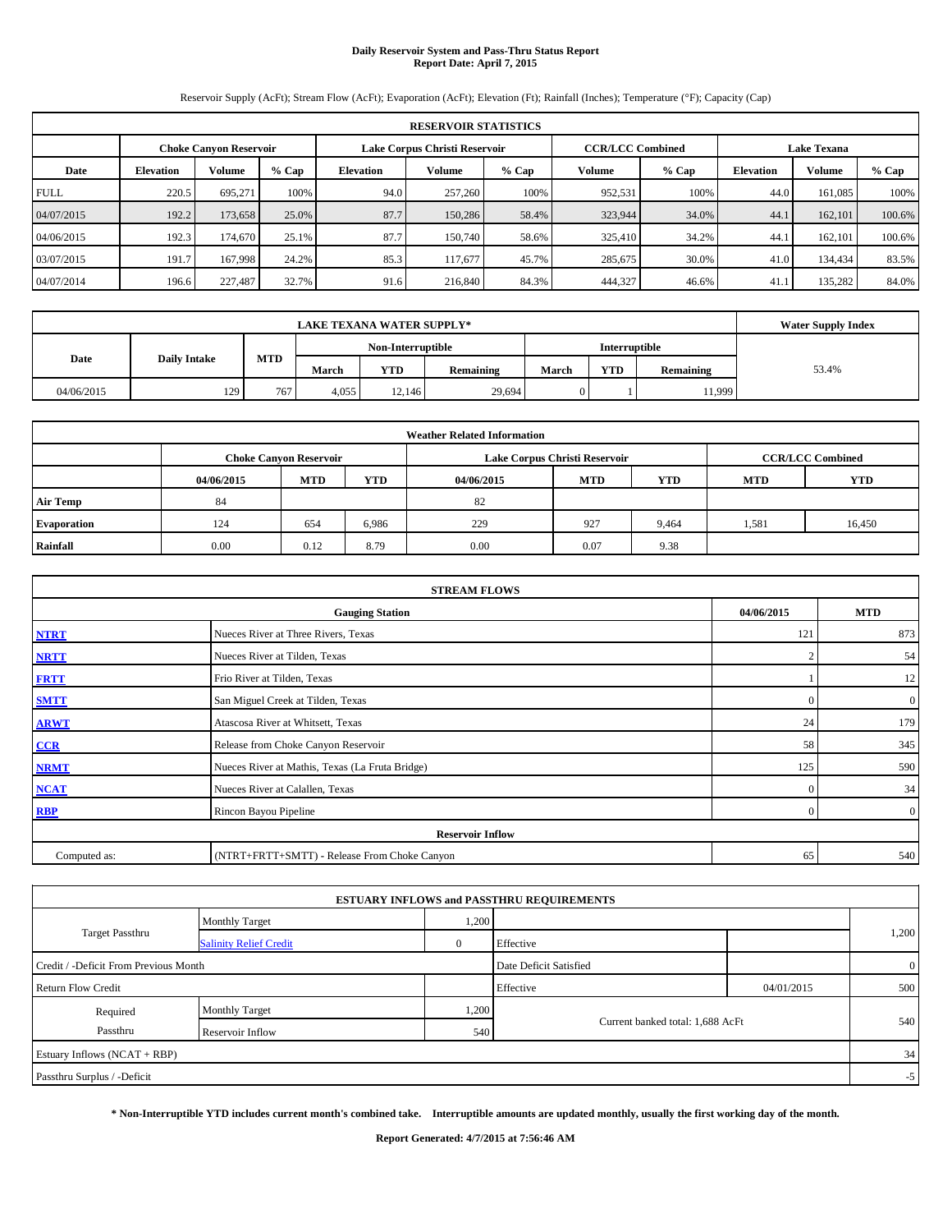# Daily Reservoir System and Pass-Thru Status Report
## Report Date: April 7, 2015

Reservoir Supply (AcFt); Stream Flow (AcFt); Evaporation (AcFt); Elevation (Ft); Rainfall (Inches); Temperature (°F); Capacity (Cap)

| RESERVOIR STATISTICS | | | | | | | | | | | |
|---|---|---|---|---|---|---|---|---|---|---|---|
| | Choke Canyon Reservoir | | | Lake Corpus Christi Reservoir | | | CCR/LCC Combined | | Lake Texana | | |
| Date | Elevation | Volume | % Cap | Elevation | Volume | % Cap | Volume | % Cap | Elevation | Volume | % Cap |
| FULL | 220.5 | 695,271 | 100% | 94.0 | 257,260 | 100% | 952,531 | 100% | 44.0 | 161,085 | 100% |
| 04/07/2015 | 192.2 | 173,658 | 25.0% | 87.7 | 150,286 | 58.4% | 323,944 | 34.0% | 44.1 | 162,101 | 100.6% |
| 04/06/2015 | 192.3 | 174,670 | 25.1% | 87.7 | 150,740 | 58.6% | 325,410 | 34.2% | 44.1 | 162,101 | 100.6% |
| 03/07/2015 | 191.7 | 167,998 | 24.2% | 85.3 | 117,677 | 45.7% | 285,675 | 30.0% | 41.0 | 134,434 | 83.5% |
| 04/07/2014 | 196.6 | 227,487 | 32.7% | 91.6 | 216,840 | 84.3% | 444,327 | 46.6% | 41.1 | 135,282 | 84.0% |

| LAKE TEXANA WATER SUPPLY* | | | | | | | | | Water Supply Index |
|---|---|---|---|---|---|---|---|---|---|
| Date | Daily Intake | MTD | Non-Interruptible | | | Interruptible | | | |
| | | | March | YTD | Remaining | March | YTD | Remaining | |
| 04/06/2015 | 129 | 767 | 4,055 | 12,146 | 29,694 | 0 | 1 | 11,999 | 53.4% |

| Weather Related Information | | | | | | | | |
|---|---|---|---|---|---|---|---|---|
| | Choke Canyon Reservoir | | | Lake Corpus Christi Reservoir | | | CCR/LCC Combined | |
| | 04/06/2015 | MTD | YTD | 04/06/2015 | MTD | YTD | MTD | YTD |
| Air Temp | 84 | | | 82 | | | | |
| Evaporation | 124 | 654 | 6,986 | 229 | 927 | 9,464 | 1,581 | 16,450 |
| Rainfall | 0.00 | 0.12 | 8.79 | 0.00 | 0.07 | 9.38 | | |

| STREAM FLOWS | | | |
|---|---|---|---|
| | Gauging Station | 04/06/2015 | MTD |
| NTRT | Nueces River at Three Rivers, Texas | 121 | 873 |
| NRTT | Nueces River at Tilden, Texas | 2 | 54 |
| FRTT | Frio River at Tilden, Texas | 1 | 12 |
| SMTT | San Miguel Creek at Tilden, Texas | 0 | 0 |
| ARWT | Atascosa River at Whitsett, Texas | 24 | 179 |
| CCR | Release from Choke Canyon Reservoir | 58 | 345 |
| NRMT | Nueces River at Mathis, Texas (La Fruta Bridge) | 125 | 590 |
| NCAT | Nueces River at Calallen, Texas | 0 | 34 |
| RBP | Rincon Bayou Pipeline | 0 | 0 |
| Reservoir Inflow | | | |
| Computed as: | (NTRT+FRTT+SMTT) - Release From Choke Canyon | 65 | 540 |

| ESTUARY INFLOWS and PASSTHRU REQUIREMENTS | | | | | |
|---|---|---|---|---|---|
| Target Passthru | Monthly Target | 1,200 | | | 1,200 |
| | Salinity Relief Credit | 0 | Effective | | |
| Credit / -Deficit From Previous Month | | | Date Deficit Satisfied | | 0 |
| Return Flow Credit | | | Effective | 04/01/2015 | 500 |
| Required Passthru | Monthly Target | 1,200 | Current banked total: 1,688 AcFt | | 540 |
| | Reservoir Inflow | 540 | | | |
| Estuary Inflows (NCAT + RBP) | | | | | 34 |
| Passthru Surplus / -Deficit | | | | | -5 |

**\* Non-Interruptible YTD includes current month's combined take. Interruptible amounts are updated monthly, usually the first working day of the month.**

**Report Generated: 4/7/2015 at 7:56:46 AM**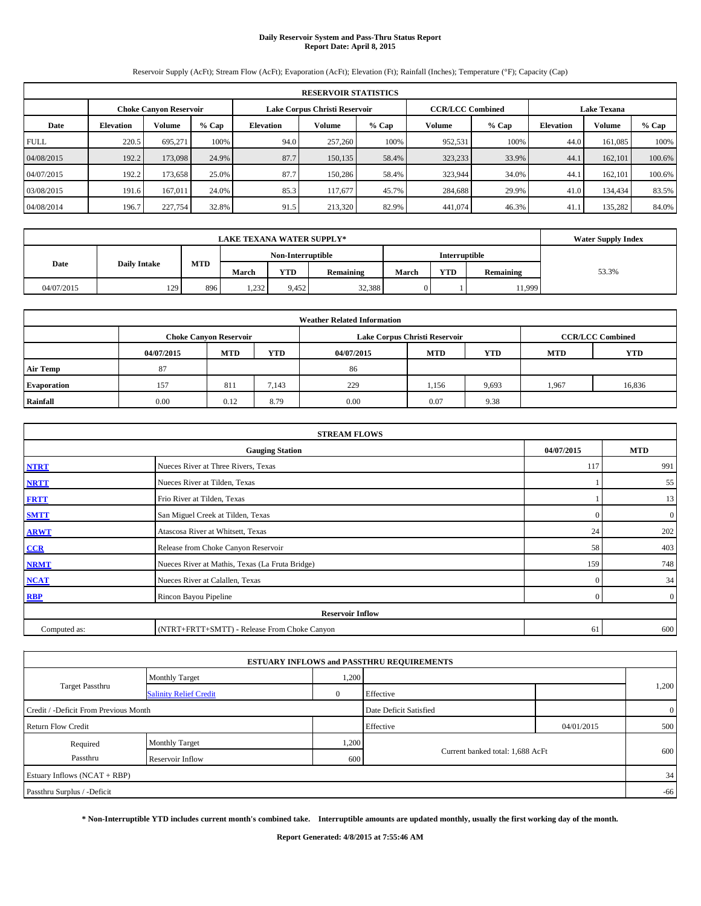**Daily Reservoir System and Pass-Thru Status Report**
**Report Date: April 8, 2015**

Reservoir Supply (AcFt); Stream Flow (AcFt); Evaporation (AcFt); Elevation (Ft); Rainfall (Inches); Temperature (°F); Capacity (Cap)

| RESERVOIR STATISTICS | | | | | | | | | | | |
|---|---|---|---|---|---|---|---|---|---|---|---|
| | Choke Canyon Reservoir | | | Lake Corpus Christi Reservoir | | | CCR/LCC Combined | | Lake Texana | | |
| Date | Elevation | Volume | % Cap | Elevation | Volume | % Cap | Volume | % Cap | Elevation | Volume | % Cap |
| FULL | 220.5 | 695,271 | 100% | 94.0 | 257,260 | 100% | 952,531 | 100% | 44.0 | 161,085 | 100% |
| 04/08/2015 | 192.2 | 173,098 | 24.9% | 87.7 | 150,135 | 58.4% | 323,233 | 33.9% | 44.1 | 162,101 | 100.6% |
| 04/07/2015 | 192.2 | 173,658 | 25.0% | 87.7 | 150,286 | 58.4% | 323,944 | 34.0% | 44.1 | 162,101 | 100.6% |
| 03/08/2015 | 191.6 | 167,011 | 24.0% | 85.3 | 117,677 | 45.7% | 284,688 | 29.9% | 41.0 | 134,434 | 83.5% |
| 04/08/2014 | 196.7 | 227,754 | 32.8% | 91.5 | 213,320 | 82.9% | 441,074 | 46.3% | 41.1 | 135,282 | 84.0% |

| LAKE TEXANA WATER SUPPLY* | | | | | | | | | Water Supply Index |
|---|---|---|---|---|---|---|---|---|---|
| Date | Daily Intake | MTD | Non-Interruptible | | | Interruptible | | | |
| | | | March | YTD | Remaining | March | YTD | Remaining | |
| 04/07/2015 | 129 | 896 | 1,232 | 9,452 | 32,388 | 0 | 1 | 11,999 | 53.3% |

| Weather Related Information | | | | | | | | |
|---|---|---|---|---|---|---|---|---|
| | Choke Canyon Reservoir | | | Lake Corpus Christi Reservoir | | | CCR/LCC Combined | |
| | 04/07/2015 | MTD | YTD | 04/07/2015 | MTD | YTD | MTD | YTD |
| Air Temp | 87 | | | 86 | | | | |
| Evaporation | 157 | 811 | 7,143 | 229 | 1,156 | 9,693 | 1,967 | 16,836 |
| Rainfall | 0.00 | 0.12 | 8.79 | 0.00 | 0.07 | 9.38 | | |

| STREAM FLOWS | | | |
|---|---|---|---|
| | Gauging Station | 04/07/2015 | MTD |
| NTRT | Nueces River at Three Rivers, Texas | 117 | 991 |
| NRTT | Nueces River at Tilden, Texas | 1 | 55 |
| FRTT | Frio River at Tilden, Texas | 1 | 13 |
| SMTT | San Miguel Creek at Tilden, Texas | 0 | 0 |
| ARWT | Atascosa River at Whitsett, Texas | 24 | 202 |
| CCR | Release from Choke Canyon Reservoir | 58 | 403 |
| NRMT | Nueces River at Mathis, Texas (La Fruta Bridge) | 159 | 748 |
| NCAT | Nueces River at Calallen, Texas | 0 | 34 |
| RBP | Rincon Bayou Pipeline | 0 | 0 |
| | **Reservoir Inflow** | | |
| Computed as: | (NTRT+FRTT+SMTT) - Release From Choke Canyon | 61 | 600 |

| ESTUARY INFLOWS and PASSTHRU REQUIREMENTS | | | | | |
|---|---|---|---|---|---|
| Target Passthru | Monthly Target | 1,200 | | | 1,200 |
| | Salinity Relief Credit | 0 | Effective | | |
| Credit / -Deficit From Previous Month | | | Date Deficit Satisfied | | 0 |
| Return Flow Credit | | | Effective | 04/01/2015 | 500 |
| Required Passthru | Monthly Target | 1,200 | Current banked total: 1,688 AcFt | | 600 |
| | Reservoir Inflow | 600 | | | |
| Estuary Inflows (NCAT + RBP) | | | | | 34 |
| Passthru Surplus / -Deficit | | | | | -66 |

**\* Non-Interruptible YTD includes current month's combined take. Interruptible amounts are updated monthly, usually the first working day of the month.**

**Report Generated: 4/8/2015 at 7:55:46 AM**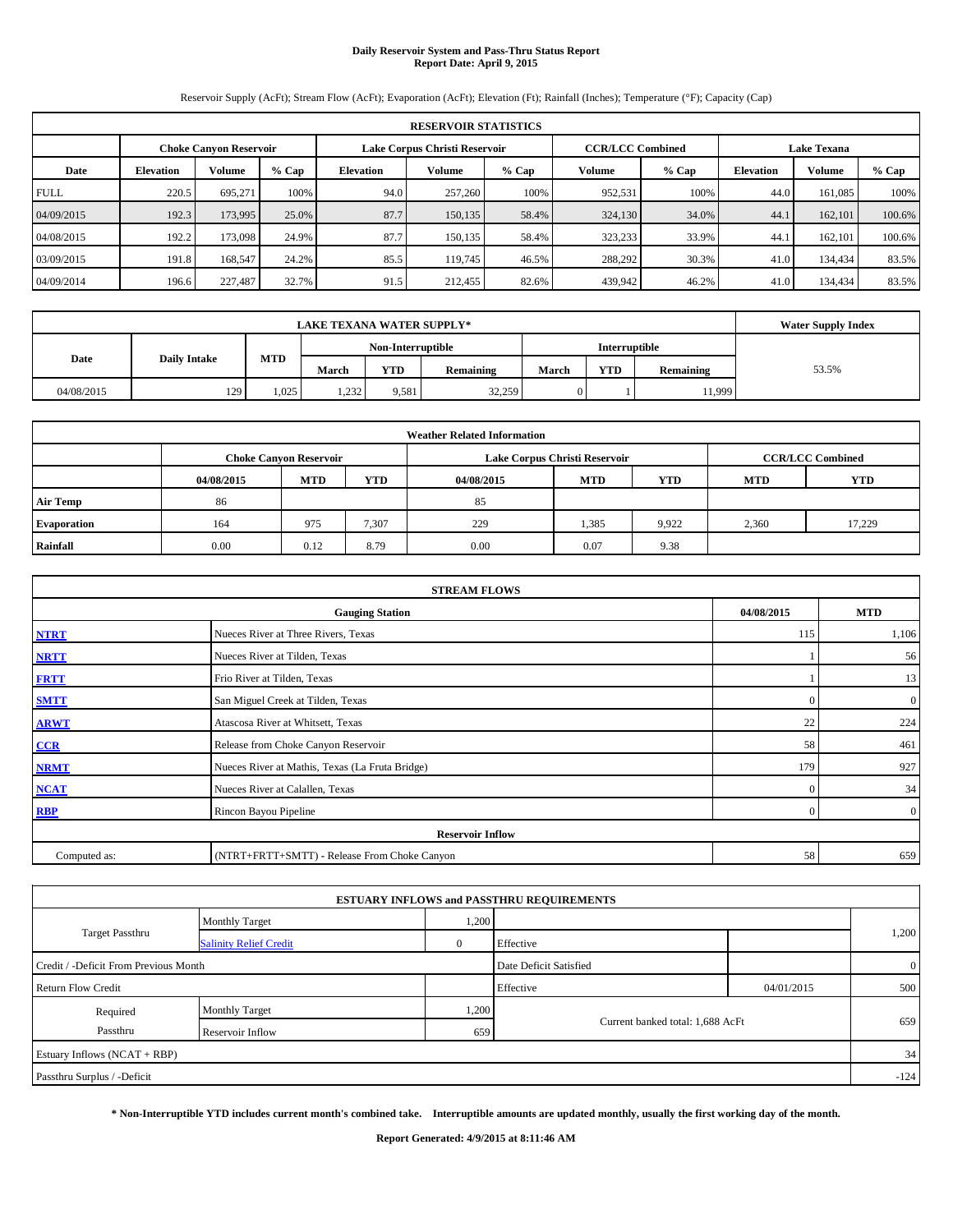# Daily Reservoir System and Pass-Thru Status Report
## Report Date: April 9, 2015

Reservoir Supply (AcFt); Stream Flow (AcFt); Evaporation (AcFt); Elevation (Ft); Rainfall (Inches); Temperature (°F); Capacity (Cap)

| RESERVOIR STATISTICS | | | | | | | | | | | |
|---|---|---|---|---|---|---|---|---|---|---|---|
| | Choke Canyon Reservoir | | | Lake Corpus Christi Reservoir | | | CCR/LCC Combined | | Lake Texana | | |
| Date | Elevation | Volume | % Cap | Elevation | Volume | % Cap | Volume | % Cap | Elevation | Volume | % Cap |
| FULL | 220.5 | 695,271 | 100% | 94.0 | 257,260 | 100% | 952,531 | 100% | 44.0 | 161,085 | 100% |
| 04/09/2015 | 192.3 | 173,995 | 25.0% | 87.7 | 150,135 | 58.4% | 324,130 | 34.0% | 44.1 | 162,101 | 100.6% |
| 04/08/2015 | 192.2 | 173,098 | 24.9% | 87.7 | 150,135 | 58.4% | 323,233 | 33.9% | 44.1 | 162,101 | 100.6% |
| 03/09/2015 | 191.8 | 168,547 | 24.2% | 85.5 | 119,745 | 46.5% | 288,292 | 30.3% | 41.0 | 134,434 | 83.5% |
| 04/09/2014 | 196.6 | 227,487 | 32.7% | 91.5 | 212,455 | 82.6% | 439,942 | 46.2% | 41.0 | 134,434 | 83.5% |

| LAKE TEXANA WATER SUPPLY* | | | | | | | | | Water Supply Index |
|---|---|---|---|---|---|---|---|---|---|
| Date | Daily Intake | MTD | Non-Interruptible | | | Interruptible | | | |
| | | | March | YTD | Remaining | March | YTD | Remaining | |
| 04/08/2015 | 129 | 1,025 | 1,232 | 9,581 | 32,259 | 0 | 1 | 11,999 | 53.5% |

| Weather Related Information | | | | | | | | |
|---|---|---|---|---|---|---|---|---|
| | Choke Canyon Reservoir | | | Lake Corpus Christi Reservoir | | | CCR/LCC Combined | |
| | 04/08/2015 | MTD | YTD | 04/08/2015 | MTD | YTD | MTD | YTD |
| Air Temp | 86 | | | 85 | | | | |
| Evaporation | 164 | 975 | 7,307 | 229 | 1,385 | 9,922 | 2,360 | 17,229 |
| Rainfall | 0.00 | 0.12 | 8.79 | 0.00 | 0.07 | 9.38 | | |

| STREAM FLOWS | | | |
|---|---|---|---|
| | Gauging Station | 04/08/2015 | MTD |
| NTRT | Nueces River at Three Rivers, Texas | 115 | 1,106 |
| NRTT | Nueces River at Tilden, Texas | 1 | 56 |
| FRTT | Frio River at Tilden, Texas | 1 | 13 |
| SMTT | San Miguel Creek at Tilden, Texas | 0 | 0 |
| ARWT | Atascosa River at Whitsett, Texas | 22 | 224 |
| CCR | Release from Choke Canyon Reservoir | 58 | 461 |
| NRMT | Nueces River at Mathis, Texas (La Fruta Bridge) | 179 | 927 |
| NCAT | Nueces River at Calallen, Texas | 0 | 34 |
| RBP | Rincon Bayou Pipeline | 0 | 0 |
| Reservoir Inflow | | | |
| Computed as: | (NTRT+FRTT+SMTT) - Release From Choke Canyon | 58 | 659 |

| ESTUARY INFLOWS and PASSTHRU REQUIREMENTS | | | | | |
|---|---|---|---|---|---|
| Target Passthru | Monthly Target | 1,200 | | | 1,200 |
| | Salinity Relief Credit | 0 | Effective | | |
| Credit / -Deficit From Previous Month | | | Date Deficit Satisfied | | 0 |
| Return Flow Credit | | | Effective | 04/01/2015 | 500 |
| Required Passthru | Monthly Target | 1,200 | Current banked total: 1,688 AcFt | | 659 |
| | Reservoir Inflow | 659 | | | |
| Estuary Inflows (NCAT + RBP) | | | | | 34 |
| Passthru Surplus / -Deficit | | | | | -124 |

**\* Non-Interruptible YTD includes current month's combined take. Interruptible amounts are updated monthly, usually the first working day of the month.**

**Report Generated: 4/9/2015 at 8:11:46 AM**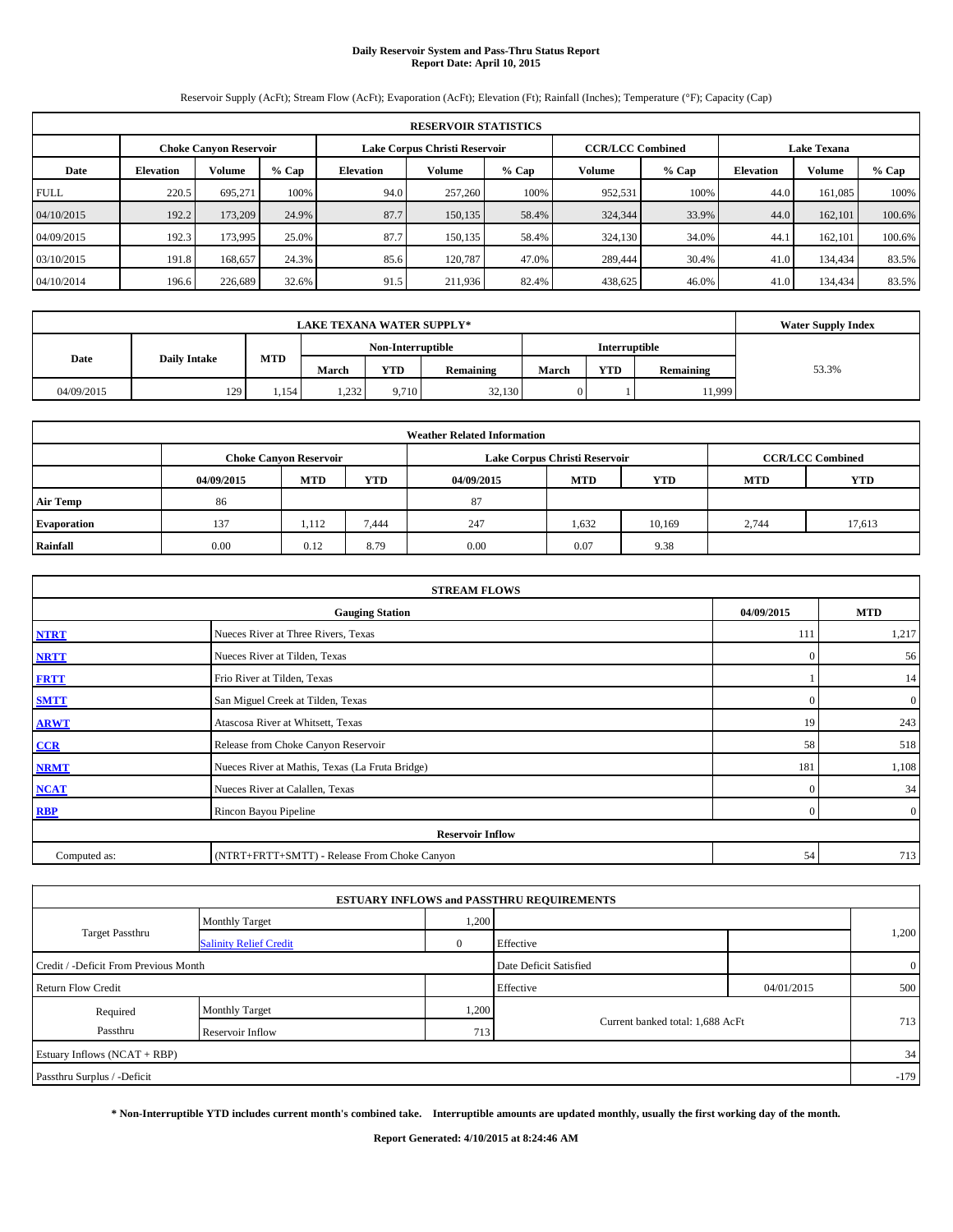# Daily Reservoir System and Pass-Thru Status Report
## Report Date: April 10, 2015

Reservoir Supply (AcFt); Stream Flow (AcFt); Evaporation (AcFt); Elevation (Ft); Rainfall (Inches); Temperature (°F); Capacity (Cap)

| RESERVOIR STATISTICS | | | | | | | | | | | |
|---|---|---|---|---|---|---|---|---|---|---|---|
| | Choke Canyon Reservoir | | | Lake Corpus Christi Reservoir | | | CCR/LCC Combined | | Lake Texana | | |
| Date | Elevation | Volume | % Cap | Elevation | Volume | % Cap | Volume | % Cap | Elevation | Volume | % Cap |
| FULL | 220.5 | 695,271 | 100% | 94.0 | 257,260 | 100% | 952,531 | 100% | 44.0 | 161,085 | 100% |
| 04/10/2015 | 192.2 | 173,209 | 24.9% | 87.7 | 150,135 | 58.4% | 324,344 | 33.9% | 44.0 | 162,101 | 100.6% |
| 04/09/2015 | 192.3 | 173,995 | 25.0% | 87.7 | 150,135 | 58.4% | 324,130 | 34.0% | 44.1 | 162,101 | 100.6% |
| 03/10/2015 | 191.8 | 168,657 | 24.3% | 85.6 | 120,787 | 47.0% | 289,444 | 30.4% | 41.0 | 134,434 | 83.5% |
| 04/10/2014 | 196.6 | 226,689 | 32.6% | 91.5 | 211,936 | 82.4% | 438,625 | 46.0% | 41.0 | 134,434 | 83.5% |

| LAKE TEXANA WATER SUPPLY* | | | | | | | | | Water Supply Index |
|---|---|---|---|---|---|---|---|---|---|
| Date | Daily Intake | MTD | Non-Interruptible | | | Interruptible | | | |
| | | | March | YTD | Remaining | March | YTD | Remaining | |
| 04/09/2015 | 129 | 1,154 | 1,232 | 9,710 | 32,130 | 0 | 1 | 11,999 | 53.3% |

| Weather Related Information | | | | | | | | |
|---|---|---|---|---|---|---|---|---|
| | Choke Canyon Reservoir | | | Lake Corpus Christi Reservoir | | | CCR/LCC Combined | |
| | 04/09/2015 | MTD | YTD | 04/09/2015 | MTD | YTD | MTD | YTD |
| Air Temp | 86 | | | 87 | | | | |
| Evaporation | 137 | 1,112 | 7,444 | 247 | 1,632 | 10,169 | 2,744 | 17,613 |
| Rainfall | 0.00 | 0.12 | 8.79 | 0.00 | 0.07 | 9.38 | | |

| STREAM FLOWS | | | |
|---|---|---|---|
| | Gauging Station | 04/09/2015 | MTD |
| NTRT | Nueces River at Three Rivers, Texas | 111 | 1,217 |
| NRTT | Nueces River at Tilden, Texas | 0 | 56 |
| FRTT | Frio River at Tilden, Texas | 1 | 14 |
| SMTT | San Miguel Creek at Tilden, Texas | 0 | 0 |
| ARWT | Atascosa River at Whitsett, Texas | 19 | 243 |
| CCR | Release from Choke Canyon Reservoir | 58 | 518 |
| NRMT | Nueces River at Mathis, Texas (La Fruta Bridge) | 181 | 1,108 |
| NCAT | Nueces River at Calallen, Texas | 0 | 34 |
| RBP | Rincon Bayou Pipeline | 0 | 0 |
| Reservoir Inflow | | | |
| Computed as: | (NTRT+FRTT+SMTT) - Release From Choke Canyon | 54 | 713 |

| ESTUARY INFLOWS and PASSTHRU REQUIREMENTS | | | | | |
|---|---|---|---|---|---|
| Target Passthru | Monthly Target | 1,200 | | | 1,200 |
| | Salinity Relief Credit | 0 | Effective | | |
| Credit / -Deficit From Previous Month | | | Date Deficit Satisfied | | 0 |
| Return Flow Credit | | | Effective | 04/01/2015 | 500 |
| Required Passthru | Monthly Target | 1,200 | Current banked total: 1,688 AcFt | | 713 |
| | Reservoir Inflow | 713 | | | |
| Estuary Inflows (NCAT + RBP) | | | | | 34 |
| Passthru Surplus / -Deficit | | | | | -179 |

**\* Non-Interruptible YTD includes current month's combined take. Interruptible amounts are updated monthly, usually the first working day of the month.**

**Report Generated: 4/10/2015 at 8:24:46 AM**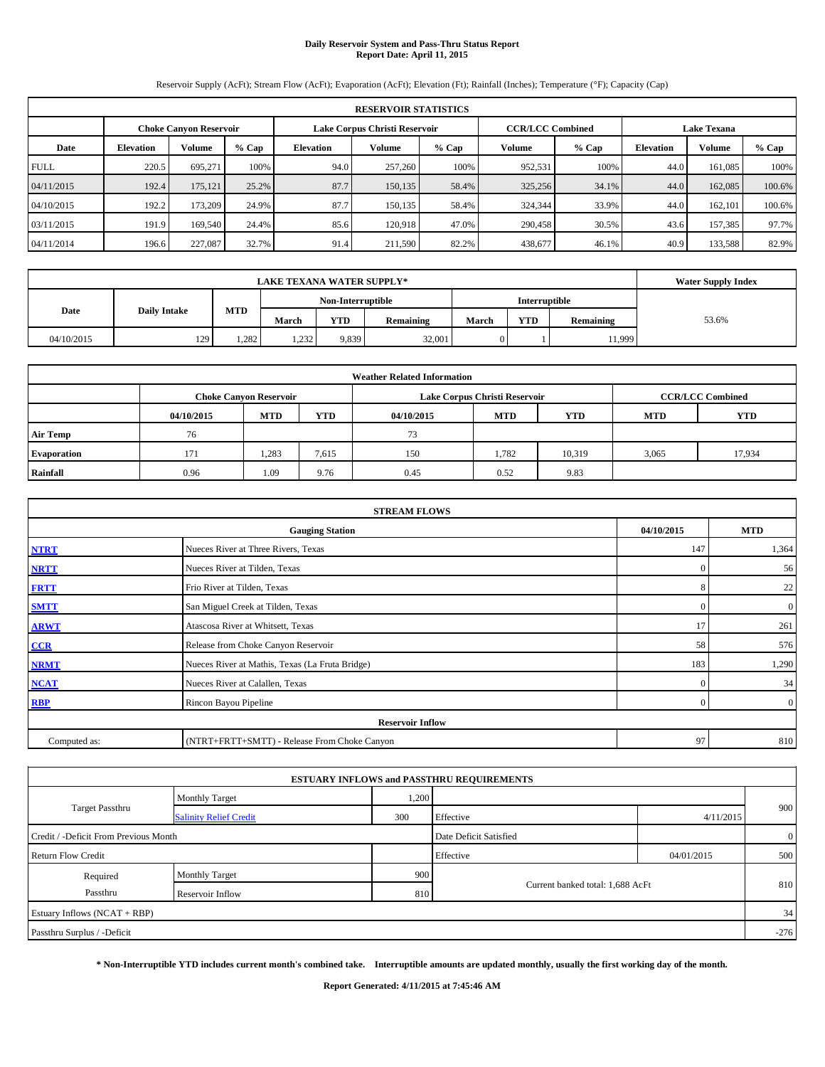# Daily Reservoir System and Pass-Thru Status Report
## Report Date: April 11, 2015

Reservoir Supply (AcFt); Stream Flow (AcFt); Evaporation (AcFt); Elevation (Ft); Rainfall (Inches); Temperature (°F); Capacity (Cap)

| RESERVOIR STATISTICS | | | | | | | | | | | |
|---|---|---|---|---|---|---|---|---|---|---|---|
| | Choke Canyon Reservoir | | | Lake Corpus Christi Reservoir | | | CCR/LCC Combined | | Lake Texana | | |
| Date | Elevation | Volume | % Cap | Elevation | Volume | % Cap | Volume | % Cap | Elevation | Volume | % Cap |
| FULL | 220.5 | 695,271 | 100% | 94.0 | 257,260 | 100% | 952,531 | 100% | 44.0 | 161,085 | 100% |
| 04/11/2015 | 192.4 | 175,121 | 25.2% | 87.7 | 150,135 | 58.4% | 325,256 | 34.1% | 44.0 | 162,085 | 100.6% |
| 04/10/2015 | 192.2 | 173,209 | 24.9% | 87.7 | 150,135 | 58.4% | 324,344 | 33.9% | 44.0 | 162,101 | 100.6% |
| 03/11/2015 | 191.9 | 169,540 | 24.4% | 85.6 | 120,918 | 47.0% | 290,458 | 30.5% | 43.6 | 157,385 | 97.7% |
| 04/11/2014 | 196.6 | 227,087 | 32.7% | 91.4 | 211,590 | 82.2% | 438,677 | 46.1% | 40.9 | 133,588 | 82.9% |

| LAKE TEXANA WATER SUPPLY* | | | | | | | | | Water Supply Index |
|---|---|---|---|---|---|---|---|---|---|
| Date | Daily Intake | MTD | Non-Interruptible | | | Interruptible | | | |
| | | | March | YTD | Remaining | March | YTD | Remaining | |
| 04/10/2015 | 129 | 1,282 | 1,232 | 9,839 | 32,001 | 0 | 1 | 11,999 | 53.6% |

| Weather Related Information | | | | | | | | |
|---|---|---|---|---|---|---|---|---|
| | Choke Canyon Reservoir | | | Lake Corpus Christi Reservoir | | | CCR/LCC Combined | |
| | 04/10/2015 | MTD | YTD | 04/10/2015 | MTD | YTD | MTD | YTD |
| Air Temp | 76 | | | 73 | | | | |
| Evaporation | 171 | 1,283 | 7,615 | 150 | 1,782 | 10,319 | 3,065 | 17,934 |
| Rainfall | 0.96 | 1.09 | 9.76 | 0.45 | 0.52 | 9.83 | | |

| STREAM FLOWS | | | |
|---|---|---|---|
| | Gauging Station | 04/10/2015 | MTD |
| NTRT | Nueces River at Three Rivers, Texas | 147 | 1,364 |
| NRTT | Nueces River at Tilden, Texas | 0 | 56 |
| FRTT | Frio River at Tilden, Texas | 8 | 22 |
| SMTT | San Miguel Creek at Tilden, Texas | 0 | 0 |
| ARWT | Atascosa River at Whitsett, Texas | 17 | 261 |
| CCR | Release from Choke Canyon Reservoir | 58 | 576 |
| NRMT | Nueces River at Mathis, Texas (La Fruta Bridge) | 183 | 1,290 |
| NCAT | Nueces River at Calallen, Texas | 0 | 34 |
| RBP | Rincon Bayou Pipeline | 0 | 0 |
| Reservoir Inflow | | | |
| Computed as: | (NTRT+FRTT+SMTT) - Release From Choke Canyon | 97 | 810 |

| ESTUARY INFLOWS and PASSTHRU REQUIREMENTS | | | | | |
|---|---|---|---|---|---|
| Target Passthru | Monthly Target | 1,200 | | | 900 |
| | Salinity Relief Credit | 300 | Effective | 4/11/2015 | |
| Credit / -Deficit From Previous Month | | | Date Deficit Satisfied | | 0 |
| Return Flow Credit | | | Effective | 04/01/2015 | 500 |
| Required Passthru | Monthly Target | 900 | Current banked total: 1,688 AcFt | | 810 |
| | Reservoir Inflow | 810 | | | |
| Estuary Inflows (NCAT + RBP) | | | | | 34 |
| Passthru Surplus / -Deficit | | | | | -276 |

**\* Non-Interruptible YTD includes current month's combined take. Interruptible amounts are updated monthly, usually the first working day of the month.**

**Report Generated: 4/11/2015 at 7:45:46 AM**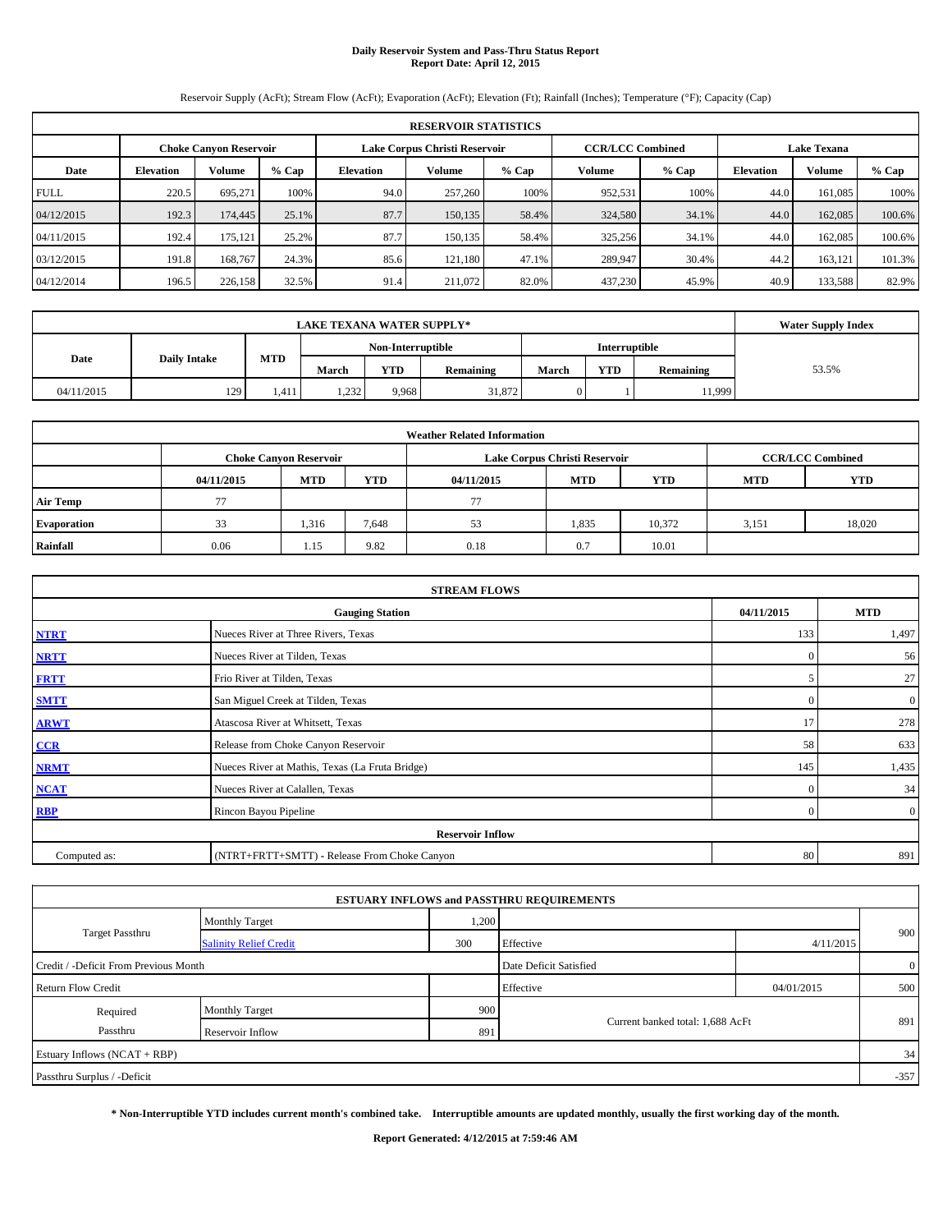# Daily Reservoir System and Pass-Thru Status Report
## Report Date: April 12, 2015

Reservoir Supply (AcFt); Stream Flow (AcFt); Evaporation (AcFt); Elevation (Ft); Rainfall (Inches); Temperature (°F); Capacity (Cap)

| RESERVOIR STATISTICS | | | | | | | | | | | |
|---|---|---|---|---|---|---|---|---|---|---|---|
| | Choke Canyon Reservoir | | | Lake Corpus Christi Reservoir | | | CCR/LCC Combined | | Lake Texana | | |
| Date | Elevation | Volume | % Cap | Elevation | Volume | % Cap | Volume | % Cap | Elevation | Volume | % Cap |
| FULL | 220.5 | 695,271 | 100% | 94.0 | 257,260 | 100% | 952,531 | 100% | 44.0 | 161,085 | 100% |
| 04/12/2015 | 192.3 | 174,445 | 25.1% | 87.7 | 150,135 | 58.4% | 324,580 | 34.1% | 44.0 | 162,085 | 100.6% |
| 04/11/2015 | 192.4 | 175,121 | 25.2% | 87.7 | 150,135 | 58.4% | 325,256 | 34.1% | 44.0 | 162,085 | 100.6% |
| 03/12/2015 | 191.8 | 168,767 | 24.3% | 85.6 | 121,180 | 47.1% | 289,947 | 30.4% | 44.2 | 163,121 | 101.3% |
| 04/12/2014 | 196.5 | 226,158 | 32.5% | 91.4 | 211,072 | 82.0% | 437,230 | 45.9% | 40.9 | 133,588 | 82.9% |

| LAKE TEXANA WATER SUPPLY* | | | | | | | | | Water Supply Index |
|---|---|---|---|---|---|---|---|---|---|
| Date | Daily Intake | MTD | Non-Interruptible | | | Interruptible | | | |
| | | | March | YTD | Remaining | March | YTD | Remaining | |
| 04/11/2015 | 129 | 1,411 | 1,232 | 9,968 | 31,872 | 0 | 1 | 11,999 | 53.5% |

| Weather Related Information | | | | | | | | |
|---|---|---|---|---|---|---|---|---|
| | Choke Canyon Reservoir | | | Lake Corpus Christi Reservoir | | | CCR/LCC Combined | |
| | 04/11/2015 | MTD | YTD | 04/11/2015 | MTD | YTD | MTD | YTD |
| Air Temp | 77 | | | 77 | | | | |
| Evaporation | 33 | 1,316 | 7,648 | 53 | 1,835 | 10,372 | 3,151 | 18,020 |
| Rainfall | 0.06 | 1.15 | 9.82 | 0.18 | 0.7 | 10.01 | | |

| STREAM FLOWS | | | |
|---|---|---|---|
| | Gauging Station | 04/11/2015 | MTD |
| NTRT | Nueces River at Three Rivers, Texas | 133 | 1,497 |
| NRTT | Nueces River at Tilden, Texas | 0 | 56 |
| FRTT | Frio River at Tilden, Texas | 5 | 27 |
| SMTT | San Miguel Creek at Tilden, Texas | 0 | 0 |
| ARWT | Atascosa River at Whitsett, Texas | 17 | 278 |
| CCR | Release from Choke Canyon Reservoir | 58 | 633 |
| NRMT | Nueces River at Mathis, Texas (La Fruta Bridge) | 145 | 1,435 |
| NCAT | Nueces River at Calallen, Texas | 0 | 34 |
| RBP | Rincon Bayou Pipeline | 0 | 0 |
| **Reservoir Inflow** | | | |
| Computed as: | (NTRT+FRTT+SMTT) - Release From Choke Canyon | 80 | 891 |

| ESTUARY INFLOWS and PASSTHRU REQUIREMENTS | | | | | |
|---|---|---|---|---|---|
| Target Passthru | Monthly Target | 1,200 | | | 900 |
| | Salinity Relief Credit | 300 | Effective | 4/11/2015 | |
| Credit / -Deficit From Previous Month | | | Date Deficit Satisfied | | 0 |
| Return Flow Credit | | | Effective | 04/01/2015 | 500 |
| Required Passthru | Monthly Target | 900 | Current banked total: 1,688 AcFt | | 891 |
| | Reservoir Inflow | 891 | | | |
| Estuary Inflows (NCAT + RBP) | | | | | 34 |
| Passthru Surplus / -Deficit | | | | | -357 |

**\* Non-Interruptible YTD includes current month's combined take. Interruptible amounts are updated monthly, usually the first working day of the month.**

**Report Generated: 4/12/2015 at 7:59:46 AM**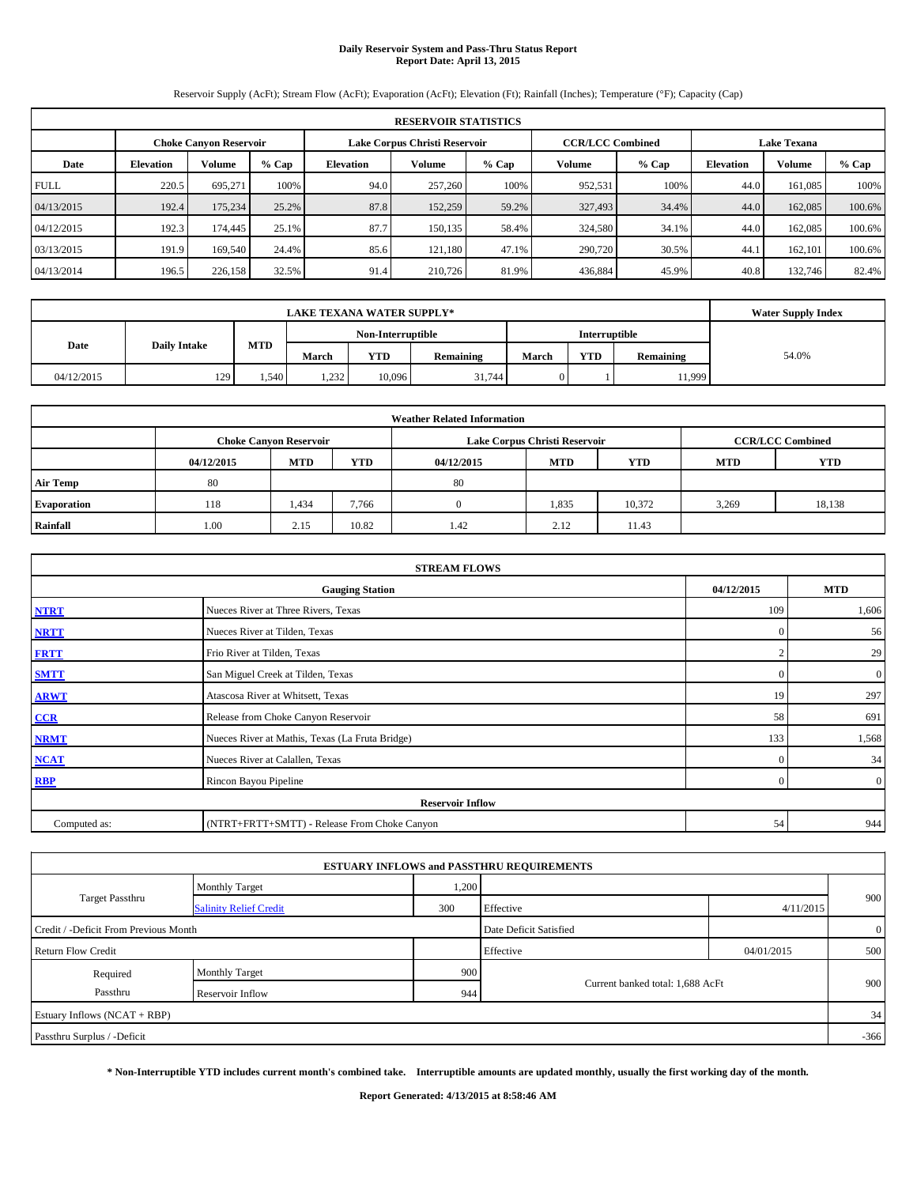# Daily Reservoir System and Pass-Thru Status Report
## Report Date: April 13, 2015

Reservoir Supply (AcFt); Stream Flow (AcFt); Evaporation (AcFt); Elevation (Ft); Rainfall (Inches); Temperature (°F); Capacity (Cap)

| RESERVOIR STATISTICS | | | | | | | | | | | |
|---|---|---|---|---|---|---|---|---|---|---|---|
| | Choke Canyon Reservoir | | | Lake Corpus Christi Reservoir | | | CCR/LCC Combined | | Lake Texana | | |
| Date | Elevation | Volume | % Cap | Elevation | Volume | % Cap | Volume | % Cap | Elevation | Volume | % Cap |
| FULL | 220.5 | 695,271 | 100% | 94.0 | 257,260 | 100% | 952,531 | 100% | 44.0 | 161,085 | 100% |
| 04/13/2015 | 192.4 | 175,234 | 25.2% | 87.8 | 152,259 | 59.2% | 327,493 | 34.4% | 44.0 | 162,085 | 100.6% |
| 04/12/2015 | 192.3 | 174,445 | 25.1% | 87.7 | 150,135 | 58.4% | 324,580 | 34.1% | 44.0 | 162,085 | 100.6% |
| 03/13/2015 | 191.9 | 169,540 | 24.4% | 85.6 | 121,180 | 47.1% | 290,720 | 30.5% | 44.1 | 162,101 | 100.6% |
| 04/13/2014 | 196.5 | 226,158 | 32.5% | 91.4 | 210,726 | 81.9% | 436,884 | 45.9% | 40.8 | 132,746 | 82.4% |

| LAKE TEXANA WATER SUPPLY* | | | | | | | | | Water Supply Index |
|---|---|---|---|---|---|---|---|---|---|
| Date | Daily Intake | MTD | Non-Interruptible | | | Interruptible | | | |
| | | | March | YTD | Remaining | March | YTD | Remaining | |
| 04/12/2015 | 129 | 1,540 | 1,232 | 10,096 | 31,744 | 0 | 1 | 11,999 | 54.0% |

| Weather Related Information | | | | | | | | |
|---|---|---|---|---|---|---|---|---|
| | Choke Canyon Reservoir | | | Lake Corpus Christi Reservoir | | | CCR/LCC Combined | |
| | 04/12/2015 | MTD | YTD | 04/12/2015 | MTD | YTD | MTD | YTD |
| Air Temp | 80 | | | 80 | | | | |
| Evaporation | 118 | 1,434 | 7,766 | 0 | 1,835 | 10,372 | 3,269 | 18,138 |
| Rainfall | 1.00 | 2.15 | 10.82 | 1.42 | 2.12 | 11.43 | | |

| STREAM FLOWS | | | |
|---|---|---|---|
| | Gauging Station | 04/12/2015 | MTD |
| NTRT | Nueces River at Three Rivers, Texas | 109 | 1,606 |
| NRTT | Nueces River at Tilden, Texas | 0 | 56 |
| FRTT | Frio River at Tilden, Texas | 2 | 29 |
| SMTT | San Miguel Creek at Tilden, Texas | 0 | 0 |
| ARWT | Atascosa River at Whitsett, Texas | 19 | 297 |
| CCR | Release from Choke Canyon Reservoir | 58 | 691 |
| NRMT | Nueces River at Mathis, Texas (La Fruta Bridge) | 133 | 1,568 |
| NCAT | Nueces River at Calallen, Texas | 0 | 34 |
| RBP | Rincon Bayou Pipeline | 0 | 0 |
| | Reservoir Inflow | | |
| Computed as: | (NTRT+FRTT+SMTT) - Release From Choke Canyon | 54 | 944 |

| ESTUARY INFLOWS and PASSTHRU REQUIREMENTS | | | | | |
|---|---|---|---|---|---|
| Target Passthru | Monthly Target | 1,200 | | | 900 |
| | Salinity Relief Credit | 300 | Effective | 4/11/2015 | |
| Credit / -Deficit From Previous Month | | | Date Deficit Satisfied | | 0 |
| Return Flow Credit | | | Effective | 04/01/2015 | 500 |
| Required Passthru | Monthly Target | 900 | Current banked total: 1,688 AcFt | | 900 |
| | Reservoir Inflow | 944 | | | |
| Estuary Inflows (NCAT + RBP) | | | | | 34 |
| Passthru Surplus / -Deficit | | | | | -366 |

**\* Non-Interruptible YTD includes current month's combined take. Interruptible amounts are updated monthly, usually the first working day of the month.**

**Report Generated: 4/13/2015 at 8:58:46 AM**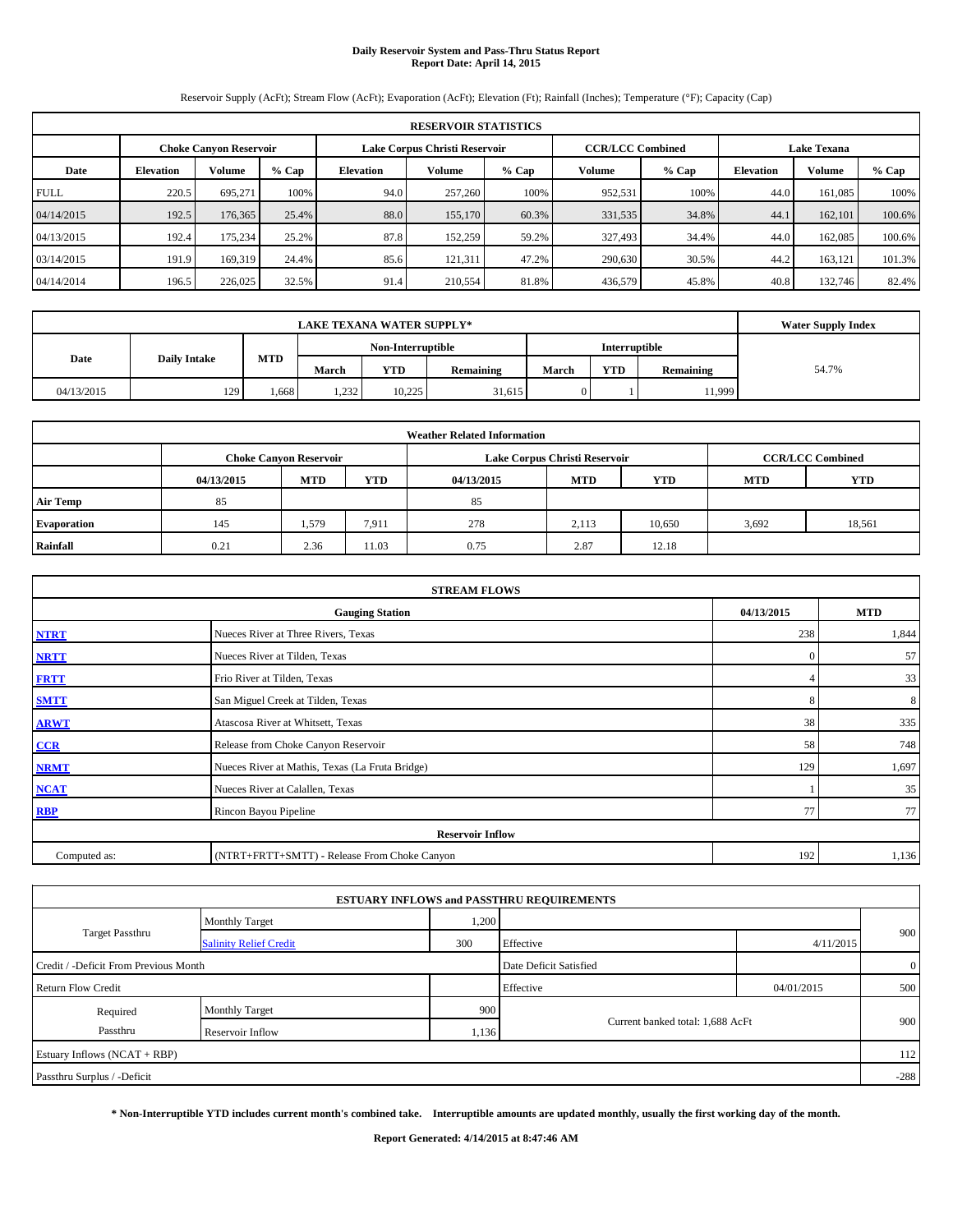# Daily Reservoir System and Pass-Thru Status Report
# Report Date: April 14, 2015

Reservoir Supply (AcFt); Stream Flow (AcFt); Evaporation (AcFt); Elevation (Ft); Rainfall (Inches); Temperature (°F); Capacity (Cap)

| RESERVOIR STATISTICS | | | | | | | | | | | |
|---|---|---|---|---|---|---|---|---|---|---|---|
| | Choke Canyon Reservoir | | | Lake Corpus Christi Reservoir | | | CCR/LCC Combined | | Lake Texana | | |
| Date | Elevation | Volume | % Cap | Elevation | Volume | % Cap | Volume | % Cap | Elevation | Volume | % Cap |
| FULL | 220.5 | 695,271 | 100% | 94.0 | 257,260 | 100% | 952,531 | 100% | 44.0 | 161,085 | 100% |
| 04/14/2015 | 192.5 | 176,365 | 25.4% | 88.0 | 155,170 | 60.3% | 331,535 | 34.8% | 44.1 | 162,101 | 100.6% |
| 04/13/2015 | 192.4 | 175,234 | 25.2% | 87.8 | 152,259 | 59.2% | 327,493 | 34.4% | 44.0 | 162,085 | 100.6% |
| 03/14/2015 | 191.9 | 169,319 | 24.4% | 85.6 | 121,311 | 47.2% | 290,630 | 30.5% | 44.2 | 163,121 | 101.3% |
| 04/14/2014 | 196.5 | 226,025 | 32.5% | 91.4 | 210,554 | 81.8% | 436,579 | 45.8% | 40.8 | 132,746 | 82.4% |

| LAKE TEXANA WATER SUPPLY* | | | | | | | | | Water Supply Index |
|---|---|---|---|---|---|---|---|---|---|
| Date | Daily Intake | MTD | Non-Interruptible | | | Interruptible | | | |
| | | | March | YTD | Remaining | March | YTD | Remaining | |
| 04/13/2015 | 129 | 1,668 | 1,232 | 10,225 | 31,615 | 0 | 1 | 11,999 | 54.7% |

| Weather Related Information | | | | | | | | |
|---|---|---|---|---|---|---|---|---|
| | Choke Canyon Reservoir | | | Lake Corpus Christi Reservoir | | | CCR/LCC Combined | |
| | 04/13/2015 | MTD | YTD | 04/13/2015 | MTD | YTD | MTD | YTD |
| Air Temp | 85 | | | 85 | | | | |
| Evaporation | 145 | 1,579 | 7,911 | 278 | 2,113 | 10,650 | 3,692 | 18,561 |
| Rainfall | 0.21 | 2.36 | 11.03 | 0.75 | 2.87 | 12.18 | | |

| STREAM FLOWS | | | |
|---|---|---|---|
| | Gauging Station | 04/13/2015 | MTD |
| NTRT | Nueces River at Three Rivers, Texas | 238 | 1,844 |
| NRTT | Nueces River at Tilden, Texas | 0 | 57 |
| FRTT | Frio River at Tilden, Texas | 4 | 33 |
| SMTT | San Miguel Creek at Tilden, Texas | 8 | 8 |
| ARWT | Atascosa River at Whitsett, Texas | 38 | 335 |
| CCR | Release from Choke Canyon Reservoir | 58 | 748 |
| NRMT | Nueces River at Mathis, Texas (La Fruta Bridge) | 129 | 1,697 |
| NCAT | Nueces River at Calallen, Texas | 1 | 35 |
| RBP | Rincon Bayou Pipeline | 77 | 77 |
| Reservoir Inflow | | | |
| Computed as: | (NTRT+FRTT+SMTT) - Release From Choke Canyon | 192 | 1,136 |

| ESTUARY INFLOWS and PASSTHRU REQUIREMENTS | | | | | |
|---|---|---|---|---|---|
| Target Passthru | Monthly Target | 1,200 | | | 900 |
| | Salinity Relief Credit | 300 | Effective | 4/11/2015 | |
| Credit / -Deficit From Previous Month | | | Date Deficit Satisfied | | 0 |
| Return Flow Credit | | | Effective | 04/01/2015 | 500 |
| Required Passthru | Monthly Target | 900 | Current banked total: 1,688 AcFt | | 900 |
| | Reservoir Inflow | 1,136 | | | |
| Estuary Inflows (NCAT + RBP) | | | | | 112 |
| Passthru Surplus / -Deficit | | | | | -288 |

**\* Non-Interruptible YTD includes current month's combined take. Interruptible amounts are updated monthly, usually the first working day of the month.**

**Report Generated: 4/14/2015 at 8:47:46 AM**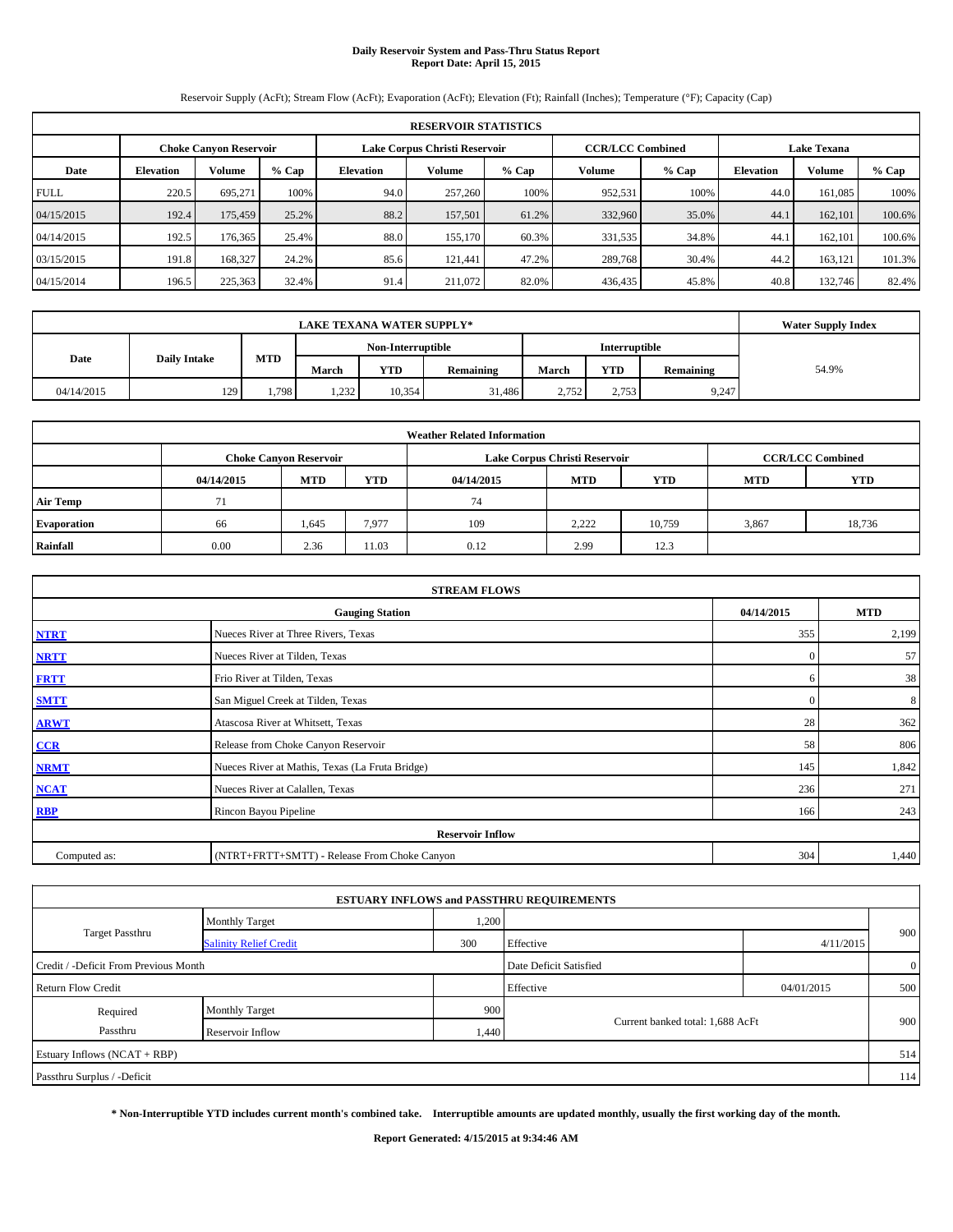# Daily Reservoir System and Pass-Thru Status Report
## Report Date: April 15, 2015

Reservoir Supply (AcFt); Stream Flow (AcFt); Evaporation (AcFt); Elevation (Ft); Rainfall (Inches); Temperature (°F); Capacity (Cap)

| RESERVOIR STATISTICS | | | | | | | | | | | |
|---|---|---|---|---|---|---|---|---|---|---|---|
| | Choke Canyon Reservoir | | | Lake Corpus Christi Reservoir | | | CCR/LCC Combined | | Lake Texana | | |
| Date | Elevation | Volume | % Cap | Elevation | Volume | % Cap | Volume | % Cap | Elevation | Volume | % Cap |
| FULL | 220.5 | 695,271 | 100% | 94.0 | 257,260 | 100% | 952,531 | 100% | 44.0 | 161,085 | 100% |
| 04/15/2015 | 192.4 | 175,459 | 25.2% | 88.2 | 157,501 | 61.2% | 332,960 | 35.0% | 44.1 | 162,101 | 100.6% |
| 04/14/2015 | 192.5 | 176,365 | 25.4% | 88.0 | 155,170 | 60.3% | 331,535 | 34.8% | 44.1 | 162,101 | 100.6% |
| 03/15/2015 | 191.8 | 168,327 | 24.2% | 85.6 | 121,441 | 47.2% | 289,768 | 30.4% | 44.2 | 163,121 | 101.3% |
| 04/15/2014 | 196.5 | 225,363 | 32.4% | 91.4 | 211,072 | 82.0% | 436,435 | 45.8% | 40.8 | 132,746 | 82.4% |

| LAKE TEXANA WATER SUPPLY* | | | | | | | | | Water Supply Index |
|---|---|---|---|---|---|---|---|---|---|
| Date | Daily Intake | MTD | Non-Interruptible | | | Interruptible | | | |
| | | | March | YTD | Remaining | March | YTD | Remaining | |
| 04/14/2015 | 129 | 1,798 | 1,232 | 10,354 | 31,486 | 2,752 | 2,753 | 9,247 | 54.9% |

| Weather Related Information | | | | | | | | |
|---|---|---|---|---|---|---|---|---|
| | Choke Canyon Reservoir | | | Lake Corpus Christi Reservoir | | | CCR/LCC Combined | |
| | 04/14/2015 | MTD | YTD | 04/14/2015 | MTD | YTD | MTD | YTD |
| Air Temp | 71 | | | 74 | | | | |
| Evaporation | 66 | 1,645 | 7,977 | 109 | 2,222 | 10,759 | 3,867 | 18,736 |
| Rainfall | 0.00 | 2.36 | 11.03 | 0.12 | 2.99 | 12.3 | | |

| STREAM FLOWS | | | |
|---|---|---|---|
| | Gauging Station | 04/14/2015 | MTD |
| NTRT | Nueces River at Three Rivers, Texas | 355 | 2,199 |
| NRTT | Nueces River at Tilden, Texas | 0 | 57 |
| FRTT | Frio River at Tilden, Texas | 6 | 38 |
| SMTT | San Miguel Creek at Tilden, Texas | 0 | 8 |
| ARWT | Atascosa River at Whitsett, Texas | 28 | 362 |
| CCR | Release from Choke Canyon Reservoir | 58 | 806 |
| NRMT | Nueces River at Mathis, Texas (La Fruta Bridge) | 145 | 1,842 |
| NCAT | Nueces River at Calallen, Texas | 236 | 271 |
| RBP | Rincon Bayou Pipeline | 166 | 243 |
| **Reservoir Inflow** | | | |
| Computed as: | (NTRT+FRTT+SMTT) - Release From Choke Canyon | 304 | 1,440 |

| ESTUARY INFLOWS and PASSTHRU REQUIREMENTS | | | | | |
|---|---|---|---|---|---|
| Target Passthru | Monthly Target | 1,200 | | | 900 |
| | Salinity Relief Credit | 300 | Effective | 4/11/2015 | |
| Credit / -Deficit From Previous Month | | | Date Deficit Satisfied | | 0 |
| Return Flow Credit | | | Effective | 04/01/2015 | 500 |
| Required Passthru | Monthly Target | 900 | Current banked total: 1,688 AcFt | | 900 |
| | Reservoir Inflow | 1,440 | | | |
| Estuary Inflows (NCAT + RBP) | | | | | 514 |
| Passthru Surplus / -Deficit | | | | | 114 |

**\* Non-Interruptible YTD includes current month's combined take. Interruptible amounts are updated monthly, usually the first working day of the month.**

**Report Generated: 4/15/2015 at 9:34:46 AM**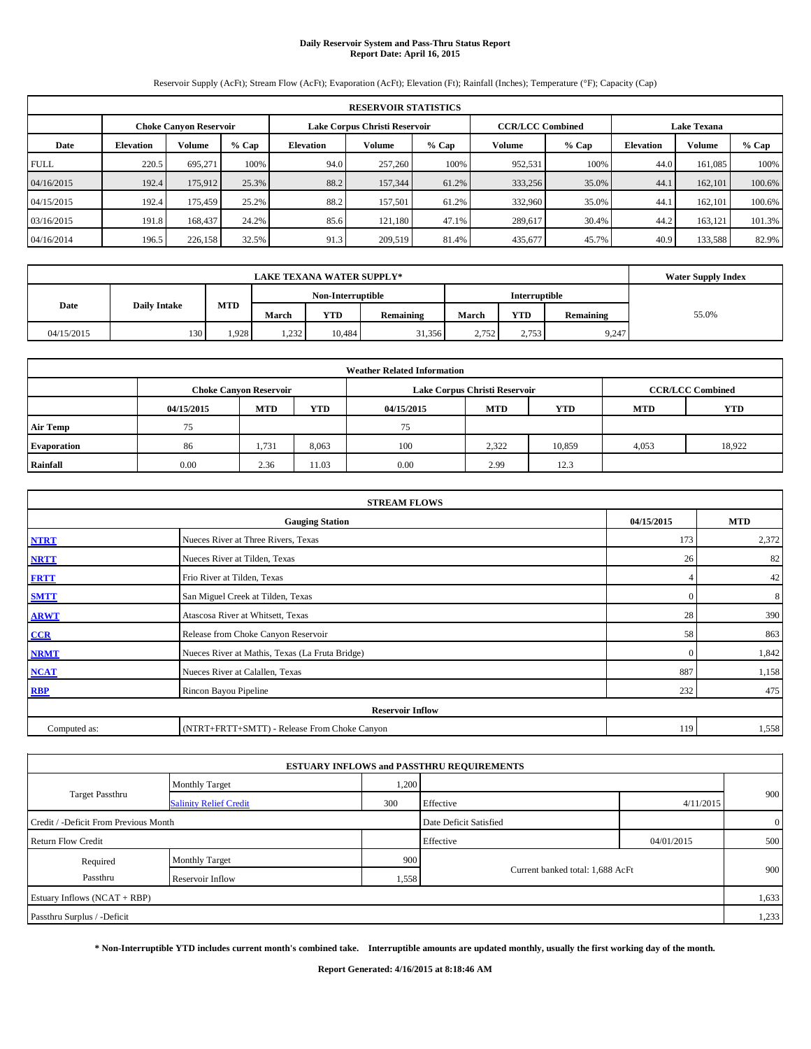# Daily Reservoir System and Pass-Thru Status Report
## Report Date: April 16, 2015

Reservoir Supply (AcFt); Stream Flow (AcFt); Evaporation (AcFt); Elevation (Ft); Rainfall (Inches); Temperature (°F); Capacity (Cap)

| RESERVOIR STATISTICS | | | | | | | | | | | |
|---|---|---|---|---|---|---|---|---|---|---|---|
| | Choke Canyon Reservoir | | | Lake Corpus Christi Reservoir | | | CCR/LCC Combined | | Lake Texana | | |
| Date | Elevation | Volume | % Cap | Elevation | Volume | % Cap | Volume | % Cap | Elevation | Volume | % Cap |
| FULL | 220.5 | 695,271 | 100% | 94.0 | 257,260 | 100% | 952,531 | 100% | 44.0 | 161,085 | 100% |
| 04/16/2015 | 192.4 | 175,912 | 25.3% | 88.2 | 157,344 | 61.2% | 333,256 | 35.0% | 44.1 | 162,101 | 100.6% |
| 04/15/2015 | 192.4 | 175,459 | 25.2% | 88.2 | 157,501 | 61.2% | 332,960 | 35.0% | 44.1 | 162,101 | 100.6% |
| 03/16/2015 | 191.8 | 168,437 | 24.2% | 85.6 | 121,180 | 47.1% | 289,617 | 30.4% | 44.2 | 163,121 | 101.3% |
| 04/16/2014 | 196.5 | 226,158 | 32.5% | 91.3 | 209,519 | 81.4% | 435,677 | 45.7% | 40.9 | 133,588 | 82.9% |

| LAKE TEXANA WATER SUPPLY* | | | | | | | | | Water Supply Index |
|---|---|---|---|---|---|---|---|---|---|
| Date | Daily Intake | MTD | Non-Interruptible | | | Interruptible | | | |
| | | | March | YTD | Remaining | March | YTD | Remaining | |
| 04/15/2015 | 130 | 1,928 | 1,232 | 10,484 | 31,356 | 2,752 | 2,753 | 9,247 | 55.0% |

| Weather Related Information | | | | | | | |
|---|---|---|---|---|---|---|---|
| | Choke Canyon Reservoir | | | Lake Corpus Christi Reservoir | | | CCR/LCC Combined | |
| | 04/15/2015 | MTD | YTD | 04/15/2015 | MTD | YTD | MTD | YTD |
| Air Temp | 75 | | | 75 | | | | |
| Evaporation | 86 | 1,731 | 8,063 | 100 | 2,322 | 10,859 | 4,053 | 18,922 |
| Rainfall | 0.00 | 2.36 | 11.03 | 0.00 | 2.99 | 12.3 | | |

| STREAM FLOWS | | | |
|---|---|---|---|
| | Gauging Station | 04/15/2015 | MTD |
| NTRT | Nueces River at Three Rivers, Texas | 173 | 2,372 |
| NRTT | Nueces River at Tilden, Texas | 26 | 82 |
| FRTT | Frio River at Tilden, Texas | 4 | 42 |
| SMTT | San Miguel Creek at Tilden, Texas | 0 | 8 |
| ARWT | Atascosa River at Whitsett, Texas | 28 | 390 |
| CCR | Release from Choke Canyon Reservoir | 58 | 863 |
| NRMT | Nueces River at Mathis, Texas (La Fruta Bridge) | 0 | 1,842 |
| NCAT | Nueces River at Calallen, Texas | 887 | 1,158 |
| RBP | Rincon Bayou Pipeline | 232 | 475 |
| Reservoir Inflow | | | |
| Computed as: | (NTRT+FRTT+SMTT) - Release From Choke Canyon | 119 | 1,558 |

| ESTUARY INFLOWS and PASSTHRU REQUIREMENTS | | | | | |
|---|---|---|---|---|---|
| Target Passthru | Monthly Target | 1,200 | | | 900 |
| | Salinity Relief Credit | 300 | Effective | 4/11/2015 | |
| Credit / -Deficit From Previous Month | | | Date Deficit Satisfied | | 0 |
| Return Flow Credit | | | Effective | 04/01/2015 | 500 |
| Required Passthru | Monthly Target | 900 | Current banked total: 1,688 AcFt | | 900 |
| | Reservoir Inflow | 1,558 | | | |
| Estuary Inflows (NCAT + RBP) | | | | | 1,633 |
| Passthru Surplus / -Deficit | | | | | 1,233 |

**\* Non-Interruptible YTD includes current month's combined take. Interruptible amounts are updated monthly, usually the first working day of the month.**

**Report Generated: 4/16/2015 at 8:18:46 AM**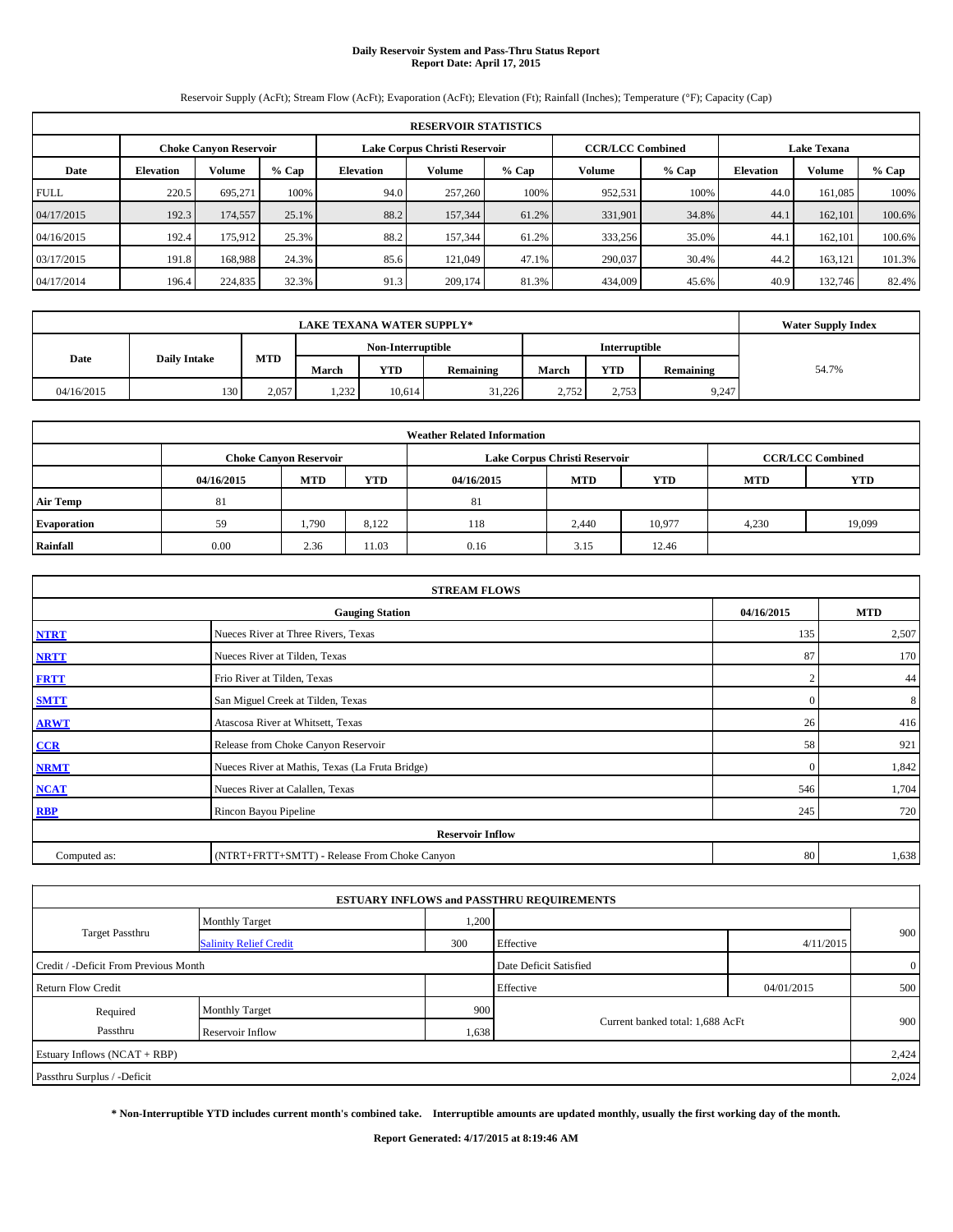# Daily Reservoir System and Pass-Thru Status Report
## Report Date: April 17, 2015

Reservoir Supply (AcFt); Stream Flow (AcFt); Evaporation (AcFt); Elevation (Ft); Rainfall (Inches); Temperature (°F); Capacity (Cap)

| RESERVOIR STATISTICS | | | | | | | | | | | |
|---|---|---|---|---|---|---|---|---|---|---|---|
| | Choke Canyon Reservoir | | | Lake Corpus Christi Reservoir | | | CCR/LCC Combined | | Lake Texana | | |
| Date | Elevation | Volume | % Cap | Elevation | Volume | % Cap | Volume | % Cap | Elevation | Volume | % Cap |
| FULL | 220.5 | 695,271 | 100% | 94.0 | 257,260 | 100% | 952,531 | 100% | 44.0 | 161,085 | 100% |
| 04/17/2015 | 192.3 | 174,557 | 25.1% | 88.2 | 157,344 | 61.2% | 331,901 | 34.8% | 44.1 | 162,101 | 100.6% |
| 04/16/2015 | 192.4 | 175,912 | 25.3% | 88.2 | 157,344 | 61.2% | 333,256 | 35.0% | 44.1 | 162,101 | 100.6% |
| 03/17/2015 | 191.8 | 168,988 | 24.3% | 85.6 | 121,049 | 47.1% | 290,037 | 30.4% | 44.2 | 163,121 | 101.3% |
| 04/17/2014 | 196.4 | 224,835 | 32.3% | 91.3 | 209,174 | 81.3% | 434,009 | 45.6% | 40.9 | 132,746 | 82.4% |

| LAKE TEXANA WATER SUPPLY* | | | | | | | | | Water Supply Index |
|---|---|---|---|---|---|---|---|---|---|
| Date | Daily Intake | MTD | Non-Interruptible | | | Interruptible | | | |
| | | | March | YTD | Remaining | March | YTD | Remaining | |
| 04/16/2015 | 130 | 2,057 | 1,232 | 10,614 | 31,226 | 2,752 | 2,753 | 9,247 | 54.7% |

| Weather Related Information | | | | | | | | |
|---|---|---|---|---|---|---|---|---|
| | Choke Canyon Reservoir | | | Lake Corpus Christi Reservoir | | | CCR/LCC Combined | |
| | 04/16/2015 | MTD | YTD | 04/16/2015 | MTD | YTD | MTD | YTD |
| Air Temp | 81 | | | 81 | | | | |
| Evaporation | 59 | 1,790 | 8,122 | 118 | 2,440 | 10,977 | 4,230 | 19,099 |
| Rainfall | 0.00 | 2.36 | 11.03 | 0.16 | 3.15 | 12.46 | | |

| STREAM FLOWS | | | |
|---|---|---|---|
| | Gauging Station | 04/16/2015 | MTD |
| NTRT | Nueces River at Three Rivers, Texas | 135 | 2,507 |
| NRTT | Nueces River at Tilden, Texas | 87 | 170 |
| FRTT | Frio River at Tilden, Texas | 2 | 44 |
| SMTT | San Miguel Creek at Tilden, Texas | 0 | 8 |
| ARWT | Atascosa River at Whitsett, Texas | 26 | 416 |
| CCR | Release from Choke Canyon Reservoir | 58 | 921 |
| NRMT | Nueces River at Mathis, Texas (La Fruta Bridge) | 0 | 1,842 |
| NCAT | Nueces River at Calallen, Texas | 546 | 1,704 |
| RBP | Rincon Bayou Pipeline | 245 | 720 |
| Reservoir Inflow | | | |
| Computed as: | (NTRT+FRTT+SMTT) - Release From Choke Canyon | 80 | 1,638 |

| ESTUARY INFLOWS and PASSTHRU REQUIREMENTS | | | | | |
|---|---|---|---|---|---|
| Target Passthru | Monthly Target | 1,200 | | | 900 |
| | Salinity Relief Credit | 300 | Effective | 4/11/2015 | |
| Credit / -Deficit From Previous Month | | | Date Deficit Satisfied | | 0 |
| Return Flow Credit | | | Effective | 04/01/2015 | 500 |
| Required Passthru | Monthly Target | 900 | Current banked total: 1,688 AcFt | | 900 |
| | Reservoir Inflow | 1,638 | | | |
| Estuary Inflows (NCAT + RBP) | | | | | 2,424 |
| Passthru Surplus / -Deficit | | | | | 2,024 |

**\* Non-Interruptible YTD includes current month's combined take. Interruptible amounts are updated monthly, usually the first working day of the month.**

**Report Generated: 4/17/2015 at 8:19:46 AM**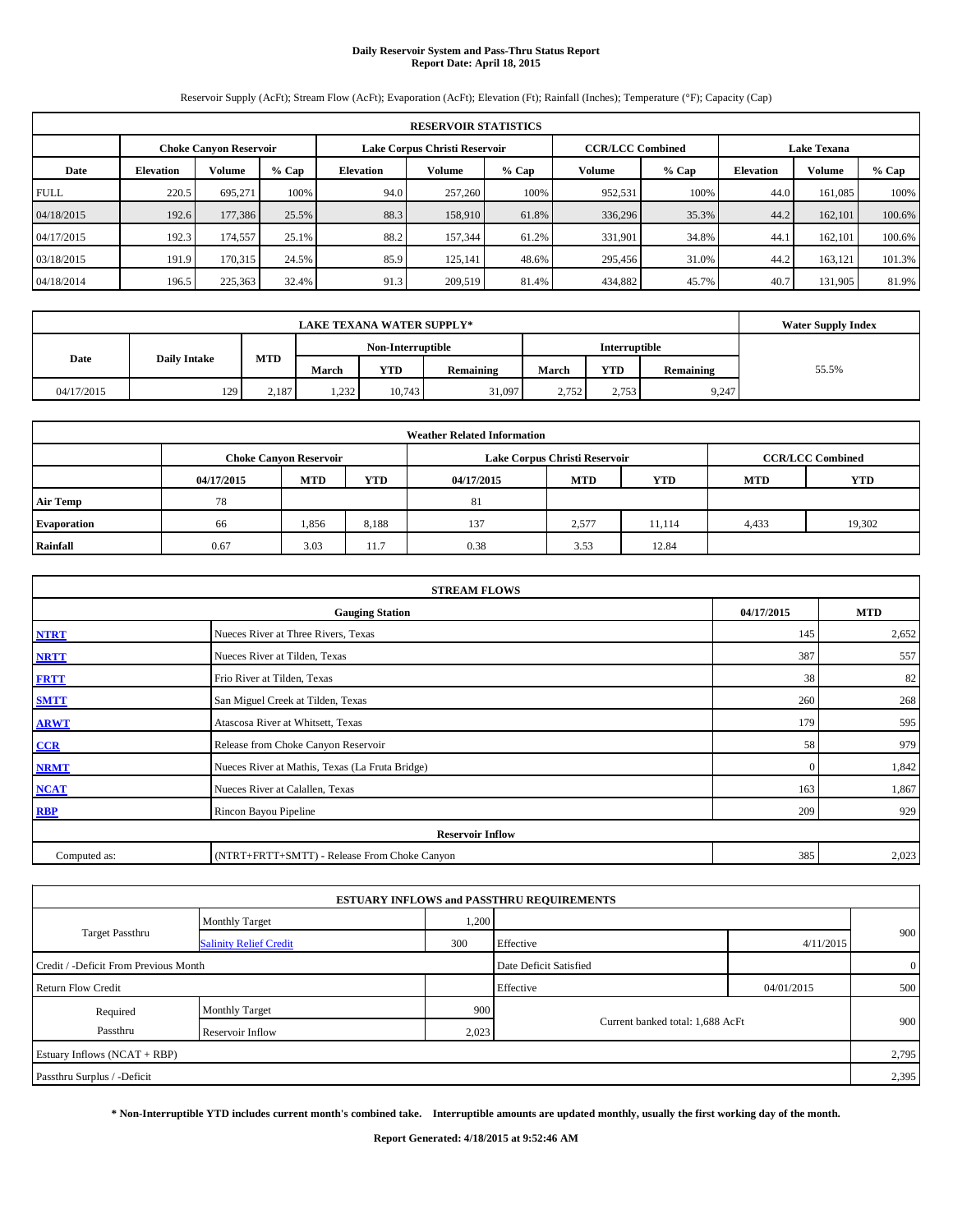# Daily Reservoir System and Pass-Thru Status Report
**Report Date: April 18, 2015**

Reservoir Supply (AcFt); Stream Flow (AcFt); Evaporation (AcFt); Elevation (Ft); Rainfall (Inches); Temperature (°F); Capacity (Cap)

| RESERVOIR STATISTICS | | | | | | | | | | | |
|---|---|---|---|---|---|---|---|---|---|---|---|
| | Choke Canyon Reservoir | | | Lake Corpus Christi Reservoir | | | CCR/LCC Combined | | Lake Texana | | |
| Date | Elevation | Volume | % Cap | Elevation | Volume | % Cap | Volume | % Cap | Elevation | Volume | % Cap |
| FULL | 220.5 | 695,271 | 100% | 94.0 | 257,260 | 100% | 952,531 | 100% | 44.0 | 161,085 | 100% |
| 04/18/2015 | 192.6 | 177,386 | 25.5% | 88.3 | 158,910 | 61.8% | 336,296 | 35.3% | 44.2 | 162,101 | 100.6% |
| 04/17/2015 | 192.3 | 174,557 | 25.1% | 88.2 | 157,344 | 61.2% | 331,901 | 34.8% | 44.1 | 162,101 | 100.6% |
| 03/18/2015 | 191.9 | 170,315 | 24.5% | 85.9 | 125,141 | 48.6% | 295,456 | 31.0% | 44.2 | 163,121 | 101.3% |
| 04/18/2014 | 196.5 | 225,363 | 32.4% | 91.3 | 209,519 | 81.4% | 434,882 | 45.7% | 40.7 | 131,905 | 81.9% |

| LAKE TEXANA WATER SUPPLY* | | | | | | | | | Water Supply Index |
|---|---|---|---|---|---|---|---|---|---|
| Date | Daily Intake | MTD | Non-Interruptible | | | Interruptible | | | |
| | | | March | YTD | Remaining | March | YTD | Remaining | |
| 04/17/2015 | 129 | 2,187 | 1,232 | 10,743 | 31,097 | 2,752 | 2,753 | 9,247 | 55.5% |

| Weather Related Information | | | | | | | |
|---|---|---|---|---|---|---|---|
| | Choke Canyon Reservoir | | | Lake Corpus Christi Reservoir | | | CCR/LCC Combined | |
| | 04/17/2015 | MTD | YTD | 04/17/2015 | MTD | YTD | MTD | YTD |
| Air Temp | 78 | | | 81 | | | | |
| Evaporation | 66 | 1,856 | 8,188 | 137 | 2,577 | 11,114 | 4,433 | 19,302 |
| Rainfall | 0.67 | 3.03 | 11.7 | 0.38 | 3.53 | 12.84 | | |

| STREAM FLOWS | | | |
|---|---|---|---|
| | Gauging Station | 04/17/2015 | MTD |
| NTRT | Nueces River at Three Rivers, Texas | 145 | 2,652 |
| NRTT | Nueces River at Tilden, Texas | 387 | 557 |
| FRTT | Frio River at Tilden, Texas | 38 | 82 |
| SMTT | San Miguel Creek at Tilden, Texas | 260 | 268 |
| ARWT | Atascosa River at Whitsett, Texas | 179 | 595 |
| CCR | Release from Choke Canyon Reservoir | 58 | 979 |
| NRMT | Nueces River at Mathis, Texas (La Fruta Bridge) | 0 | 1,842 |
| NCAT | Nueces River at Calallen, Texas | 163 | 1,867 |
| RBP | Rincon Bayou Pipeline | 209 | 929 |
| Reservoir Inflow | | | |
| Computed as: | (NTRT+FRTT+SMTT) - Release From Choke Canyon | 385 | 2,023 |

| ESTUARY INFLOWS and PASSTHRU REQUIREMENTS | | | | | |
|---|---|---|---|---|---|
| Target Passthru | Monthly Target | 1,200 | | | 900 |
| | Salinity Relief Credit | 300 | Effective | 4/11/2015 | |
| Credit / -Deficit From Previous Month | | | Date Deficit Satisfied | | 0 |
| Return Flow Credit | | | Effective | 04/01/2015 | 500 |
| Required Passthru | Monthly Target | 900 | Current banked total: 1,688 AcFt | | 900 |
| | Reservoir Inflow | 2,023 | | | |
| Estuary Inflows (NCAT + RBP) | | | | | 2,795 |
| Passthru Surplus / -Deficit | | | | | 2,395 |

**\* Non-Interruptible YTD includes current month's combined take. Interruptible amounts are updated monthly, usually the first working day of the month.**

**Report Generated: 4/18/2015 at 9:52:46 AM**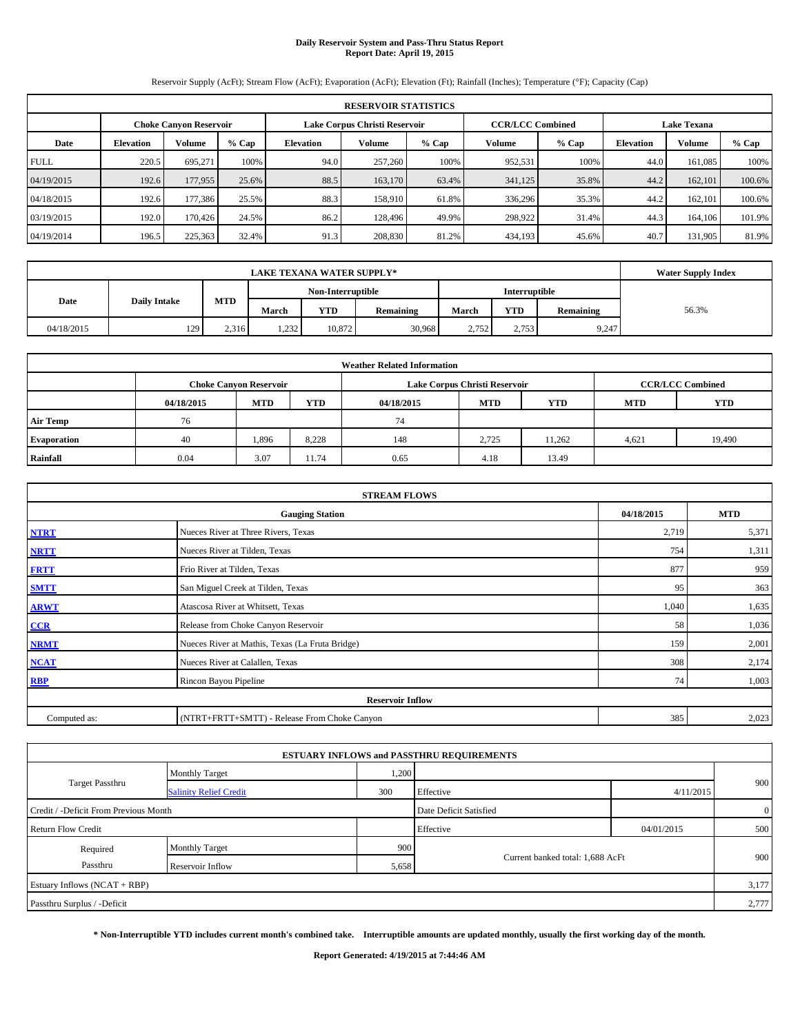# Daily Reservoir System and Pass-Thru Status Report
**Report Date: April 19, 2015**

Reservoir Supply (AcFt); Stream Flow (AcFt); Evaporation (AcFt); Elevation (Ft); Rainfall (Inches); Temperature (°F); Capacity (Cap)

| RESERVOIR STATISTICS | | | | | | | | | | | |
|---|---|---|---|---|---|---|---|---|---|---|---|
| | Choke Canyon Reservoir | | | Lake Corpus Christi Reservoir | | | CCR/LCC Combined | | Lake Texana | | |
| Date | Elevation | Volume | % Cap | Elevation | Volume | % Cap | Volume | % Cap | Elevation | Volume | % Cap |
| FULL | 220.5 | 695,271 | 100% | 94.0 | 257,260 | 100% | 952,531 | 100% | 44.0 | 161,085 | 100% |
| 04/19/2015 | 192.6 | 177,955 | 25.6% | 88.5 | 163,170 | 63.4% | 341,125 | 35.8% | 44.2 | 162,101 | 100.6% |
| 04/18/2015 | 192.6 | 177,386 | 25.5% | 88.3 | 158,910 | 61.8% | 336,296 | 35.3% | 44.2 | 162,101 | 100.6% |
| 03/19/2015 | 192.0 | 170,426 | 24.5% | 86.2 | 128,496 | 49.9% | 298,922 | 31.4% | 44.3 | 164,106 | 101.9% |
| 04/19/2014 | 196.5 | 225,363 | 32.4% | 91.3 | 208,830 | 81.2% | 434,193 | 45.6% | 40.7 | 131,905 | 81.9% |

| LAKE TEXANA WATER SUPPLY* | | | | | | | | | Water Supply Index |
|---|---|---|---|---|---|---|---|---|---|
| Date | Daily Intake | MTD | Non-Interruptible | | | Interruptible | | | |
| | | | March | YTD | Remaining | March | YTD | Remaining | |
| 04/18/2015 | 129 | 2,316 | 1,232 | 10,872 | 30,968 | 2,752 | 2,753 | 9,247 | 56.3% |

| Weather Related Information | | | | | | | | |
|---|---|---|---|---|---|---|---|---|
| | Choke Canyon Reservoir | | | Lake Corpus Christi Reservoir | | | CCR/LCC Combined | |
| | 04/18/2015 | MTD | YTD | 04/18/2015 | MTD | YTD | MTD | YTD |
| Air Temp | 76 | | | 74 | | | | |
| Evaporation | 40 | 1,896 | 8,228 | 148 | 2,725 | 11,262 | 4,621 | 19,490 |
| Rainfall | 0.04 | 3.07 | 11.74 | 0.65 | 4.18 | 13.49 | | |

| STREAM FLOWS | | | |
|---|---|---|---|
| | Gauging Station | 04/18/2015 | MTD |
| NTRT | Nueces River at Three Rivers, Texas | 2,719 | 5,371 |
| NRTT | Nueces River at Tilden, Texas | 754 | 1,311 |
| FRTT | Frio River at Tilden, Texas | 877 | 959 |
| SMTT | San Miguel Creek at Tilden, Texas | 95 | 363 |
| ARWT | Atascosa River at Whitsett, Texas | 1,040 | 1,635 |
| CCR | Release from Choke Canyon Reservoir | 58 | 1,036 |
| NRMT | Nueces River at Mathis, Texas (La Fruta Bridge) | 159 | 2,001 |
| NCAT | Nueces River at Calallen, Texas | 308 | 2,174 |
| RBP | Rincon Bayou Pipeline | 74 | 1,003 |
| **Reservoir Inflow** | | | |
| Computed as: | (NTRT+FRTT+SMTT) - Release From Choke Canyon | 385 | 2,023 |

| ESTUARY INFLOWS and PASSTHRU REQUIREMENTS | | | | | |
|---|---|---|---|---|---|
| Target Passthru | Monthly Target | 1,200 | | | 900 |
| | Salinity Relief Credit | 300 | Effective | 4/11/2015 | |
| Credit / -Deficit From Previous Month | | | Date Deficit Satisfied | | 0 |
| Return Flow Credit | | | Effective | 04/01/2015 | 500 |
| Required Passthru | Monthly Target | 900 | Current banked total: 1,688 AcFt | | 900 |
| | Reservoir Inflow | 5,658 | | | |
| Estuary Inflows (NCAT + RBP) | | | | | 3,177 |
| Passthru Surplus / -Deficit | | | | | 2,777 |

**\* Non-Interruptible YTD includes current month's combined take. Interruptible amounts are updated monthly, usually the first working day of the month.**

**Report Generated: 4/19/2015 at 7:44:46 AM**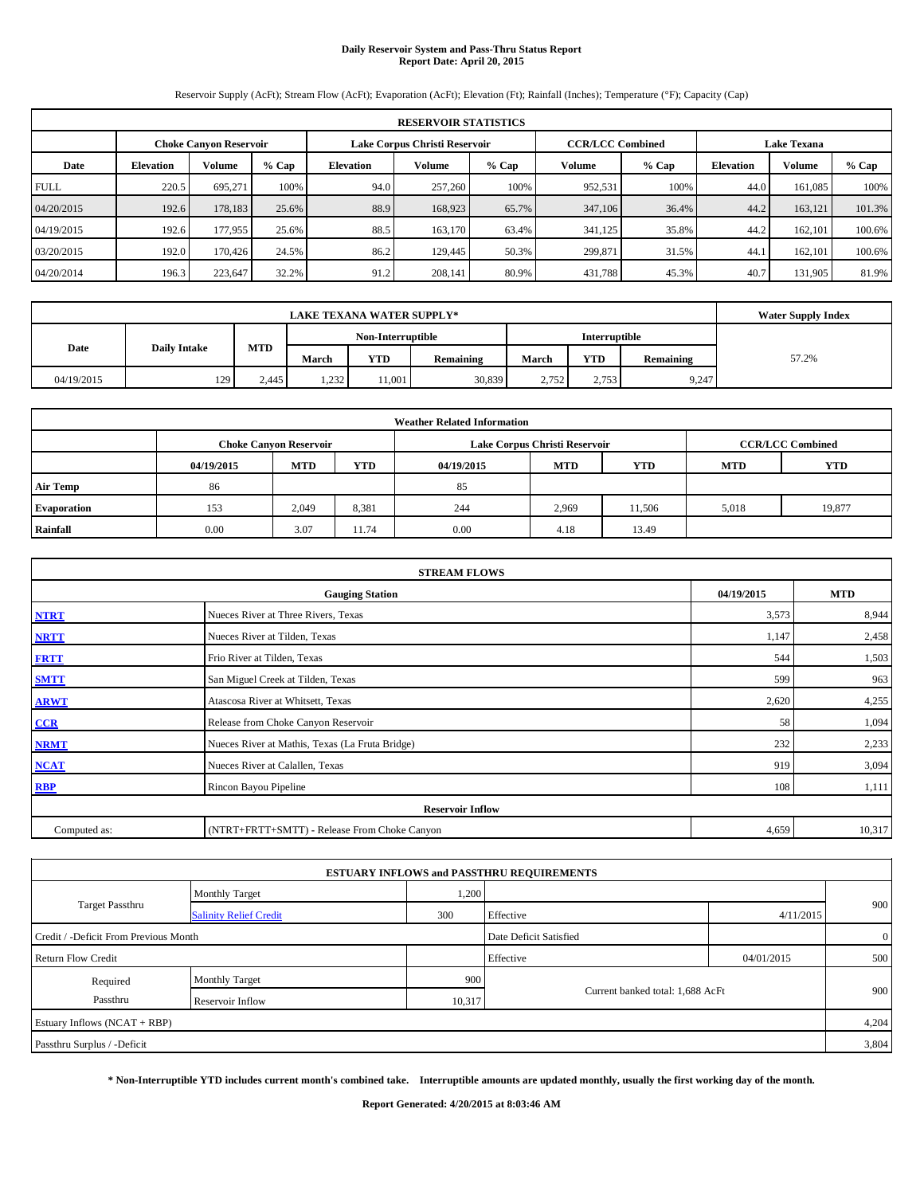# Daily Reservoir System and Pass-Thru Status Report
## Report Date: April 20, 2015

Reservoir Supply (AcFt); Stream Flow (AcFt); Evaporation (AcFt); Elevation (Ft); Rainfall (Inches); Temperature (°F); Capacity (Cap)

| RESERVOIR STATISTICS | | | | | | | | | | | |
|---|---|---|---|---|---|---|---|---|---|---|---|
| | Choke Canyon Reservoir | | | Lake Corpus Christi Reservoir | | | CCR/LCC Combined | | Lake Texana | | |
| Date | Elevation | Volume | % Cap | Elevation | Volume | % Cap | Volume | % Cap | Elevation | Volume | % Cap |
| FULL | 220.5 | 695,271 | 100% | 94.0 | 257,260 | 100% | 952,531 | 100% | 44.0 | 161,085 | 100% |
| 04/20/2015 | 192.6 | 178,183 | 25.6% | 88.9 | 168,923 | 65.7% | 347,106 | 36.4% | 44.2 | 163,121 | 101.3% |
| 04/19/2015 | 192.6 | 177,955 | 25.6% | 88.5 | 163,170 | 63.4% | 341,125 | 35.8% | 44.2 | 162,101 | 100.6% |
| 03/20/2015 | 192.0 | 170,426 | 24.5% | 86.2 | 129,445 | 50.3% | 299,871 | 31.5% | 44.1 | 162,101 | 100.6% |
| 04/20/2014 | 196.3 | 223,647 | 32.2% | 91.2 | 208,141 | 80.9% | 431,788 | 45.3% | 40.7 | 131,905 | 81.9% |

| LAKE TEXANA WATER SUPPLY* | | | | | | | | | Water Supply Index |
|---|---|---|---|---|---|---|---|---|---|
| Date | Daily Intake | MTD | Non-Interruptible | | | Interruptible | | | |
| | | | March | YTD | Remaining | March | YTD | Remaining | |
| 04/19/2015 | 129 | 2,445 | 1,232 | 11,001 | 30,839 | 2,752 | 2,753 | 9,247 | 57.2% |

| Weather Related Information | | | | | | | | |
|---|---|---|---|---|---|---|---|---|
| | Choke Canyon Reservoir | | | Lake Corpus Christi Reservoir | | | CCR/LCC Combined | |
| | 04/19/2015 | MTD | YTD | 04/19/2015 | MTD | YTD | MTD | YTD |
| Air Temp | 86 | | | 85 | | | | |
| Evaporation | 153 | 2,049 | 8,381 | 244 | 2,969 | 11,506 | 5,018 | 19,877 |
| Rainfall | 0.00 | 3.07 | 11.74 | 0.00 | 4.18 | 13.49 | | |

| STREAM FLOWS | | | |
|---|---|---|---|
| | Gauging Station | 04/19/2015 | MTD |
| NTRT | Nueces River at Three Rivers, Texas | 3,573 | 8,944 |
| NRTT | Nueces River at Tilden, Texas | 1,147 | 2,458 |
| FRTT | Frio River at Tilden, Texas | 544 | 1,503 |
| SMTT | San Miguel Creek at Tilden, Texas | 599 | 963 |
| ARWT | Atascosa River at Whitsett, Texas | 2,620 | 4,255 |
| CCR | Release from Choke Canyon Reservoir | 58 | 1,094 |
| NRMT | Nueces River at Mathis, Texas (La Fruta Bridge) | 232 | 2,233 |
| NCAT | Nueces River at Calallen, Texas | 919 | 3,094 |
| RBP | Rincon Bayou Pipeline | 108 | 1,111 |
| Reservoir Inflow | | | |
| Computed as: | (NTRT+FRTT+SMTT) - Release From Choke Canyon | 4,659 | 10,317 |

| ESTUARY INFLOWS and PASSTHRU REQUIREMENTS | | | | | |
|---|---|---|---|---|---|
| Target Passthru | Monthly Target | 1,200 | | | 900 |
| | Salinity Relief Credit | 300 | Effective | 4/11/2015 | |
| Credit / -Deficit From Previous Month | | | Date Deficit Satisfied | | 0 |
| Return Flow Credit | | | Effective | 04/01/2015 | 500 |
| Required Passthru | Monthly Target | 900 | Current banked total: 1,688 AcFt | | 900 |
| | Reservoir Inflow | 10,317 | | | |
| Estuary Inflows (NCAT + RBP) | | | | | 4,204 |
| Passthru Surplus / -Deficit | | | | | 3,804 |

**\* Non-Interruptible YTD includes current month's combined take. Interruptible amounts are updated monthly, usually the first working day of the month.**

**Report Generated: 4/20/2015 at 8:03:46 AM**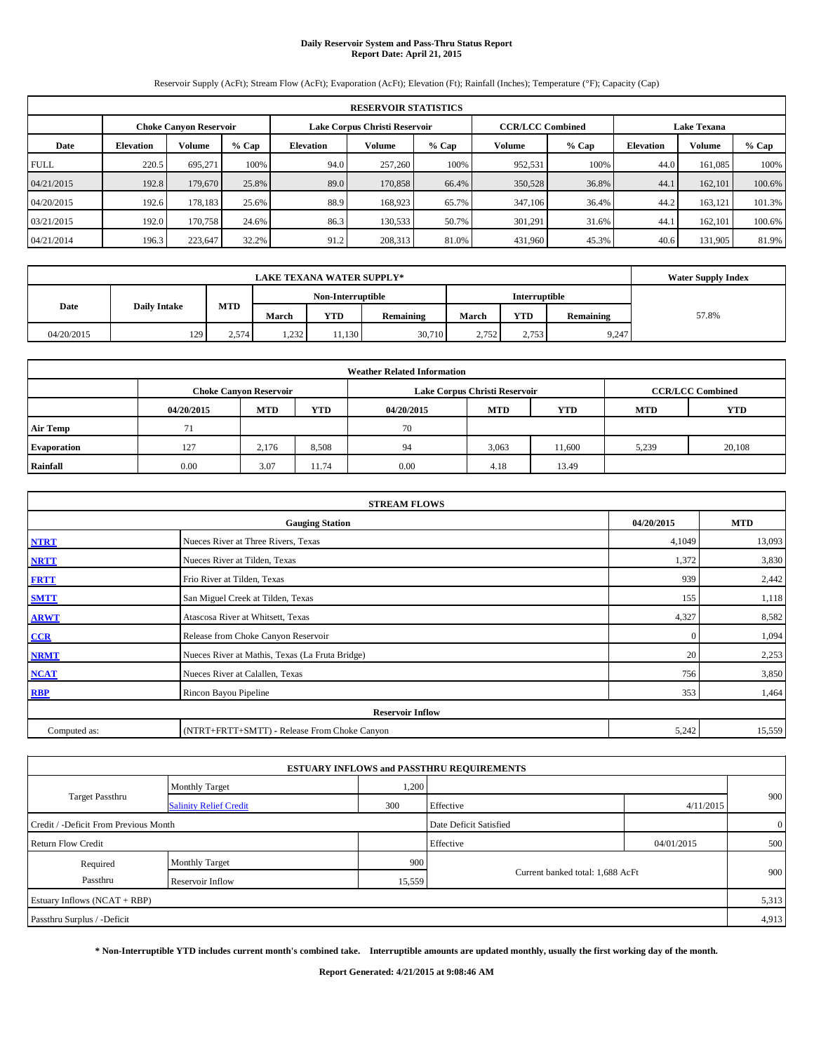# Daily Reservoir System and Pass-Thru Status Report
## Report Date: April 21, 2015

Reservoir Supply (AcFt); Stream Flow (AcFt); Evaporation (AcFt); Elevation (Ft); Rainfall (Inches); Temperature (°F); Capacity (Cap)

| RESERVOIR STATISTICS | | | | | | | | | | | |
|---|---|---|---|---|---|---|---|---|---|---|---|
| | Choke Canyon Reservoir | | | Lake Corpus Christi Reservoir | | | CCR/LCC Combined | | Lake Texana | | |
| Date | Elevation | Volume | % Cap | Elevation | Volume | % Cap | Volume | % Cap | Elevation | Volume | % Cap |
| FULL | 220.5 | 695,271 | 100% | 94.0 | 257,260 | 100% | 952,531 | 100% | 44.0 | 161,085 | 100% |
| 04/21/2015 | 192.8 | 179,670 | 25.8% | 89.0 | 170,858 | 66.4% | 350,528 | 36.8% | 44.1 | 162,101 | 100.6% |
| 04/20/2015 | 192.6 | 178,183 | 25.6% | 88.9 | 168,923 | 65.7% | 347,106 | 36.4% | 44.2 | 163,121 | 101.3% |
| 03/21/2015 | 192.0 | 170,758 | 24.6% | 86.3 | 130,533 | 50.7% | 301,291 | 31.6% | 44.1 | 162,101 | 100.6% |
| 04/21/2014 | 196.3 | 223,647 | 32.2% | 91.2 | 208,313 | 81.0% | 431,960 | 45.3% | 40.6 | 131,905 | 81.9% |

| LAKE TEXANA WATER SUPPLY* | | | | | | | | | Water Supply Index |
|---|---|---|---|---|---|---|---|---|---|
| Date | Daily Intake | MTD | Non-Interruptible | | | Interruptible | | | |
| | | | March | YTD | Remaining | March | YTD | Remaining | |
| 04/20/2015 | 129 | 2,574 | 1,232 | 11,130 | 30,710 | 2,752 | 2,753 | 9,247 | 57.8% |

| Weather Related Information | | | | | | | | |
|---|---|---|---|---|---|---|---|---|
| | Choke Canyon Reservoir | | | Lake Corpus Christi Reservoir | | | CCR/LCC Combined | |
| | 04/20/2015 | MTD | YTD | 04/20/2015 | MTD | YTD | MTD | YTD |
| Air Temp | 71 | | | 70 | | | | |
| Evaporation | 127 | 2,176 | 8,508 | 94 | 3,063 | 11,600 | 5,239 | 20,108 |
| Rainfall | 0.00 | 3.07 | 11.74 | 0.00 | 4.18 | 13.49 | | |

| STREAM FLOWS | | | |
|---|---|---|---|
| | Gauging Station | 04/20/2015 | MTD |
| NTRT | Nueces River at Three Rivers, Texas | 4,1049 | 13,093 |
| NRTT | Nueces River at Tilden, Texas | 1,372 | 3,830 |
| FRTT | Frio River at Tilden, Texas | 939 | 2,442 |
| SMTT | San Miguel Creek at Tilden, Texas | 155 | 1,118 |
| ARWT | Atascosa River at Whitsett, Texas | 4,327 | 8,582 |
| CCR | Release from Choke Canyon Reservoir | 0 | 1,094 |
| NRMT | Nueces River at Mathis, Texas (La Fruta Bridge) | 20 | 2,253 |
| NCAT | Nueces River at Calallen, Texas | 756 | 3,850 |
| RBP | Rincon Bayou Pipeline | 353 | 1,464 |
| Reservoir Inflow | | | |
| Computed as: | (NTRT+FRTT+SMTT) - Release From Choke Canyon | 5,242 | 15,559 |

| ESTUARY INFLOWS and PASSTHRU REQUIREMENTS | | | | | |
|---|---|---|---|---|---|
| Target Passthru | Monthly Target | 1,200 | | | 900 |
| | Salinity Relief Credit | 300 | Effective | 4/11/2015 | |
| Credit / -Deficit From Previous Month | | | Date Deficit Satisfied | | 0 |
| Return Flow Credit | | | Effective | 04/01/2015 | 500 |
| Required Passthru | Monthly Target | 900 | Current banked total: 1,688 AcFt | | 900 |
| | Reservoir Inflow | 15,559 | | | |
| Estuary Inflows (NCAT + RBP) | | | | | 5,313 |
| Passthru Surplus / -Deficit | | | | | 4,913 |

**\* Non-Interruptible YTD includes current month's combined take. Interruptible amounts are updated monthly, usually the first working day of the month.**

**Report Generated: 4/21/2015 at 9:08:46 AM**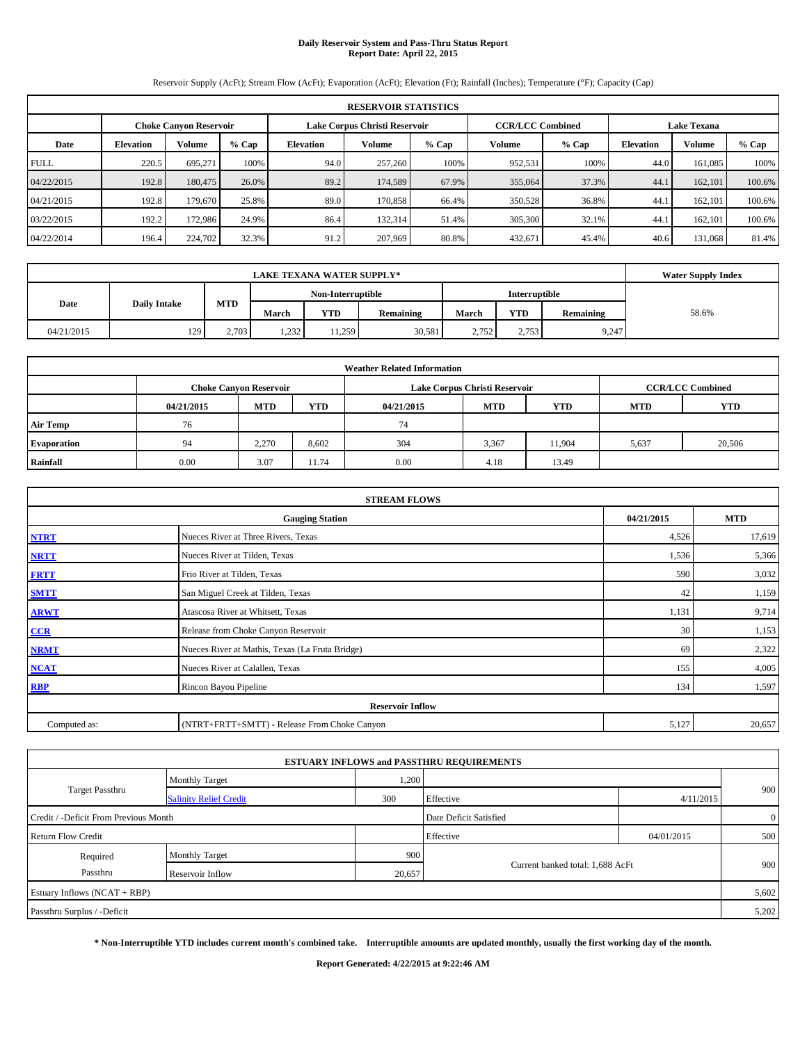# Daily Reservoir System and Pass-Thru Status Report
## Report Date: April 22, 2015

Reservoir Supply (AcFt); Stream Flow (AcFt); Evaporation (AcFt); Elevation (Ft); Rainfall (Inches); Temperature (°F); Capacity (Cap)

| RESERVOIR STATISTICS | | | | | | | | | | | |
|---|---|---|---|---|---|---|---|---|---|---|---|
| | Choke Canyon Reservoir | | | Lake Corpus Christi Reservoir | | | CCR/LCC Combined | | Lake Texana | | |
| Date | Elevation | Volume | % Cap | Elevation | Volume | % Cap | Volume | % Cap | Elevation | Volume | % Cap |
| FULL | 220.5 | 695,271 | 100% | 94.0 | 257,260 | 100% | 952,531 | 100% | 44.0 | 161,085 | 100% |
| 04/22/2015 | 192.8 | 180,475 | 26.0% | 89.2 | 174,589 | 67.9% | 355,064 | 37.3% | 44.1 | 162,101 | 100.6% |
| 04/21/2015 | 192.8 | 179,670 | 25.8% | 89.0 | 170,858 | 66.4% | 350,528 | 36.8% | 44.1 | 162,101 | 100.6% |
| 03/22/2015 | 192.2 | 172,986 | 24.9% | 86.4 | 132,314 | 51.4% | 305,300 | 32.1% | 44.1 | 162,101 | 100.6% |
| 04/22/2014 | 196.4 | 224,702 | 32.3% | 91.2 | 207,969 | 80.8% | 432,671 | 45.4% | 40.6 | 131,068 | 81.4% |

| LAKE TEXANA WATER SUPPLY* | | | | | | | | | Water Supply Index |
|---|---|---|---|---|---|---|---|---|---|
| Date | Daily Intake | MTD | Non-Interruptible | | | Interruptible | | | |
| | | | March | YTD | Remaining | March | YTD | Remaining | |
| 04/21/2015 | 129 | 2,703 | 1,232 | 11,259 | 30,581 | 2,752 | 2,753 | 9,247 | 58.6% |

| Weather Related Information | | | | | | | |
|---|---|---|---|---|---|---|---|
| | Choke Canyon Reservoir | | | Lake Corpus Christi Reservoir | | | CCR/LCC Combined | |
| | 04/21/2015 | MTD | YTD | 04/21/2015 | MTD | YTD | MTD | YTD |
| Air Temp | 76 | | | 74 | | | | |
| Evaporation | 94 | 2,270 | 8,602 | 304 | 3,367 | 11,904 | 5,637 | 20,506 |
| Rainfall | 0.00 | 3.07 | 11.74 | 0.00 | 4.18 | 13.49 | | |

| STREAM FLOWS | | | |
|---|---|---|---|
| | Gauging Station | 04/21/2015 | MTD |
| NTRT | Nueces River at Three Rivers, Texas | 4,526 | 17,619 |
| NRTT | Nueces River at Tilden, Texas | 1,536 | 5,366 |
| FRTT | Frio River at Tilden, Texas | 590 | 3,032 |
| SMTT | San Miguel Creek at Tilden, Texas | 42 | 1,159 |
| ARWT | Atascosa River at Whitsett, Texas | 1,131 | 9,714 |
| CCR | Release from Choke Canyon Reservoir | 30 | 1,153 |
| NRMT | Nueces River at Mathis, Texas (La Fruta Bridge) | 69 | 2,322 |
| NCAT | Nueces River at Calallen, Texas | 155 | 4,005 |
| RBP | Rincon Bayou Pipeline | 134 | 1,597 |
| Reservoir Inflow | | | |
| Computed as: | (NTRT+FRTT+SMTT) - Release From Choke Canyon | 5,127 | 20,657 |

| ESTUARY INFLOWS and PASSTHRU REQUIREMENTS | | | | | |
|---|---|---|---|---|---|
| Target Passthru | Monthly Target | 1,200 | | | 900 |
| | Salinity Relief Credit | 300 | Effective | 4/11/2015 | |
| Credit / -Deficit From Previous Month | | | Date Deficit Satisfied | | 0 |
| Return Flow Credit | | | Effective | 04/01/2015 | 500 |
| Required Passthru | Monthly Target | 900 | Current banked total: 1,688 AcFt | | 900 |
| | Reservoir Inflow | 20,657 | | | |
| Estuary Inflows (NCAT + RBP) | | | | | 5,602 |
| Passthru Surplus / -Deficit | | | | | 5,202 |

**\* Non-Interruptible YTD includes current month's combined take. Interruptible amounts are updated monthly, usually the first working day of the month.**

**Report Generated: 4/22/2015 at 9:22:46 AM**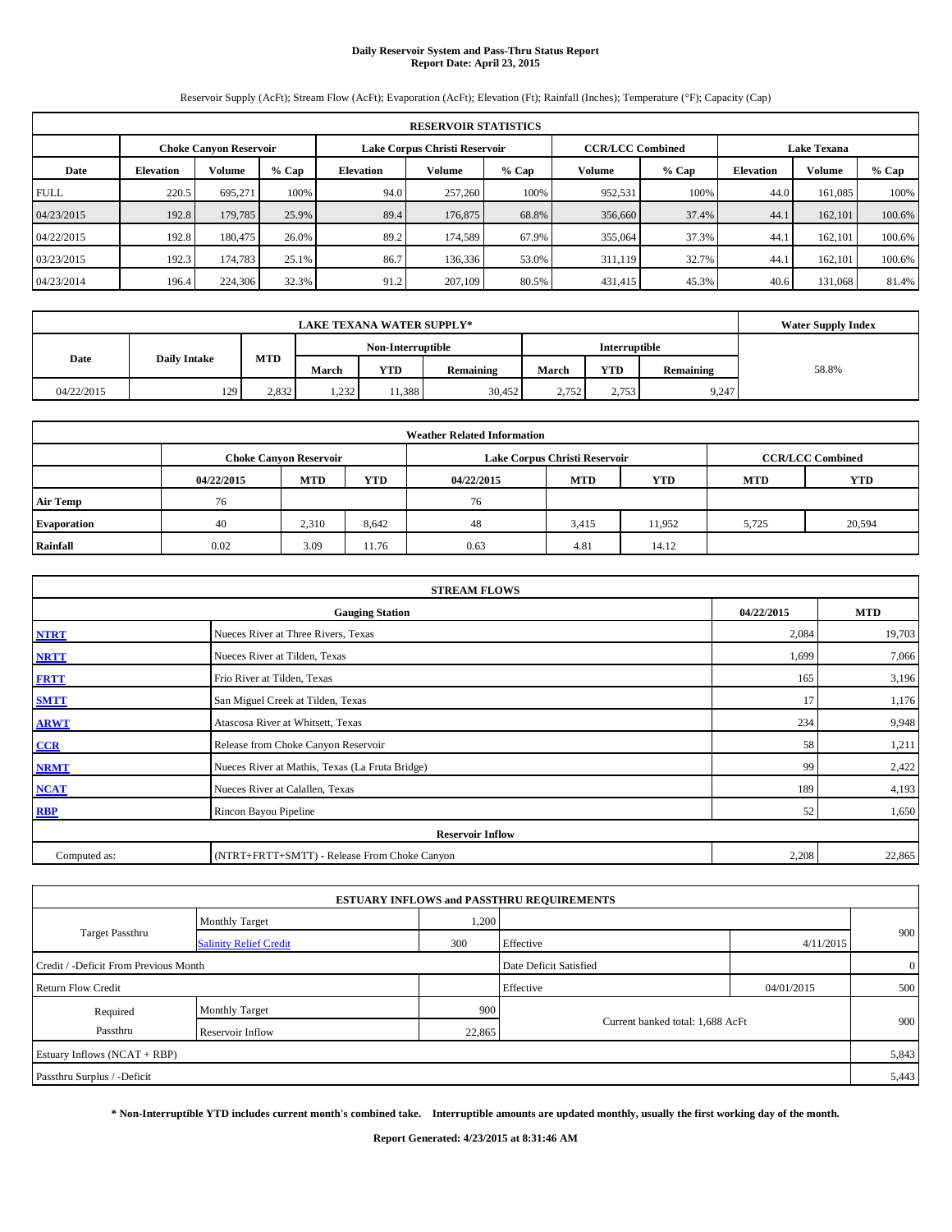# Daily Reservoir System and Pass-Thru Status Report
## Report Date: April 23, 2015

Reservoir Supply (AcFt); Stream Flow (AcFt); Evaporation (AcFt); Elevation (Ft); Rainfall (Inches); Temperature (°F); Capacity (Cap)

| RESERVOIR STATISTICS | | | | | | | | | | | |
|---|---|---|---|---|---|---|---|---|---|---|---|
| | Choke Canyon Reservoir | | | Lake Corpus Christi Reservoir | | | CCR/LCC Combined | | Lake Texana | | |
| Date | Elevation | Volume | % Cap | Elevation | Volume | % Cap | Volume | % Cap | Elevation | Volume | % Cap |
| FULL | 220.5 | 695,271 | 100% | 94.0 | 257,260 | 100% | 952,531 | 100% | 44.0 | 161,085 | 100% |
| 04/23/2015 | 192.8 | 179,785 | 25.9% | 89.4 | 176,875 | 68.8% | 356,660 | 37.4% | 44.1 | 162,101 | 100.6% |
| 04/22/2015 | 192.8 | 180,475 | 26.0% | 89.2 | 174,589 | 67.9% | 355,064 | 37.3% | 44.1 | 162,101 | 100.6% |
| 03/23/2015 | 192.3 | 174,783 | 25.1% | 86.7 | 136,336 | 53.0% | 311,119 | 32.7% | 44.1 | 162,101 | 100.6% |
| 04/23/2014 | 196.4 | 224,306 | 32.3% | 91.2 | 207,109 | 80.5% | 431,415 | 45.3% | 40.6 | 131,068 | 81.4% |

| LAKE TEXANA WATER SUPPLY* | | | | | | | | | Water Supply Index |
|---|---|---|---|---|---|---|---|---|---|
| Date | Daily Intake | MTD | Non-Interruptible | | | Interruptible | | | |
| | | | March | YTD | Remaining | March | YTD | Remaining | |
| 04/22/2015 | 129 | 2,832 | 1,232 | 11,388 | 30,452 | 2,752 | 2,753 | 9,247 | 58.8% |

| Weather Related Information | | | | | | | | |
|---|---|---|---|---|---|---|---|---|
| | Choke Canyon Reservoir | | | Lake Corpus Christi Reservoir | | | CCR/LCC Combined | |
| | 04/22/2015 | MTD | YTD | 04/22/2015 | MTD | YTD | MTD | YTD |
| Air Temp | 76 | | | 76 | | | | |
| Evaporation | 40 | 2,310 | 8,642 | 48 | 3,415 | 11,952 | 5,725 | 20,594 |
| Rainfall | 0.02 | 3.09 | 11.76 | 0.63 | 4.81 | 14.12 | | |

| STREAM FLOWS | | | |
|---|---|---|---|
| | Gauging Station | 04/22/2015 | MTD |
| NTRT | Nueces River at Three Rivers, Texas | 2,084 | 19,703 |
| NRTT | Nueces River at Tilden, Texas | 1,699 | 7,066 |
| FRTT | Frio River at Tilden, Texas | 165 | 3,196 |
| SMTT | San Miguel Creek at Tilden, Texas | 17 | 1,176 |
| ARWT | Atascosa River at Whitsett, Texas | 234 | 9,948 |
| CCR | Release from Choke Canyon Reservoir | 58 | 1,211 |
| NRMT | Nueces River at Mathis, Texas (La Fruta Bridge) | 99 | 2,422 |
| NCAT | Nueces River at Calallen, Texas | 189 | 4,193 |
| RBP | Rincon Bayou Pipeline | 52 | 1,650 |
| Reservoir Inflow | | | |
| Computed as: | (NTRT+FRTT+SMTT) - Release From Choke Canyon | 2,208 | 22,865 |

| ESTUARY INFLOWS and PASSTHRU REQUIREMENTS | | | | | |
|---|---|---|---|---|---|
| Target Passthru | Monthly Target | 1,200 | | | 900 |
| | Salinity Relief Credit | 300 | Effective | 4/11/2015 | |
| Credit / -Deficit From Previous Month | | | Date Deficit Satisfied | | 0 |
| Return Flow Credit | | | Effective | 04/01/2015 | 500 |
| Required Passthru | Monthly Target | 900 | Current banked total: 1,688 AcFt | | 900 |
| | Reservoir Inflow | 22,865 | | | |
| Estuary Inflows (NCAT + RBP) | | | | | 5,843 |
| Passthru Surplus / -Deficit | | | | | 5,443 |

**\* Non-Interruptible YTD includes current month's combined take. Interruptible amounts are updated monthly, usually the first working day of the month.**

**Report Generated: 4/23/2015 at 8:31:46 AM**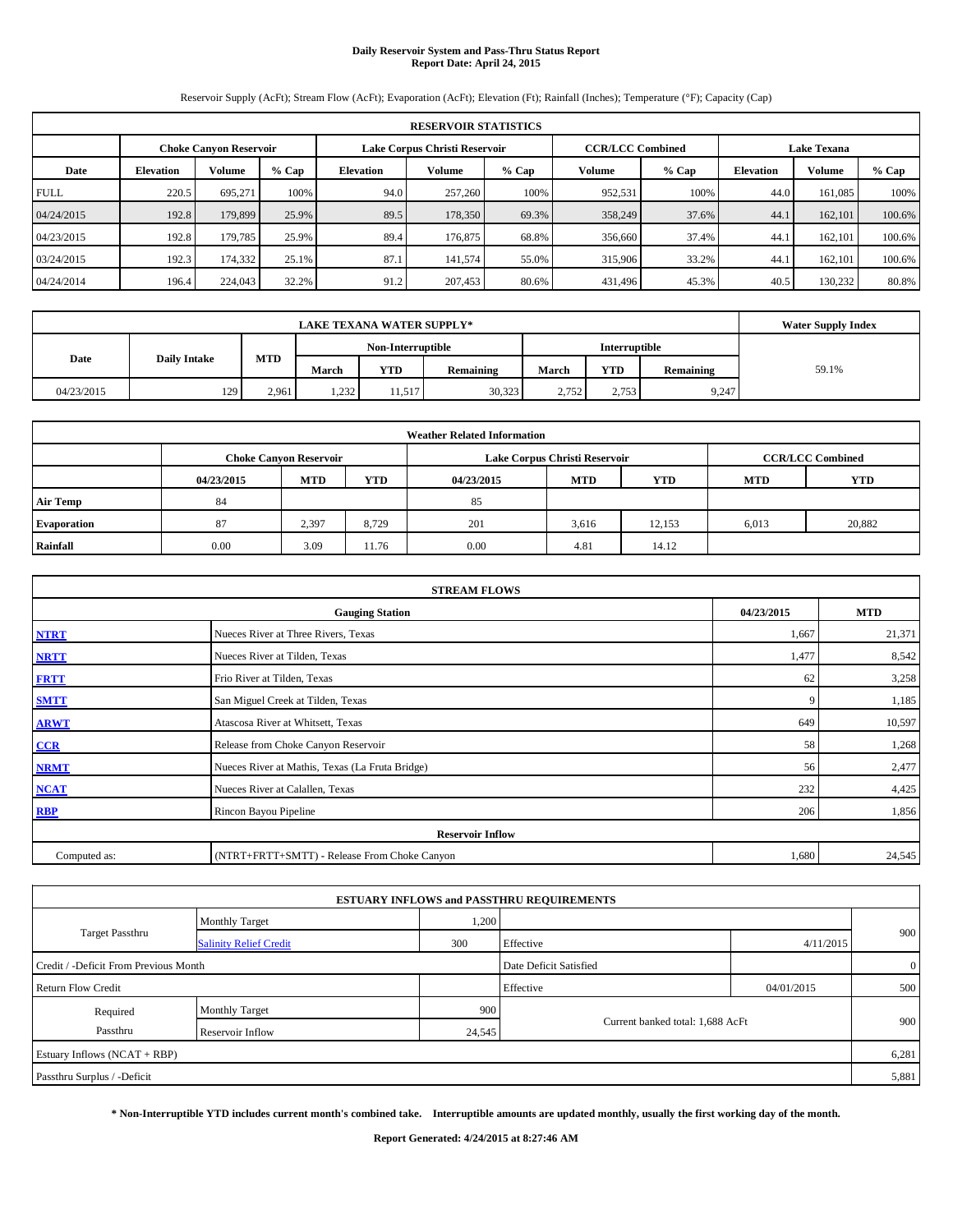# Daily Reservoir System and Pass-Thru Status Report
## Report Date: April 24, 2015

Reservoir Supply (AcFt); Stream Flow (AcFt); Evaporation (AcFt); Elevation (Ft); Rainfall (Inches); Temperature (°F); Capacity (Cap)

| RESERVOIR STATISTICS | | | | | | | | | | | |
|---|---|---|---|---|---|---|---|---|---|---|---|
| | Choke Canyon Reservoir | | | Lake Corpus Christi Reservoir | | | CCR/LCC Combined | | Lake Texana | | |
| Date | Elevation | Volume | % Cap | Elevation | Volume | % Cap | Volume | % Cap | Elevation | Volume | % Cap |
| FULL | 220.5 | 695,271 | 100% | 94.0 | 257,260 | 100% | 952,531 | 100% | 44.0 | 161,085 | 100% |
| 04/24/2015 | 192.8 | 179,899 | 25.9% | 89.5 | 178,350 | 69.3% | 358,249 | 37.6% | 44.1 | 162,101 | 100.6% |
| 04/23/2015 | 192.8 | 179,785 | 25.9% | 89.4 | 176,875 | 68.8% | 356,660 | 37.4% | 44.1 | 162,101 | 100.6% |
| 03/24/2015 | 192.3 | 174,332 | 25.1% | 87.1 | 141,574 | 55.0% | 315,906 | 33.2% | 44.1 | 162,101 | 100.6% |
| 04/24/2014 | 196.4 | 224,043 | 32.2% | 91.2 | 207,453 | 80.6% | 431,496 | 45.3% | 40.5 | 130,232 | 80.8% |

| LAKE TEXANA WATER SUPPLY* | | | | | | | | | Water Supply Index |
|---|---|---|---|---|---|---|---|---|---|
| Date | Daily Intake | MTD | Non-Interruptible | | | Interruptible | | | |
| | | | March | YTD | Remaining | March | YTD | Remaining | |
| 04/23/2015 | 129 | 2,961 | 1,232 | 11,517 | 30,323 | 2,752 | 2,753 | 9,247 | 59.1% |

| Weather Related Information | | | | | | | | |
|---|---|---|---|---|---|---|---|---|
| | Choke Canyon Reservoir | | | Lake Corpus Christi Reservoir | | | CCR/LCC Combined | |
| | 04/23/2015 | MTD | YTD | 04/23/2015 | MTD | YTD | MTD | YTD |
| Air Temp | 84 | | | 85 | | | | |
| Evaporation | 87 | 2,397 | 8,729 | 201 | 3,616 | 12,153 | 6,013 | 20,882 |
| Rainfall | 0.00 | 3.09 | 11.76 | 0.00 | 4.81 | 14.12 | | |

| STREAM FLOWS | | | |
|---|---|---|---|
| | Gauging Station | 04/23/2015 | MTD |
| NTRT | Nueces River at Three Rivers, Texas | 1,667 | 21,371 |
| NRTT | Nueces River at Tilden, Texas | 1,477 | 8,542 |
| FRTT | Frio River at Tilden, Texas | 62 | 3,258 |
| SMTT | San Miguel Creek at Tilden, Texas | 9 | 1,185 |
| ARWT | Atascosa River at Whitsett, Texas | 649 | 10,597 |
| CCR | Release from Choke Canyon Reservoir | 58 | 1,268 |
| NRMT | Nueces River at Mathis, Texas (La Fruta Bridge) | 56 | 2,477 |
| NCAT | Nueces River at Calallen, Texas | 232 | 4,425 |
| RBP | Rincon Bayou Pipeline | 206 | 1,856 |
| Reservoir Inflow | | | |
| Computed as: | (NTRT+FRTT+SMTT) - Release From Choke Canyon | 1,680 | 24,545 |

| ESTUARY INFLOWS and PASSTHRU REQUIREMENTS | | | | | |
|---|---|---|---|---|---|
| Target Passthru | Monthly Target | 1,200 | | | 900 |
| | Salinity Relief Credit | 300 | Effective | 4/11/2015 | |
| Credit / -Deficit From Previous Month | | | Date Deficit Satisfied | | 0 |
| Return Flow Credit | | | Effective | 04/01/2015 | 500 |
| Required Passthru | Monthly Target | 900 | Current banked total: 1,688 AcFt | | 900 |
| | Reservoir Inflow | 24,545 | | | |
| Estuary Inflows (NCAT + RBP) | | | | | 6,281 |
| Passthru Surplus / -Deficit | | | | | 5,881 |

**\* Non-Interruptible YTD includes current month's combined take. Interruptible amounts are updated monthly, usually the first working day of the month.**

**Report Generated: 4/24/2015 at 8:27:46 AM**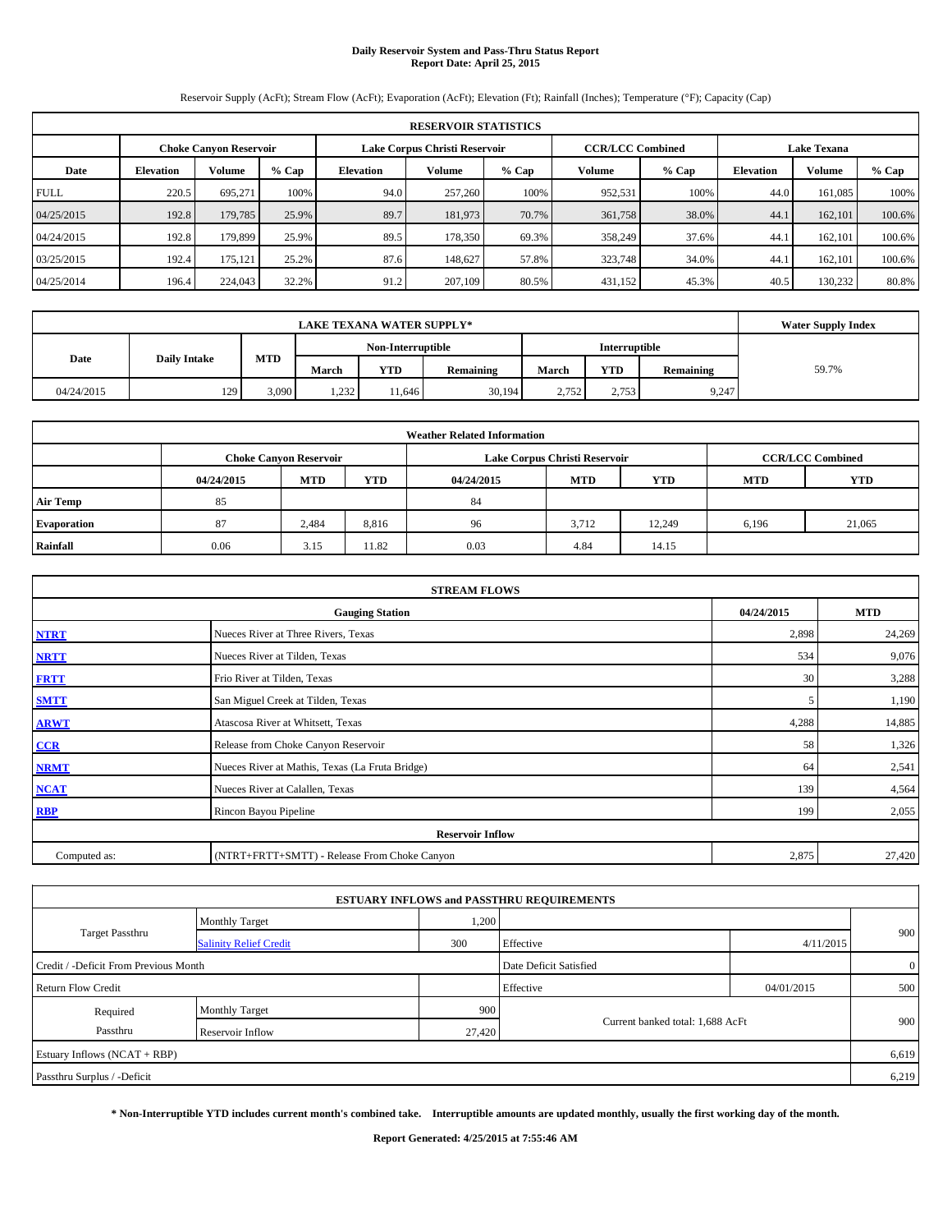# Daily Reservoir System and Pass-Thru Status Report
**Report Date: April 25, 2015**

Reservoir Supply (AcFt); Stream Flow (AcFt); Evaporation (AcFt); Elevation (Ft); Rainfall (Inches); Temperature (°F); Capacity (Cap)

| RESERVOIR STATISTICS | | | | | | | | | | | |
|---|---|---|---|---|---|---|---|---|---|---|---|
| | Choke Canyon Reservoir | | | Lake Corpus Christi Reservoir | | | CCR/LCC Combined | | Lake Texana | | |
| Date | Elevation | Volume | % Cap | Elevation | Volume | % Cap | Volume | % Cap | Elevation | Volume | % Cap |
| FULL | 220.5 | 695,271 | 100% | 94.0 | 257,260 | 100% | 952,531 | 100% | 44.0 | 161,085 | 100% |
| 04/25/2015 | 192.8 | 179,785 | 25.9% | 89.7 | 181,973 | 70.7% | 361,758 | 38.0% | 44.1 | 162,101 | 100.6% |
| 04/24/2015 | 192.8 | 179,899 | 25.9% | 89.5 | 178,350 | 69.3% | 358,249 | 37.6% | 44.1 | 162,101 | 100.6% |
| 03/25/2015 | 192.4 | 175,121 | 25.2% | 87.6 | 148,627 | 57.8% | 323,748 | 34.0% | 44.1 | 162,101 | 100.6% |
| 04/25/2014 | 196.4 | 224,043 | 32.2% | 91.2 | 207,109 | 80.5% | 431,152 | 45.3% | 40.5 | 130,232 | 80.8% |

| LAKE TEXANA WATER SUPPLY* | | | | | | | | | Water Supply Index |
|---|---|---|---|---|---|---|---|---|---|
| Date | Daily Intake | MTD | Non-Interruptible | | | Interruptible | | | |
| | | | March | YTD | Remaining | March | YTD | Remaining | |
| 04/24/2015 | 129 | 3,090 | 1,232 | 11,646 | 30,194 | 2,752 | 2,753 | 9,247 | 59.7% |

| Weather Related Information | | | | | | | | |
|---|---|---|---|---|---|---|---|---|
| | Choke Canyon Reservoir | | | Lake Corpus Christi Reservoir | | | CCR/LCC Combined | |
| | 04/24/2015 | MTD | YTD | 04/24/2015 | MTD | YTD | MTD | YTD |
| Air Temp | 85 | | | 84 | | | | |
| Evaporation | 87 | 2,484 | 8,816 | 96 | 3,712 | 12,249 | 6,196 | 21,065 |
| Rainfall | 0.06 | 3.15 | 11.82 | 0.03 | 4.84 | 14.15 | | |

| STREAM FLOWS | | | |
|---|---|---|---|
| | Gauging Station | 04/24/2015 | MTD |
| NTRT | Nueces River at Three Rivers, Texas | 2,898 | 24,269 |
| NRTT | Nueces River at Tilden, Texas | 534 | 9,076 |
| FRTT | Frio River at Tilden, Texas | 30 | 3,288 |
| SMTT | San Miguel Creek at Tilden, Texas | 5 | 1,190 |
| ARWT | Atascosa River at Whitsett, Texas | 4,288 | 14,885 |
| CCR | Release from Choke Canyon Reservoir | 58 | 1,326 |
| NRMT | Nueces River at Mathis, Texas (La Fruta Bridge) | 64 | 2,541 |
| NCAT | Nueces River at Calallen, Texas | 139 | 4,564 |
| RBP | Rincon Bayou Pipeline | 199 | 2,055 |
| Reservoir Inflow | | | |
| Computed as: | (NTRT+FRTT+SMTT) - Release From Choke Canyon | 2,875 | 27,420 |

| ESTUARY INFLOWS and PASSTHRU REQUIREMENTS | | | | | |
|---|---|---|---|---|---|
| Target Passthru | Monthly Target | 1,200 | | | 900 |
| | Salinity Relief Credit | 300 | Effective | 4/11/2015 | |
| Credit / -Deficit From Previous Month | | | Date Deficit Satisfied | | 0 |
| Return Flow Credit | | | Effective | 04/01/2015 | 500 |
| Required Passthru | Monthly Target | 900 | Current banked total: 1,688 AcFt | | 900 |
| | Reservoir Inflow | 27,420 | | | |
| Estuary Inflows (NCAT + RBP) | | | | | 6,619 |
| Passthru Surplus / -Deficit | | | | | 6,219 |

**\* Non-Interruptible YTD includes current month's combined take. Interruptible amounts are updated monthly, usually the first working day of the month.**

**Report Generated: 4/25/2015 at 7:55:46 AM**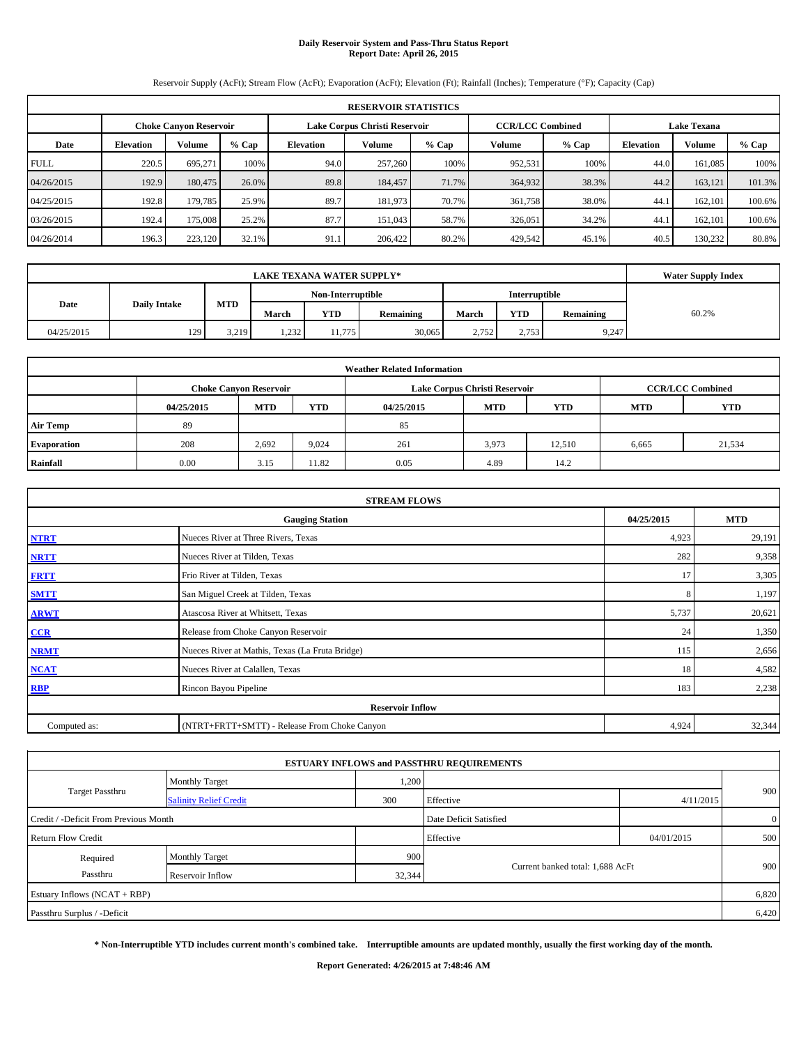# Daily Reservoir System and Pass-Thru Status Report
## Report Date: April 26, 2015

Reservoir Supply (AcFt); Stream Flow (AcFt); Evaporation (AcFt); Elevation (Ft); Rainfall (Inches); Temperature (°F); Capacity (Cap)

| RESERVOIR STATISTICS | | | | | | | | | | | |
|---|---|---|---|---|---|---|---|---|---|---|---|
| | Choke Canyon Reservoir | | | Lake Corpus Christi Reservoir | | | CCR/LCC Combined | | Lake Texana | | |
| Date | Elevation | Volume | % Cap | Elevation | Volume | % Cap | Volume | % Cap | Elevation | Volume | % Cap |
| FULL | 220.5 | 695,271 | 100% | 94.0 | 257,260 | 100% | 952,531 | 100% | 44.0 | 161,085 | 100% |
| 04/26/2015 | 192.9 | 180,475 | 26.0% | 89.8 | 184,457 | 71.7% | 364,932 | 38.3% | 44.2 | 163,121 | 101.3% |
| 04/25/2015 | 192.8 | 179,785 | 25.9% | 89.7 | 181,973 | 70.7% | 361,758 | 38.0% | 44.1 | 162,101 | 100.6% |
| 03/26/2015 | 192.4 | 175,008 | 25.2% | 87.7 | 151,043 | 58.7% | 326,051 | 34.2% | 44.1 | 162,101 | 100.6% |
| 04/26/2014 | 196.3 | 223,120 | 32.1% | 91.1 | 206,422 | 80.2% | 429,542 | 45.1% | 40.5 | 130,232 | 80.8% |

| LAKE TEXANA WATER SUPPLY* | | | | | | | | | Water Supply Index |
|---|---|---|---|---|---|---|---|---|---|
| Date | Daily Intake | MTD | Non-Interruptible | | | Interruptible | | | |
| | | | March | YTD | Remaining | March | YTD | Remaining | |
| 04/25/2015 | 129 | 3,219 | 1,232 | 11,775 | 30,065 | 2,752 | 2,753 | 9,247 | 60.2% |

| Weather Related Information | | | | | | | | |
|---|---|---|---|---|---|---|---|---|
| | Choke Canyon Reservoir | | | Lake Corpus Christi Reservoir | | | CCR/LCC Combined | |
| | 04/25/2015 | MTD | YTD | 04/25/2015 | MTD | YTD | MTD | YTD |
| Air Temp | 89 | | | 85 | | | | |
| Evaporation | 208 | 2,692 | 9,024 | 261 | 3,973 | 12,510 | 6,665 | 21,534 |
| Rainfall | 0.00 | 3.15 | 11.82 | 0.05 | 4.89 | 14.2 | | |

| STREAM FLOWS | | | |
|---|---|---|---|
| | Gauging Station | 04/25/2015 | MTD |
| NTRT | Nueces River at Three Rivers, Texas | 4,923 | 29,191 |
| NRTT | Nueces River at Tilden, Texas | 282 | 9,358 |
| FRTT | Frio River at Tilden, Texas | 17 | 3,305 |
| SMTT | San Miguel Creek at Tilden, Texas | 8 | 1,197 |
| ARWT | Atascosa River at Whitsett, Texas | 5,737 | 20,621 |
| CCR | Release from Choke Canyon Reservoir | 24 | 1,350 |
| NRMT | Nueces River at Mathis, Texas (La Fruta Bridge) | 115 | 2,656 |
| NCAT | Nueces River at Calallen, Texas | 18 | 4,582 |
| RBP | Rincon Bayou Pipeline | 183 | 2,238 |
| Reservoir Inflow | | | |
| Computed as: | (NTRT+FRTT+SMTT) - Release From Choke Canyon | 4,924 | 32,344 |

| ESTUARY INFLOWS and PASSTHRU REQUIREMENTS | | | | | |
|---|---|---|---|---|---|
| Target Passthru | Monthly Target | 1,200 | | | 900 |
| | Salinity Relief Credit | 300 | Effective | 4/11/2015 | |
| Credit / -Deficit From Previous Month | | | Date Deficit Satisfied | | 0 |
| Return Flow Credit | | | Effective | 04/01/2015 | 500 |
| Required Passthru | Monthly Target | 900 | Current banked total: 1,688 AcFt | | 900 |
| | Reservoir Inflow | 32,344 | | | |
| Estuary Inflows (NCAT + RBP) | | | | | 6,820 |
| Passthru Surplus / -Deficit | | | | | 6,420 |

**\* Non-Interruptible YTD includes current month's combined take. Interruptible amounts are updated monthly, usually the first working day of the month.**

**Report Generated: 4/26/2015 at 7:48:46 AM**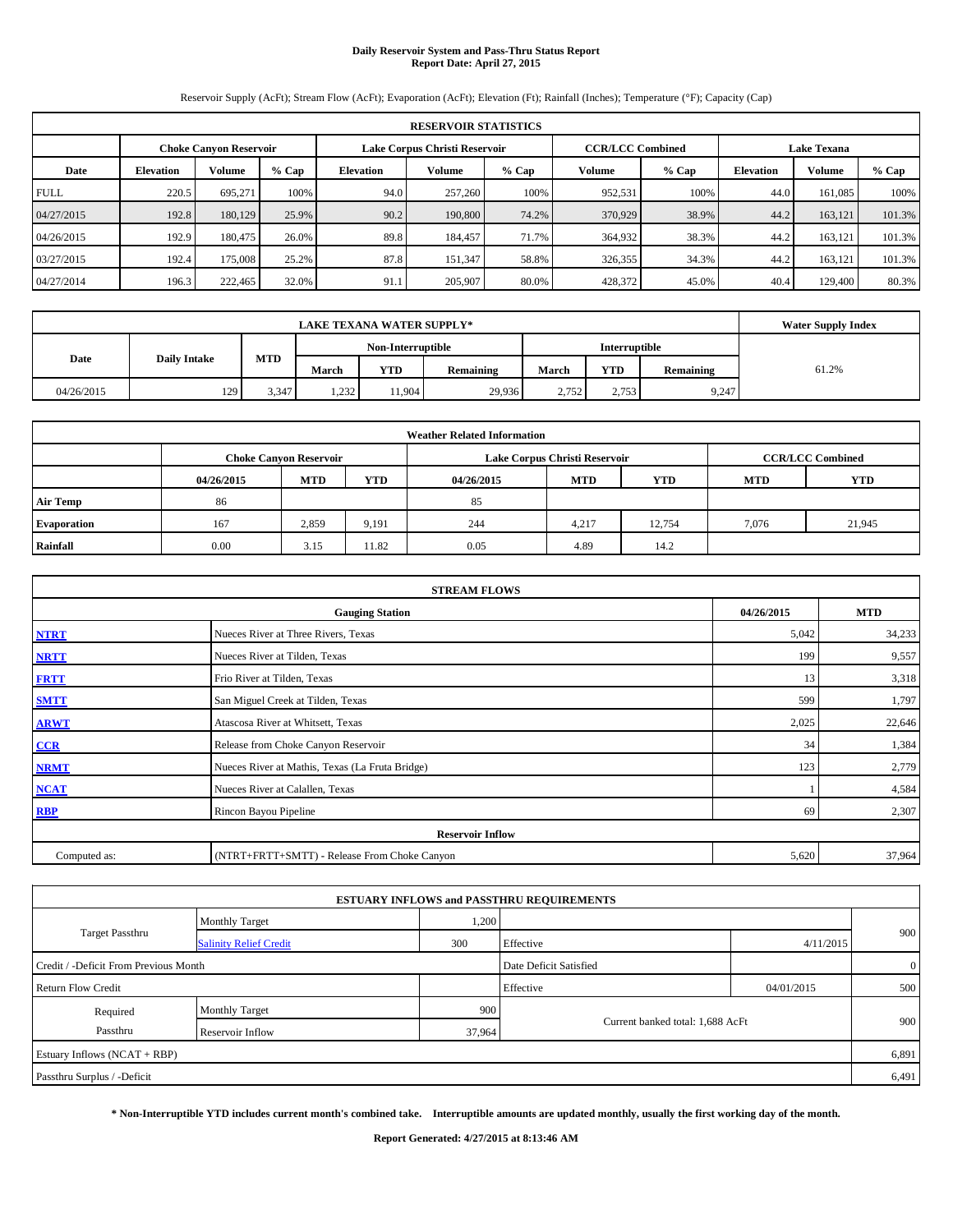# Daily Reservoir System and Pass-Thru Status Report
# Report Date: April 27, 2015

Reservoir Supply (AcFt); Stream Flow (AcFt); Evaporation (AcFt); Elevation (Ft); Rainfall (Inches); Temperature (°F); Capacity (Cap)

| RESERVOIR STATISTICS | | | | | | | | | | | |
|---|---|---|---|---|---|---|---|---|---|---|---|
| | Choke Canyon Reservoir | | | Lake Corpus Christi Reservoir | | | CCR/LCC Combined | | Lake Texana | | |
| Date | Elevation | Volume | % Cap | Elevation | Volume | % Cap | Volume | % Cap | Elevation | Volume | % Cap |
| FULL | 220.5 | 695,271 | 100% | 94.0 | 257,260 | 100% | 952,531 | 100% | 44.0 | 161,085 | 100% |
| 04/27/2015 | 192.8 | 180,129 | 25.9% | 90.2 | 190,800 | 74.2% | 370,929 | 38.9% | 44.2 | 163,121 | 101.3% |
| 04/26/2015 | 192.9 | 180,475 | 26.0% | 89.8 | 184,457 | 71.7% | 364,932 | 38.3% | 44.2 | 163,121 | 101.3% |
| 03/27/2015 | 192.4 | 175,008 | 25.2% | 87.8 | 151,347 | 58.8% | 326,355 | 34.3% | 44.2 | 163,121 | 101.3% |
| 04/27/2014 | 196.3 | 222,465 | 32.0% | 91.1 | 205,907 | 80.0% | 428,372 | 45.0% | 40.4 | 129,400 | 80.3% |

| LAKE TEXANA WATER SUPPLY* | | | | | | | | | Water Supply Index |
|---|---|---|---|---|---|---|---|---|---|
| Date | Daily Intake | MTD | Non-Interruptible | | | Interruptible | | | |
| | | | March | YTD | Remaining | March | YTD | Remaining | |
| 04/26/2015 | 129 | 3,347 | 1,232 | 11,904 | 29,936 | 2,752 | 2,753 | 9,247 | 61.2% |

| Weather Related Information | | | | | | | | |
|---|---|---|---|---|---|---|---|---|
| | Choke Canyon Reservoir | | | Lake Corpus Christi Reservoir | | | CCR/LCC Combined | |
| | 04/26/2015 | MTD | YTD | 04/26/2015 | MTD | YTD | MTD | YTD |
| Air Temp | 86 | | | 85 | | | | |
| Evaporation | 167 | 2,859 | 9,191 | 244 | 4,217 | 12,754 | 7,076 | 21,945 |
| Rainfall | 0.00 | 3.15 | 11.82 | 0.05 | 4.89 | 14.2 | | |

| STREAM FLOWS | | | |
|---|---|---|---|
| | Gauging Station | 04/26/2015 | MTD |
| NTRT | Nueces River at Three Rivers, Texas | 5,042 | 34,233 |
| NRTT | Nueces River at Tilden, Texas | 199 | 9,557 |
| FRTT | Frio River at Tilden, Texas | 13 | 3,318 |
| SMTT | San Miguel Creek at Tilden, Texas | 599 | 1,797 |
| ARWT | Atascosa River at Whitsett, Texas | 2,025 | 22,646 |
| CCR | Release from Choke Canyon Reservoir | 34 | 1,384 |
| NRMT | Nueces River at Mathis, Texas (La Fruta Bridge) | 123 | 2,779 |
| NCAT | Nueces River at Calallen, Texas | 1 | 4,584 |
| RBP | Rincon Bayou Pipeline | 69 | 2,307 |
| Reservoir Inflow | | | |
| Computed as: | (NTRT+FRTT+SMTT) - Release From Choke Canyon | 5,620 | 37,964 |

| ESTUARY INFLOWS and PASSTHRU REQUIREMENTS | | | | | |
|---|---|---|---|---|---|
| Target Passthru | Monthly Target | 1,200 | | | 900 |
| | Salinity Relief Credit | 300 | Effective | 4/11/2015 | |
| Credit / -Deficit From Previous Month | | | Date Deficit Satisfied | | 0 |
| Return Flow Credit | | | Effective | 04/01/2015 | 500 |
| Required Passthru | Monthly Target | 900 | Current banked total: 1,688 AcFt | | 900 |
| | Reservoir Inflow | 37,964 | | | |
| Estuary Inflows (NCAT + RBP) | | | | | 6,891 |
| Passthru Surplus / -Deficit | | | | | 6,491 |

**\* Non-Interruptible YTD includes current month's combined take. Interruptible amounts are updated monthly, usually the first working day of the month.**

**Report Generated: 4/27/2015 at 8:13:46 AM**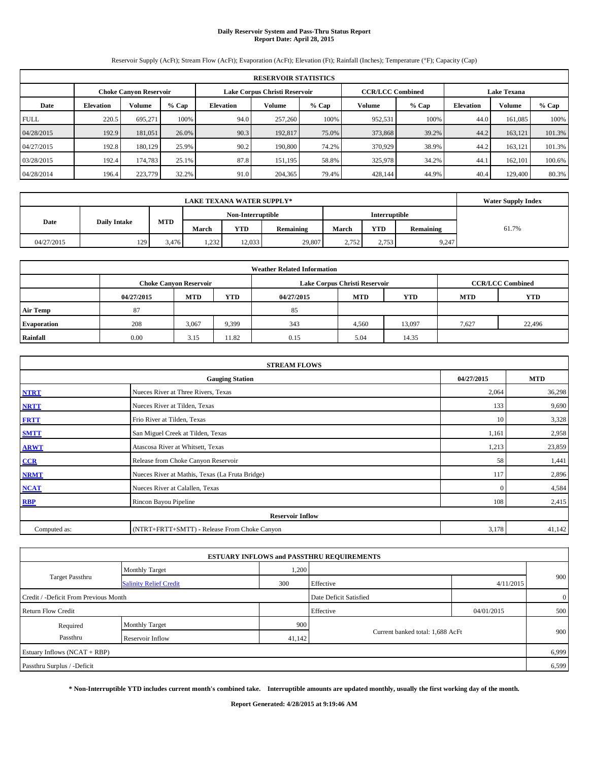# Daily Reservoir System and Pass-Thru Status Report
## Report Date: April 28, 2015

Reservoir Supply (AcFt); Stream Flow (AcFt); Evaporation (AcFt); Elevation (Ft); Rainfall (Inches); Temperature (°F); Capacity (Cap)

| RESERVOIR STATISTICS | | | | | | | | | | | |
|---|---|---|---|---|---|---|---|---|---|---|---|
| | Choke Canyon Reservoir | | | Lake Corpus Christi Reservoir | | | CCR/LCC Combined | | Lake Texana | | |
| Date | Elevation | Volume | % Cap | Elevation | Volume | % Cap | Volume | % Cap | Elevation | Volume | % Cap |
| FULL | 220.5 | 695,271 | 100% | 94.0 | 257,260 | 100% | 952,531 | 100% | 44.0 | 161,085 | 100% |
| 04/28/2015 | 192.9 | 181,051 | 26.0% | 90.3 | 192,817 | 75.0% | 373,868 | 39.2% | 44.2 | 163,121 | 101.3% |
| 04/27/2015 | 192.8 | 180,129 | 25.9% | 90.2 | 190,800 | 74.2% | 370,929 | 38.9% | 44.2 | 163,121 | 101.3% |
| 03/28/2015 | 192.4 | 174,783 | 25.1% | 87.8 | 151,195 | 58.8% | 325,978 | 34.2% | 44.1 | 162,101 | 100.6% |
| 04/28/2014 | 196.4 | 223,779 | 32.2% | 91.0 | 204,365 | 79.4% | 428,144 | 44.9% | 40.4 | 129,400 | 80.3% |

| LAKE TEXANA WATER SUPPLY* | | | | | | | | | Water Supply Index |
|---|---|---|---|---|---|---|---|---|---|
| Date | Daily Intake | MTD | Non-Interruptible | | | Interruptible | | | |
| | | | March | YTD | Remaining | March | YTD | Remaining | |
| 04/27/2015 | 129 | 3,476 | 1,232 | 12,033 | 29,807 | 2,752 | 2,753 | 9,247 | 61.7% |

| Weather Related Information | | | | | | | | |
|---|---|---|---|---|---|---|---|---|
| | Choke Canyon Reservoir | | | Lake Corpus Christi Reservoir | | | CCR/LCC Combined | |
| | 04/27/2015 | MTD | YTD | 04/27/2015 | MTD | YTD | MTD | YTD |
| Air Temp | 87 | | | 85 | | | | |
| Evaporation | 208 | 3,067 | 9,399 | 343 | 4,560 | 13,097 | 7,627 | 22,496 |
| Rainfall | 0.00 | 3.15 | 11.82 | 0.15 | 5.04 | 14.35 | | |

| STREAM FLOWS | | | |
|---|---|---|---|
| | Gauging Station | 04/27/2015 | MTD |
| NTRT | Nueces River at Three Rivers, Texas | 2,064 | 36,298 |
| NRTT | Nueces River at Tilden, Texas | 133 | 9,690 |
| FRTT | Frio River at Tilden, Texas | 10 | 3,328 |
| SMTT | San Miguel Creek at Tilden, Texas | 1,161 | 2,958 |
| ARWT | Atascosa River at Whitsett, Texas | 1,213 | 23,859 |
| CCR | Release from Choke Canyon Reservoir | 58 | 1,441 |
| NRMT | Nueces River at Mathis, Texas (La Fruta Bridge) | 117 | 2,896 |
| NCAT | Nueces River at Calallen, Texas | 0 | 4,584 |
| RBP | Rincon Bayou Pipeline | 108 | 2,415 |
| Reservoir Inflow | | | |
| Computed as: | (NTRT+FRTT+SMTT) - Release From Choke Canyon | 3,178 | 41,142 |

| ESTUARY INFLOWS and PASSTHRU REQUIREMENTS | | | | | |
|---|---|---|---|---|---|
| Target Passthru | Monthly Target | 1,200 | | | 900 |
| | Salinity Relief Credit | 300 | Effective | 4/11/2015 | |
| Credit / -Deficit From Previous Month | | | Date Deficit Satisfied | | 0 |
| Return Flow Credit | | | Effective | 04/01/2015 | 500 |
| Required Passthru | Monthly Target | 900 | Current banked total: 1,688 AcFt | | 900 |
| | Reservoir Inflow | 41,142 | | | |
| Estuary Inflows (NCAT + RBP) | | | | | 6,999 |
| Passthru Surplus / -Deficit | | | | | 6,599 |

**\* Non-Interruptible YTD includes current month's combined take. Interruptible amounts are updated monthly, usually the first working day of the month.**

**Report Generated: 4/28/2015 at 9:19:46 AM**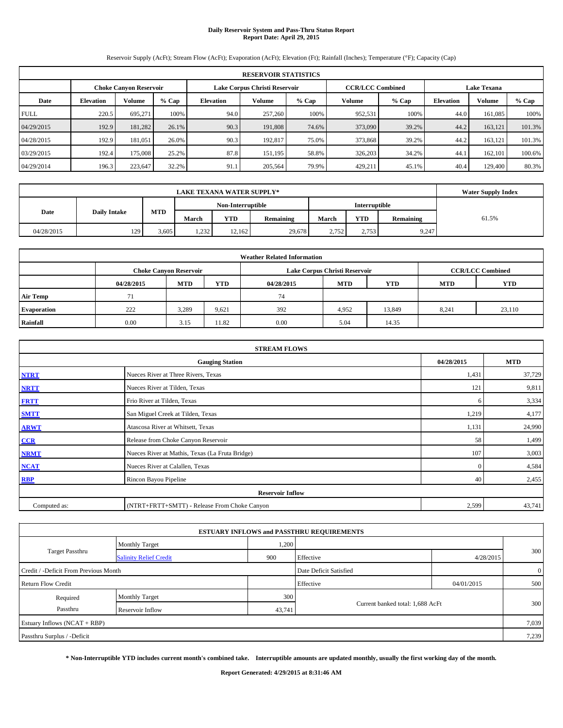# Daily Reservoir System and Pass-Thru Status Report
**Report Date: April 29, 2015**

Reservoir Supply (AcFt); Stream Flow (AcFt); Evaporation (AcFt); Elevation (Ft); Rainfall (Inches); Temperature (°F); Capacity (Cap)

| RESERVOIR STATISTICS | | | | | | | | | | | |
|---|---|---|---|---|---|---|---|---|---|---|---|
| | Choke Canyon Reservoir | | | Lake Corpus Christi Reservoir | | | CCR/LCC Combined | | Lake Texana | | |
| Date | Elevation | Volume | % Cap | Elevation | Volume | % Cap | Volume | % Cap | Elevation | Volume | % Cap |
| FULL | 220.5 | 695,271 | 100% | 94.0 | 257,260 | 100% | 952,531 | 100% | 44.0 | 161,085 | 100% |
| 04/29/2015 | 192.9 | 181,282 | 26.1% | 90.3 | 191,808 | 74.6% | 373,090 | 39.2% | 44.2 | 163,121 | 101.3% |
| 04/28/2015 | 192.9 | 181,051 | 26.0% | 90.3 | 192,817 | 75.0% | 373,868 | 39.2% | 44.2 | 163,121 | 101.3% |
| 03/29/2015 | 192.4 | 175,008 | 25.2% | 87.8 | 151,195 | 58.8% | 326,203 | 34.2% | 44.1 | 162,101 | 100.6% |
| 04/29/2014 | 196.3 | 223,647 | 32.2% | 91.1 | 205,564 | 79.9% | 429,211 | 45.1% | 40.4 | 129,400 | 80.3% |

| LAKE TEXANA WATER SUPPLY* | | | | | | | | | Water Supply Index |
|---|---|---|---|---|---|---|---|---|---|
| Date | Daily Intake | MTD | Non-Interruptible | | | Interruptible | | | |
| | | | March | YTD | Remaining | March | YTD | Remaining | |
| 04/28/2015 | 129 | 3,605 | 1,232 | 12,162 | 29,678 | 2,752 | 2,753 | 9,247 | 61.5% |

| Weather Related Information | | | | | | | | |
|---|---|---|---|---|---|---|---|---|
| | Choke Canyon Reservoir | | | Lake Corpus Christi Reservoir | | | CCR/LCC Combined | |
| | 04/28/2015 | MTD | YTD | 04/28/2015 | MTD | YTD | MTD | YTD |
| Air Temp | 71 | | | 74 | | | | |
| Evaporation | 222 | 3,289 | 9,621 | 392 | 4,952 | 13,849 | 8,241 | 23,110 |
| Rainfall | 0.00 | 3.15 | 11.82 | 0.00 | 5.04 | 14.35 | | |

| STREAM FLOWS | | | |
|---|---|---|---|
| | Gauging Station | 04/28/2015 | MTD |
| NTRT | Nueces River at Three Rivers, Texas | 1,431 | 37,729 |
| NRTT | Nueces River at Tilden, Texas | 121 | 9,811 |
| FRTT | Frio River at Tilden, Texas | 6 | 3,334 |
| SMTT | San Miguel Creek at Tilden, Texas | 1,219 | 4,177 |
| ARWT | Atascosa River at Whitsett, Texas | 1,131 | 24,990 |
| CCR | Release from Choke Canyon Reservoir | 58 | 1,499 |
| NRMT | Nueces River at Mathis, Texas (La Fruta Bridge) | 107 | 3,003 |
| NCAT | Nueces River at Calallen, Texas | 0 | 4,584 |
| RBP | Rincon Bayou Pipeline | 40 | 2,455 |
| **Reservoir Inflow** | | | |
| Computed as: | (NTRT+FRTT+SMTT) - Release From Choke Canyon | 2,599 | 43,741 |

| ESTUARY INFLOWS and PASSTHRU REQUIREMENTS | | | | | |
|---|---|---|---|---|---|
| Target Passthru | Monthly Target | 1,200 | | | 300 |
| | Salinity Relief Credit | 900 | Effective | 4/28/2015 | |
| Credit / -Deficit From Previous Month | | | Date Deficit Satisfied | | 0 |
| Return Flow Credit | | | Effective | 04/01/2015 | 500 |
| Required Passthru | Monthly Target | 300 | Current banked total: 1,688 AcFt | | 300 |
| | Reservoir Inflow | 43,741 | | | |
| Estuary Inflows (NCAT + RBP) | | | | | 7,039 |
| Passthru Surplus / -Deficit | | | | | 7,239 |

**\* Non-Interruptible YTD includes current month's combined take. Interruptible amounts are updated monthly, usually the first working day of the month.**

**Report Generated: 4/29/2015 at 8:31:46 AM**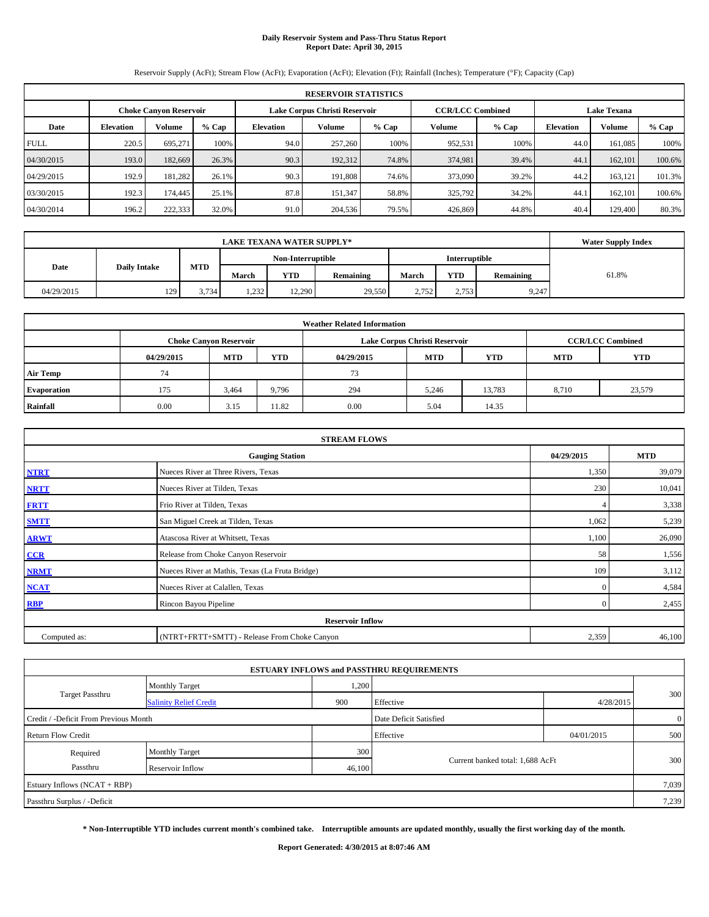# Daily Reservoir System and Pass-Thru Status Report
## Report Date: April 30, 2015

Reservoir Supply (AcFt); Stream Flow (AcFt); Evaporation (AcFt); Elevation (Ft); Rainfall (Inches); Temperature (°F); Capacity (Cap)

| RESERVOIR STATISTICS | | | | | | | | | | | |
|---|---|---|---|---|---|---|---|---|---|---|---|
| | Choke Canyon Reservoir | | | Lake Corpus Christi Reservoir | | | CCR/LCC Combined | | Lake Texana | | |
| Date | Elevation | Volume | % Cap | Elevation | Volume | % Cap | Volume | % Cap | Elevation | Volume | % Cap |
| FULL | 220.5 | 695,271 | 100% | 94.0 | 257,260 | 100% | 952,531 | 100% | 44.0 | 161,085 | 100% |
| 04/30/2015 | 193.0 | 182,669 | 26.3% | 90.3 | 192,312 | 74.8% | 374,981 | 39.4% | 44.1 | 162,101 | 100.6% |
| 04/29/2015 | 192.9 | 181,282 | 26.1% | 90.3 | 191,808 | 74.6% | 373,090 | 39.2% | 44.2 | 163,121 | 101.3% |
| 03/30/2015 | 192.3 | 174,445 | 25.1% | 87.8 | 151,347 | 58.8% | 325,792 | 34.2% | 44.1 | 162,101 | 100.6% |
| 04/30/2014 | 196.2 | 222,333 | 32.0% | 91.0 | 204,536 | 79.5% | 426,869 | 44.8% | 40.4 | 129,400 | 80.3% |

| LAKE TEXANA WATER SUPPLY* | | | | | | | | | Water Supply Index |
|---|---|---|---|---|---|---|---|---|---|
| Date | Daily Intake | MTD | Non-Interruptible | | | Interruptible | | | |
| | | | March | YTD | Remaining | March | YTD | Remaining | |
| 04/29/2015 | 129 | 3,734 | 1,232 | 12,290 | 29,550 | 2,752 | 2,753 | 9,247 | 61.8% |

| Weather Related Information | | | | | | | |
|---|---|---|---|---|---|---|---|
| | Choke Canyon Reservoir | | | Lake Corpus Christi Reservoir | | | CCR/LCC Combined | |
| | 04/29/2015 | MTD | YTD | 04/29/2015 | MTD | YTD | MTD | YTD |
| Air Temp | 74 | | | 73 | | | | |
| Evaporation | 175 | 3,464 | 9,796 | 294 | 5,246 | 13,783 | 8,710 | 23,579 |
| Rainfall | 0.00 | 3.15 | 11.82 | 0.00 | 5.04 | 14.35 | | |

| STREAM FLOWS | | | |
|---|---|---|---|
| | Gauging Station | 04/29/2015 | MTD |
| NTRT | Nueces River at Three Rivers, Texas | 1,350 | 39,079 |
| NRTT | Nueces River at Tilden, Texas | 230 | 10,041 |
| FRTT | Frio River at Tilden, Texas | 4 | 3,338 |
| SMTT | San Miguel Creek at Tilden, Texas | 1,062 | 5,239 |
| ARWT | Atascosa River at Whitsett, Texas | 1,100 | 26,090 |
| CCR | Release from Choke Canyon Reservoir | 58 | 1,556 |
| NRMT | Nueces River at Mathis, Texas (La Fruta Bridge) | 109 | 3,112 |
| NCAT | Nueces River at Calallen, Texas | 0 | 4,584 |
| RBP | Rincon Bayou Pipeline | 0 | 2,455 |
| Reservoir Inflow | | | |
| Computed as: | (NTRT+FRTT+SMTT) - Release From Choke Canyon | 2,359 | 46,100 |

| ESTUARY INFLOWS and PASSTHRU REQUIREMENTS | | | | | |
|---|---|---|---|---|---|
| Target Passthru | Monthly Target | 1,200 | | | 300 |
| | Salinity Relief Credit | 900 | Effective | 4/28/2015 | |
| Credit / -Deficit From Previous Month | | | Date Deficit Satisfied | | 0 |
| Return Flow Credit | | | Effective | 04/01/2015 | 500 |
| Required Passthru | Monthly Target | 300 | Current banked total: 1,688 AcFt | | 300 |
| | Reservoir Inflow | 46,100 | | | |
| Estuary Inflows (NCAT + RBP) | | | | | 7,039 |
| Passthru Surplus / -Deficit | | | | | 7,239 |

**\* Non-Interruptible YTD includes current month's combined take. Interruptible amounts are updated monthly, usually the first working day of the month.**

**Report Generated: 4/30/2015 at 8:07:46 AM**